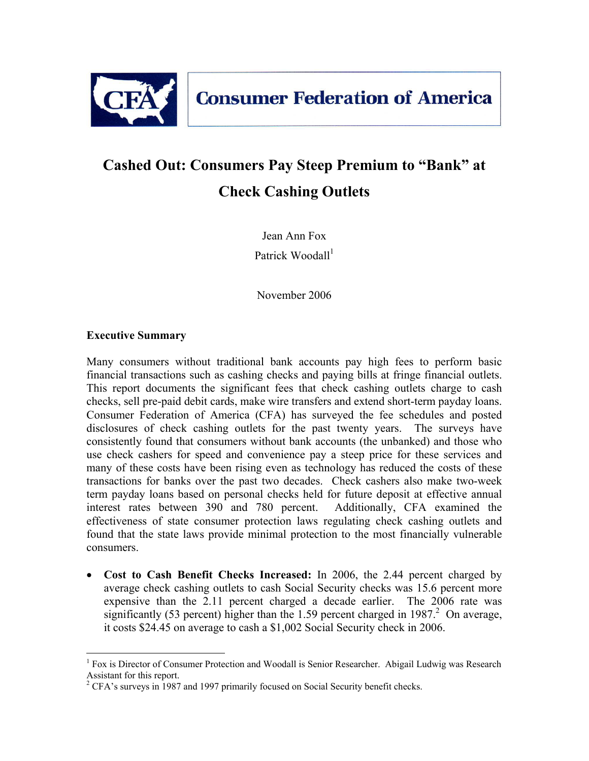Consumer Federation of America

# Cashed Out: Consumers Pay Steep Premium to "Bank" at Check Cashing Outlets

Jean Ann Fox

Patrick Woodall[1]

November 2006

## Executive Summary

Many consumers without traditional bank accounts pay high fees to perform basic financial transactions such as cashing checks and paying bills at fringe financial outlets. This report documents the significant fees that check cashing outlets charge to cash checks, sell pre-paid debit cards, make wire transfers and extend short-term payday loans. Consumer Federation of America (CFA) has surveyed the fee schedules and posted disclosures of check cashing outlets for the past twenty years. The surveys have consistently found that consumers without bank accounts (the unbanked) and those who use check cashers for speed and convenience pay a steep price for these services and many of these costs have been rising even as technology has reduced the costs of these transactions for banks over the past two decades. Check cashers also make two-week term payday loans based on personal checks held for future deposit at effective annual interest rates between 390 and 780 percent. Additionally, CFA examined the effectiveness of state consumer protection laws regulating check cashing outlets and found that the state laws provide minimal protection to the most financially vulnerable consumers.

- **Cost to Cash Benefit Checks Increased:** In 2006, the 2.44 percent charged by average check cashing outlets to cash Social Security checks was 15.6 percent more expensive than the 2.11 percent charged a decade earlier. The 2006 rate was significantly (53 percent) higher than the 1.59 percent charged in 1987.[2] On average, it costs $24.45 on average to cash a $1,002 Social Security check in 2006.

[1] Fox is Director of Consumer Protection and Woodall is Senior Researcher. Abigail Ludwig was Research Assistant for this report.

[2] CFA's surveys in 1987 and 1997 primarily focused on Social Security benefit checks.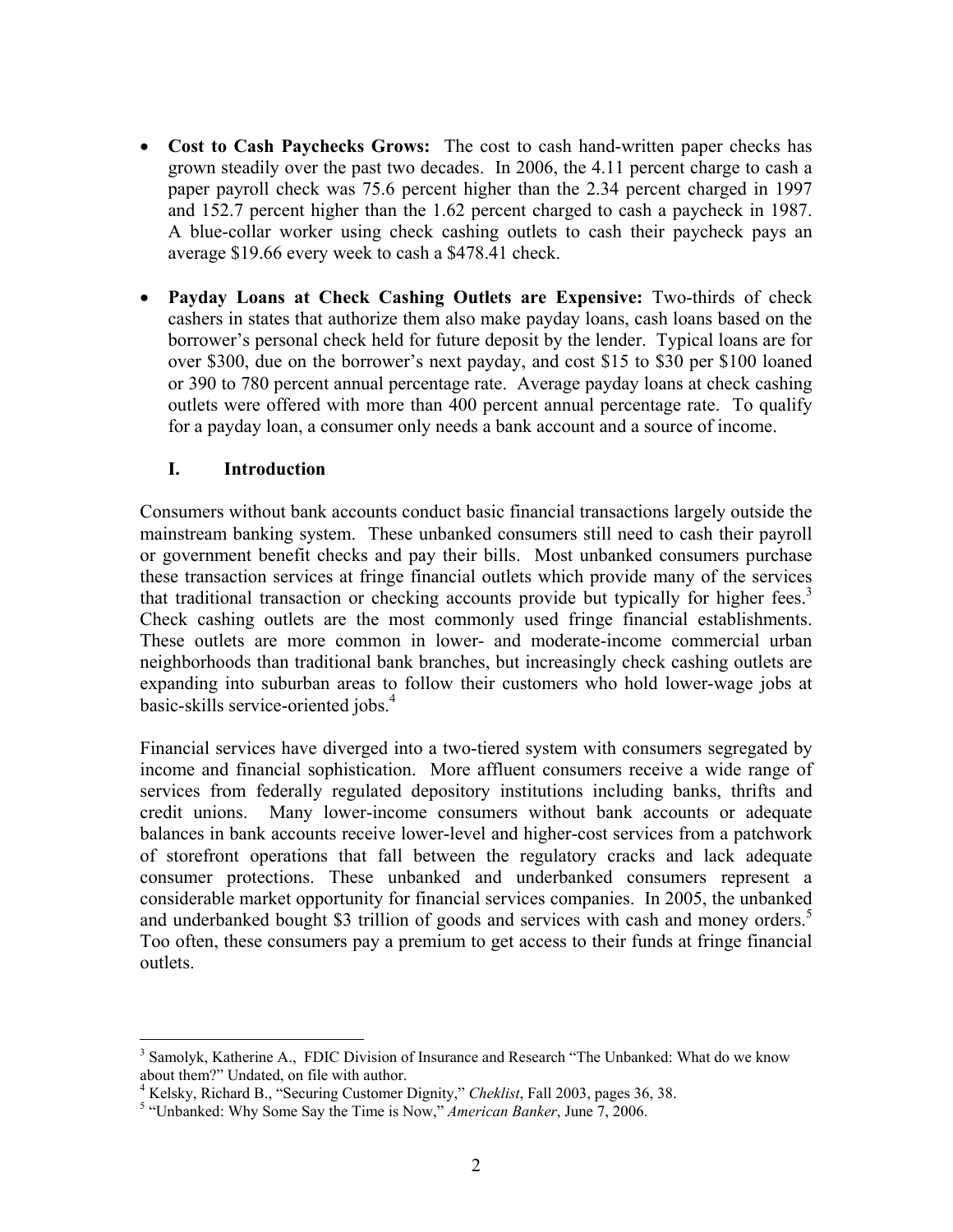- **Cost to Cash Paychecks Grows:** The cost to cash hand-written paper checks has grown steadily over the past two decades. In 2006, the 4.11 percent charge to cash a paper payroll check was 75.6 percent higher than the 2.34 percent charged in 1997 and 152.7 percent higher than the 1.62 percent charged to cash a paycheck in 1987. A blue-collar worker using check cashing outlets to cash their paycheck pays an average $19.66 every week to cash a $478.41 check.

- **Payday Loans at Check Cashing Outlets are Expensive:** Two-thirds of check cashers in states that authorize them also make payday loans, cash loans based on the borrower's personal check held for future deposit by the lender. Typical loans are for over $300, due on the borrower's next payday, and cost $15 to $30 per $100 loaned or 390 to 780 percent annual percentage rate. Average payday loans at check cashing outlets were offered with more than 400 percent annual percentage rate. To qualify for a payday loan, a consumer only needs a bank account and a source of income.

## I. Introduction

Consumers without bank accounts conduct basic financial transactions largely outside the mainstream banking system. These unbanked consumers still need to cash their payroll or government benefit checks and pay their bills. Most unbanked consumers purchase these transaction services at fringe financial outlets which provide many of the services that traditional transaction or checking accounts provide but typically for higher fees.[3] Check cashing outlets are the most commonly used fringe financial establishments. These outlets are more common in lower- and moderate-income commercial urban neighborhoods than traditional bank branches, but increasingly check cashing outlets are expanding into suburban areas to follow their customers who hold lower-wage jobs at basic-skills service-oriented jobs.[4]

Financial services have diverged into a two-tiered system with consumers segregated by income and financial sophistication. More affluent consumers receive a wide range of services from federally regulated depository institutions including banks, thrifts and credit unions. Many lower-income consumers without bank accounts or adequate balances in bank accounts receive lower-level and higher-cost services from a patchwork of storefront operations that fall between the regulatory cracks and lack adequate consumer protections. These unbanked and underbanked consumers represent a considerable market opportunity for financial services companies. In 2005, the unbanked and underbanked bought $3 trillion of goods and services with cash and money orders.[5] Too often, these consumers pay a premium to get access to their funds at fringe financial outlets.

---

[3] Samolyk, Katherine A., FDIC Division of Insurance and Research "The Unbanked: What do we know about them?" Undated, on file with author.

[4] Kelsky, Richard B., "Securing Customer Dignity," *Cheklist*, Fall 2003, pages 36, 38.

[5] "Unbanked: Why Some Say the Time is Now," *American Banker*, June 7, 2006.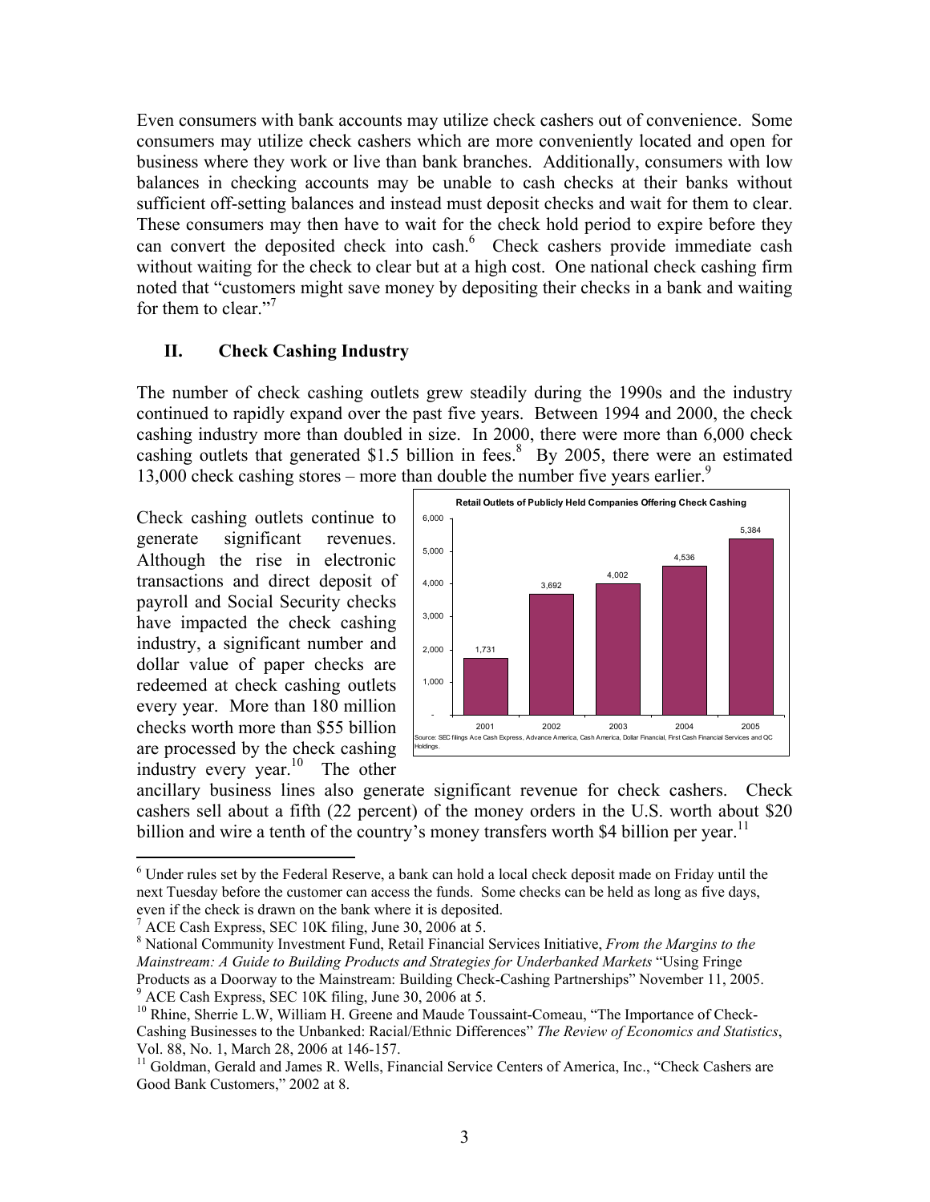Even consumers with bank accounts may utilize check cashers out of convenience. Some consumers may utilize check cashers which are more conveniently located and open for business where they work or live than bank branches. Additionally, consumers with low balances in checking accounts may be unable to cash checks at their banks without sufficient off-setting balances and instead must deposit checks and wait for them to clear. These consumers may then have to wait for the check hold period to expire before they can convert the deposited check into cash.[6] Check cashers provide immediate cash without waiting for the check to clear but at a high cost. One national check cashing firm noted that "customers might save money by depositing their checks in a bank and waiting for them to clear."[7]

## II. Check Cashing Industry

The number of check cashing outlets grew steadily during the 1990s and the industry continued to rapidly expand over the past five years. Between 1994 and 2000, the check cashing industry more than doubled in size. In 2000, there were more than 6,000 check cashing outlets that generated $1.5 billion in fees.[8] By 2005, there were an estimated 13,000 check cashing stores – more than double the number five years earlier.[9]

Check cashing outlets continue to generate significant revenues. Although the rise in electronic transactions and direct deposit of payroll and Social Security checks have impacted the check cashing industry, a significant number and dollar value of paper checks are redeemed at check cashing outlets every year. More than 180 million checks worth more than $55 billion are processed by the check cashing industry every year.[10] The other ancillary business lines also generate significant revenue for check cashers. Check cashers sell about a fifth (22 percent) of the money orders in the U.S. worth about $20 billion and wire a tenth of the country's money transfers worth $4 billion per year.[11]

**Retail Outlets of Publicly Held Companies Offering Check Cashing**

| Year | Outlets |
|---|---|
| 2001 | 1,731 |
| 2002 | 3,692 |
| 2003 | 4,002 |
| 2004 | 4,536 |
| 2005 | 5,384 |

Source: SEC filings Ace Cash Express, Advance America, Cash America, Dollar Financial, First Cash Financial Services and QC Holdings.

---

[6] Under rules set by the Federal Reserve, a bank can hold a local check deposit made on Friday until the next Tuesday before the customer can access the funds. Some checks can be held as long as five days, even if the check is drawn on the bank where it is deposited.

[7] ACE Cash Express, SEC 10K filing, June 30, 2006 at 5.

[8] National Community Investment Fund, Retail Financial Services Initiative, *From the Margins to the Mainstream: A Guide to Building Products and Strategies for Underbanked Markets* "Using Fringe Products as a Doorway to the Mainstream: Building Check-Cashing Partnerships" November 11, 2005.

[9] ACE Cash Express, SEC 10K filing, June 30, 2006 at 5.

[10] Rhine, Sherrie L.W, William H. Greene and Maude Toussaint-Comeau, "The Importance of Check-Cashing Businesses to the Unbanked: Racial/Ethnic Differences" *The Review of Economics and Statistics*, Vol. 88, No. 1, March 28, 2006 at 146-157.

[11] Goldman, Gerald and James R. Wells, Financial Service Centers of America, Inc., "Check Cashers are Good Bank Customers," 2002 at 8.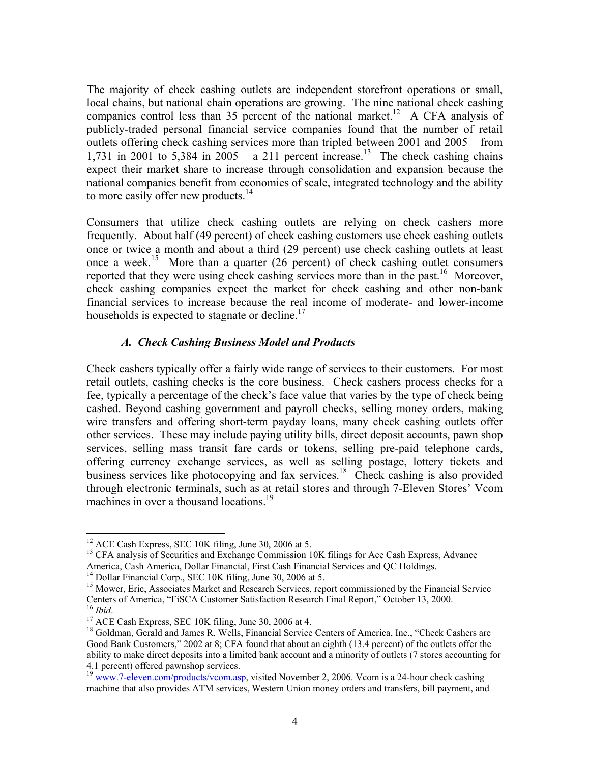The majority of check cashing outlets are independent storefront operations or small, local chains, but national chain operations are growing. The nine national check cashing companies control less than 35 percent of the national market.[12] A CFA analysis of publicly-traded personal financial service companies found that the number of retail outlets offering check cashing services more than tripled between 2001 and 2005 – from 1,731 in 2001 to 5,384 in 2005 – a 211 percent increase.[13] The check cashing chains expect their market share to increase through consolidation and expansion because the national companies benefit from economies of scale, integrated technology and the ability to more easily offer new products.[14]

Consumers that utilize check cashing outlets are relying on check cashers more frequently. About half (49 percent) of check cashing customers use check cashing outlets once or twice a month and about a third (29 percent) use check cashing outlets at least once a week.[15] More than a quarter (26 percent) of check cashing outlet consumers reported that they were using check cashing services more than in the past.[16] Moreover, check cashing companies expect the market for check cashing and other non-bank financial services to increase because the real income of moderate- and lower-income households is expected to stagnate or decline.[17]

### *A. Check Cashing Business Model and Products*

Check cashers typically offer a fairly wide range of services to their customers. For most retail outlets, cashing checks is the core business. Check cashers process checks for a fee, typically a percentage of the check's face value that varies by the type of check being cashed. Beyond cashing government and payroll checks, selling money orders, making wire transfers and offering short-term payday loans, many check cashing outlets offer other services. These may include paying utility bills, direct deposit accounts, pawn shop services, selling mass transit fare cards or tokens, selling pre-paid telephone cards, offering currency exchange services, as well as selling postage, lottery tickets and business services like photocopying and fax services.[18] Check cashing is also provided through electronic terminals, such as at retail stores and through 7-Eleven Stores' Vcom machines in over a thousand locations.[19]

---

[12] ACE Cash Express, SEC 10K filing, June 30, 2006 at 5.

[13] CFA analysis of Securities and Exchange Commission 10K filings for Ace Cash Express, Advance America, Cash America, Dollar Financial, First Cash Financial Services and QC Holdings.

[14] Dollar Financial Corp., SEC 10K filing, June 30, 2006 at 5.

[15] Mower, Eric, Associates Market and Research Services, report commissioned by the Financial Service Centers of America, "FiSCA Customer Satisfaction Research Final Report," October 13, 2000.

[16] *Ibid*.

[17] ACE Cash Express, SEC 10K filing, June 30, 2006 at 4.

[18] Goldman, Gerald and James R. Wells, Financial Service Centers of America, Inc., "Check Cashers are Good Bank Customers," 2002 at 8; CFA found that about an eighth (13.4 percent) of the outlets offer the ability to make direct deposits into a limited bank account and a minority of outlets (7 stores accounting for 4.1 percent) offered pawnshop services.

[19] www.7-eleven.com/products/vcom.asp, visited November 2, 2006. Vcom is a 24-hour check cashing machine that also provides ATM services, Western Union money orders and transfers, bill payment, and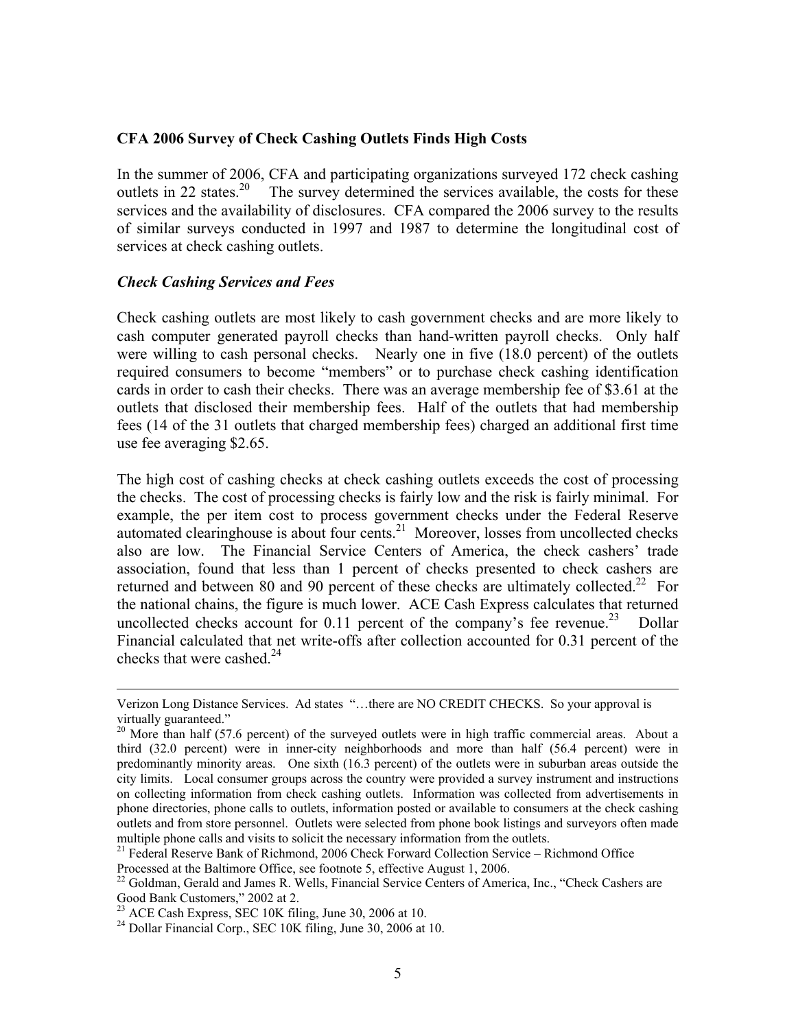**CFA 2006 Survey of Check Cashing Outlets Finds High Costs**

In the summer of 2006, CFA and participating organizations surveyed 172 check cashing outlets in 22 states.[20] The survey determined the services available, the costs for these services and the availability of disclosures. CFA compared the 2006 survey to the results of similar surveys conducted in 1997 and 1987 to determine the longitudinal cost of services at check cashing outlets.

***Check Cashing Services and Fees***

Check cashing outlets are most likely to cash government checks and are more likely to cash computer generated payroll checks than hand-written payroll checks. Only half were willing to cash personal checks. Nearly one in five (18.0 percent) of the outlets required consumers to become "members" or to purchase check cashing identification cards in order to cash their checks. There was an average membership fee of $3.61 at the outlets that disclosed their membership fees. Half of the outlets that had membership fees (14 of the 31 outlets that charged membership fees) charged an additional first time use fee averaging $2.65.

The high cost of cashing checks at check cashing outlets exceeds the cost of processing the checks. The cost of processing checks is fairly low and the risk is fairly minimal. For example, the per item cost to process government checks under the Federal Reserve automated clearinghouse is about four cents.[21] Moreover, losses from uncollected checks also are low. The Financial Service Centers of America, the check cashers' trade association, found that less than 1 percent of checks presented to check cashers are returned and between 80 and 90 percent of these checks are ultimately collected.[22] For the national chains, the figure is much lower. ACE Cash Express calculates that returned uncollected checks account for 0.11 percent of the company's fee revenue.[23] Dollar Financial calculated that net write-offs after collection accounted for 0.31 percent of the checks that were cashed.[24]

---

Verizon Long Distance Services. Ad states "…there are NO CREDIT CHECKS. So your approval is virtually guaranteed."

[20] More than half (57.6 percent) of the surveyed outlets were in high traffic commercial areas. About a third (32.0 percent) were in inner-city neighborhoods and more than half (56.4 percent) were in predominantly minority areas. One sixth (16.3 percent) of the outlets were in suburban areas outside the city limits. Local consumer groups across the country were provided a survey instrument and instructions on collecting information from check cashing outlets. Information was collected from advertisements in phone directories, phone calls to outlets, information posted or available to consumers at the check cashing outlets and from store personnel. Outlets were selected from phone book listings and surveyors often made multiple phone calls and visits to solicit the necessary information from the outlets.

[21] Federal Reserve Bank of Richmond, 2006 Check Forward Collection Service – Richmond Office Processed at the Baltimore Office, see footnote 5, effective August 1, 2006.

[22] Goldman, Gerald and James R. Wells, Financial Service Centers of America, Inc., "Check Cashers are Good Bank Customers," 2002 at 2.

[23] ACE Cash Express, SEC 10K filing, June 30, 2006 at 10.

[24] Dollar Financial Corp., SEC 10K filing, June 30, 2006 at 10.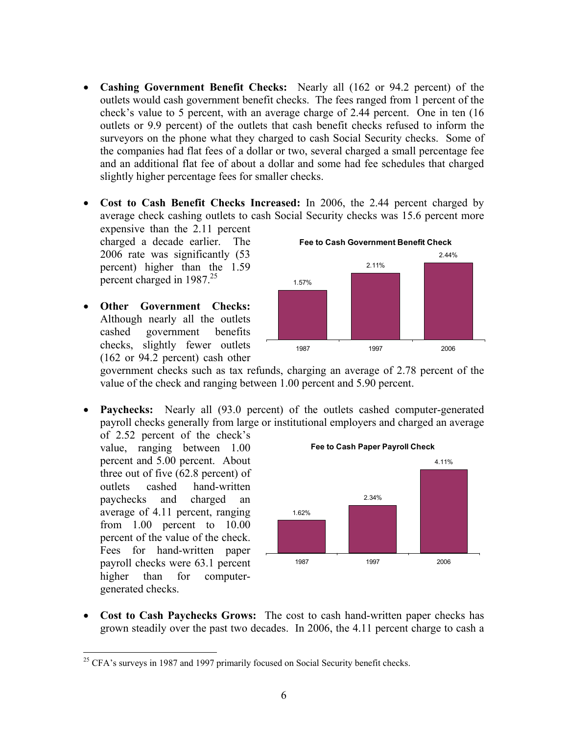- **Cashing Government Benefit Checks:** Nearly all (162 or 94.2 percent) of the outlets would cash government benefit checks. The fees ranged from 1 percent of the check's value to 5 percent, with an average charge of 2.44 percent. One in ten (16 outlets or 9.9 percent) of the outlets that cash benefit checks refused to inform the surveyors on the phone what they charged to cash Social Security checks. Some of the companies had flat fees of a dollar or two, several charged a small percentage fee and an additional flat fee of about a dollar and some had fee schedules that charged slightly higher percentage fees for smaller checks.

- **Cost to Cash Benefit Checks Increased:** In 2006, the 2.44 percent charged by average check cashing outlets to cash Social Security checks was 15.6 percent more expensive than the 2.11 percent charged a decade earlier. The 2006 rate was significantly (53 percent) higher than the 1.59 percent charged in 1987.[25]

**Fee to Cash Government Benefit Check**

| 1987 | 1997 | 2006 |
|---|---|---|
| 1.57% | 2.11% | 2.44% |

- **Other Government Checks:** Although nearly all the outlets cashed government benefits checks, slightly fewer outlets (162 or 94.2 percent) cash other government checks such as tax refunds, charging an average of 2.78 percent of the value of the check and ranging between 1.00 percent and 5.90 percent.

- **Paychecks:** Nearly all (93.0 percent) of the outlets cashed computer-generated payroll checks generally from large or institutional employers and charged an average of 2.52 percent of the check's value, ranging between 1.00 percent and 5.00 percent. About three out of five (62.8 percent) of outlets cashed hand-written paychecks and charged an average of 4.11 percent, ranging from 1.00 percent to 10.00 percent of the value of the check. Fees for hand-written paper payroll checks were 63.1 percent higher than for computer-generated checks.

**Fee to Cash Paper Payroll Check**

| 1987 | 1997 | 2006 |
|---|---|---|
| 1.62% | 2.34% | 4.11% |

- **Cost to Cash Paychecks Grows:** The cost to cash hand-written paper checks has grown steadily over the past two decades. In 2006, the 4.11 percent charge to cash a

[25] CFA's surveys in 1987 and 1997 primarily focused on Social Security benefit checks.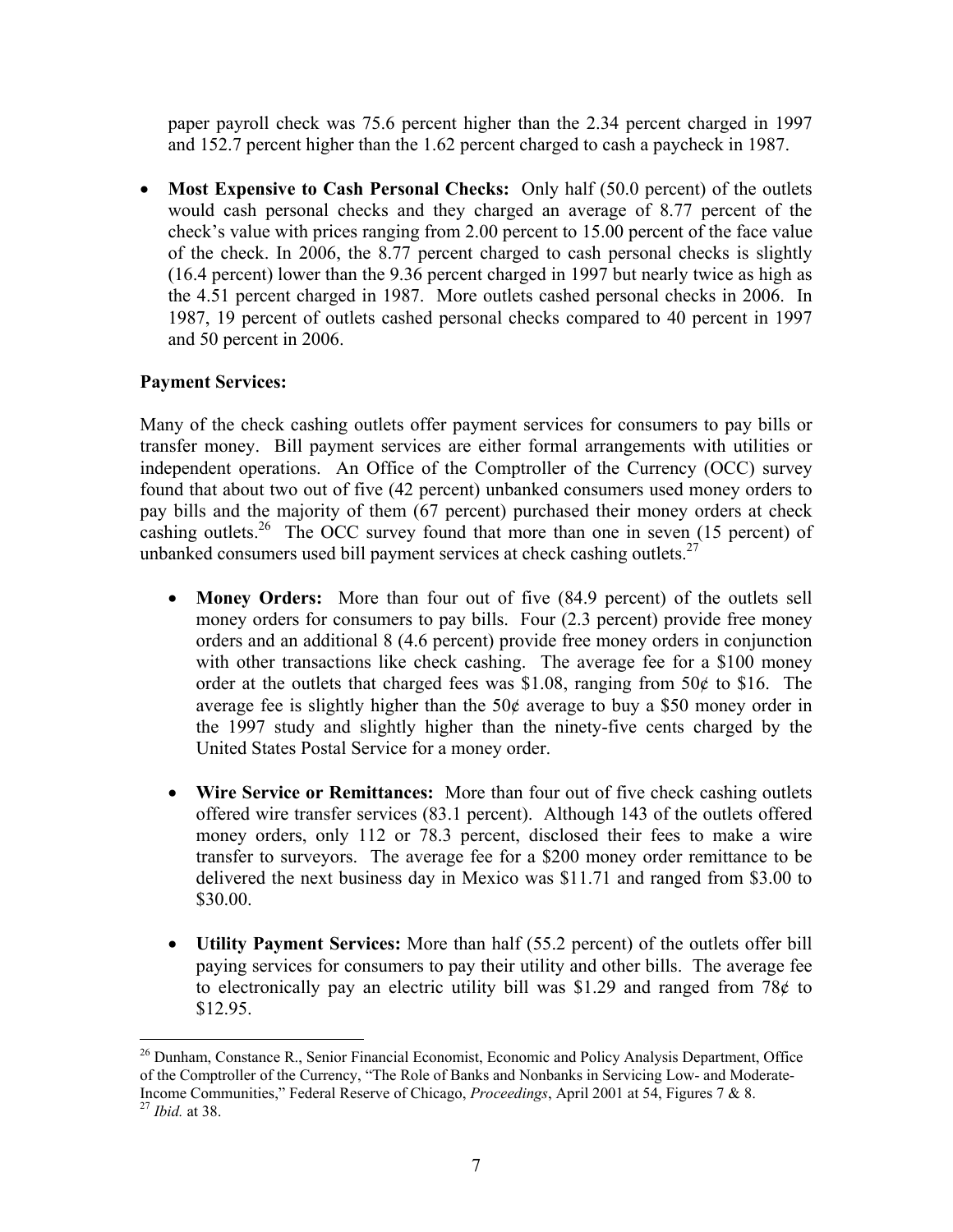paper payroll check was 75.6 percent higher than the 2.34 percent charged in 1997 and 152.7 percent higher than the 1.62 percent charged to cash a paycheck in 1987.

- **Most Expensive to Cash Personal Checks:** Only half (50.0 percent) of the outlets would cash personal checks and they charged an average of 8.77 percent of the check's value with prices ranging from 2.00 percent to 15.00 percent of the face value of the check. In 2006, the 8.77 percent charged to cash personal checks is slightly (16.4 percent) lower than the 9.36 percent charged in 1997 but nearly twice as high as the 4.51 percent charged in 1987. More outlets cashed personal checks in 2006. In 1987, 19 percent of outlets cashed personal checks compared to 40 percent in 1997 and 50 percent in 2006.

**Payment Services:**

Many of the check cashing outlets offer payment services for consumers to pay bills or transfer money. Bill payment services are either formal arrangements with utilities or independent operations. An Office of the Comptroller of the Currency (OCC) survey found that about two out of five (42 percent) unbanked consumers used money orders to pay bills and the majority of them (67 percent) purchased their money orders at check cashing outlets.[26] The OCC survey found that more than one in seven (15 percent) of unbanked consumers used bill payment services at check cashing outlets.[27]

- **Money Orders:** More than four out of five (84.9 percent) of the outlets sell money orders for consumers to pay bills. Four (2.3 percent) provide free money orders and an additional 8 (4.6 percent) provide free money orders in conjunction with other transactions like check cashing. The average fee for a $100 money order at the outlets that charged fees was $1.08, ranging from 50¢ to $16. The average fee is slightly higher than the 50¢ average to buy a $50 money order in the 1997 study and slightly higher than the ninety-five cents charged by the United States Postal Service for a money order.

- **Wire Service or Remittances:** More than four out of five check cashing outlets offered wire transfer services (83.1 percent). Although 143 of the outlets offered money orders, only 112 or 78.3 percent, disclosed their fees to make a wire transfer to surveyors. The average fee for a $200 money order remittance to be delivered the next business day in Mexico was $11.71 and ranged from $3.00 to $30.00.

- **Utility Payment Services:** More than half (55.2 percent) of the outlets offer bill paying services for consumers to pay their utility and other bills. The average fee to electronically pay an electric utility bill was $1.29 and ranged from 78¢ to $12.95.

---

[26] Dunham, Constance R., Senior Financial Economist, Economic and Policy Analysis Department, Office of the Comptroller of the Currency, "The Role of Banks and Nonbanks in Servicing Low- and Moderate-Income Communities," Federal Reserve of Chicago, *Proceedings*, April 2001 at 54, Figures 7 & 8.

[27] *Ibid.* at 38.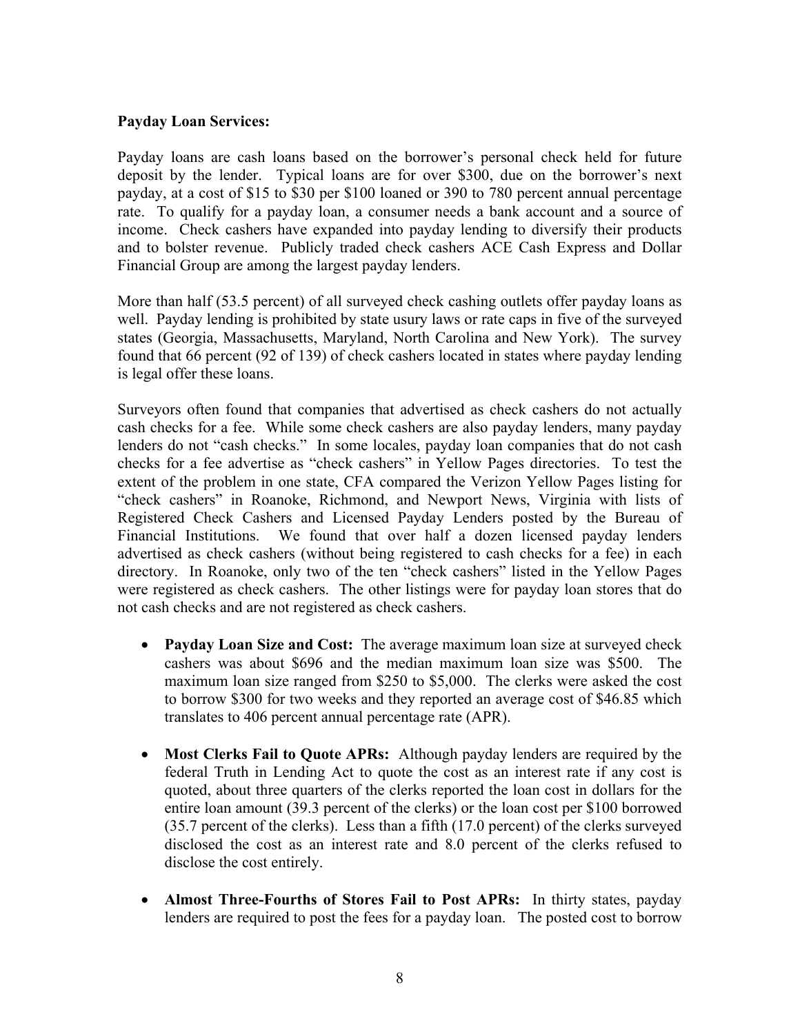**Payday Loan Services:**

Payday loans are cash loans based on the borrower's personal check held for future deposit by the lender. Typical loans are for over $300, due on the borrower's next payday, at a cost of $15 to $30 per $100 loaned or 390 to 780 percent annual percentage rate. To qualify for a payday loan, a consumer needs a bank account and a source of income. Check cashers have expanded into payday lending to diversify their products and to bolster revenue. Publicly traded check cashers ACE Cash Express and Dollar Financial Group are among the largest payday lenders.

More than half (53.5 percent) of all surveyed check cashing outlets offer payday loans as well. Payday lending is prohibited by state usury laws or rate caps in five of the surveyed states (Georgia, Massachusetts, Maryland, North Carolina and New York). The survey found that 66 percent (92 of 139) of check cashers located in states where payday lending is legal offer these loans.

Surveyors often found that companies that advertised as check cashers do not actually cash checks for a fee. While some check cashers are also payday lenders, many payday lenders do not "cash checks." In some locales, payday loan companies that do not cash checks for a fee advertise as "check cashers" in Yellow Pages directories. To test the extent of the problem in one state, CFA compared the Verizon Yellow Pages listing for "check cashers" in Roanoke, Richmond, and Newport News, Virginia with lists of Registered Check Cashers and Licensed Payday Lenders posted by the Bureau of Financial Institutions. We found that over half a dozen licensed payday lenders advertised as check cashers (without being registered to cash checks for a fee) in each directory. In Roanoke, only two of the ten "check cashers" listed in the Yellow Pages were registered as check cashers. The other listings were for payday loan stores that do not cash checks and are not registered as check cashers.

- **Payday Loan Size and Cost:** The average maximum loan size at surveyed check cashers was about $696 and the median maximum loan size was $500. The maximum loan size ranged from $250 to $5,000. The clerks were asked the cost to borrow $300 for two weeks and they reported an average cost of $46.85 which translates to 406 percent annual percentage rate (APR).

- **Most Clerks Fail to Quote APRs:** Although payday lenders are required by the federal Truth in Lending Act to quote the cost as an interest rate if any cost is quoted, about three quarters of the clerks reported the loan cost in dollars for the entire loan amount (39.3 percent of the clerks) or the loan cost per $100 borrowed (35.7 percent of the clerks). Less than a fifth (17.0 percent) of the clerks surveyed disclosed the cost as an interest rate and 8.0 percent of the clerks refused to disclose the cost entirely.

- **Almost Three-Fourths of Stores Fail to Post APRs:** In thirty states, payday lenders are required to post the fees for a payday loan. The posted cost to borrow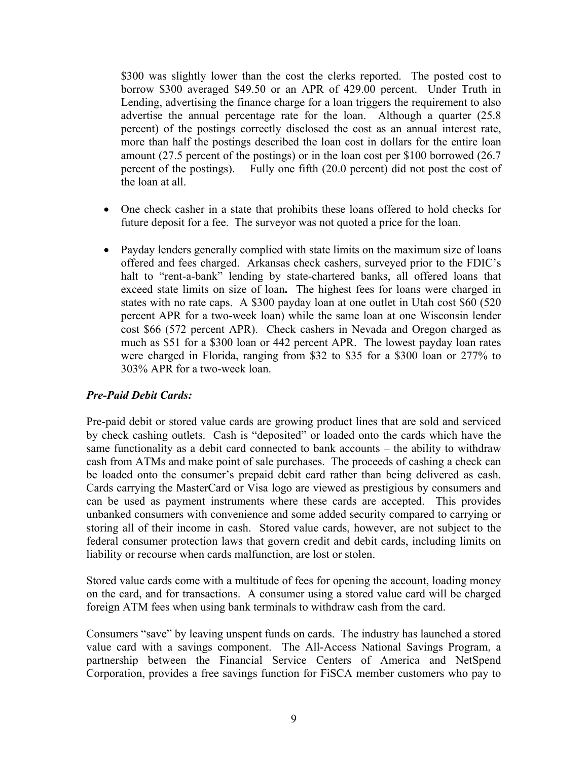$300 was slightly lower than the cost the clerks reported. The posted cost to borrow $300 averaged $49.50 or an APR of 429.00 percent. Under Truth in Lending, advertising the finance charge for a loan triggers the requirement to also advertise the annual percentage rate for the loan. Although a quarter (25.8 percent) of the postings correctly disclosed the cost as an annual interest rate, more than half the postings described the loan cost in dollars for the entire loan amount (27.5 percent of the postings) or in the loan cost per $100 borrowed (26.7 percent of the postings). Fully one fifth (20.0 percent) did not post the cost of the loan at all.

- One check casher in a state that prohibits these loans offered to hold checks for future deposit for a fee. The surveyor was not quoted a price for the loan.

- Payday lenders generally complied with state limits on the maximum size of loans offered and fees charged. Arkansas check cashers, surveyed prior to the FDIC's halt to "rent-a-bank" lending by state-chartered banks, all offered loans that exceed state limits on size of loan**.** The highest fees for loans were charged in states with no rate caps. A $300 payday loan at one outlet in Utah cost $60 (520 percent APR for a two-week loan) while the same loan at one Wisconsin lender cost $66 (572 percent APR). Check cashers in Nevada and Oregon charged as much as $51 for a $300 loan or 442 percent APR. The lowest payday loan rates were charged in Florida, ranging from $32 to $35 for a $300 loan or 277% to 303% APR for a two-week loan.

***Pre-Paid Debit Cards:***

Pre-paid debit or stored value cards are growing product lines that are sold and serviced by check cashing outlets. Cash is "deposited" or loaded onto the cards which have the same functionality as a debit card connected to bank accounts – the ability to withdraw cash from ATMs and make point of sale purchases. The proceeds of cashing a check can be loaded onto the consumer's prepaid debit card rather than being delivered as cash. Cards carrying the MasterCard or Visa logo are viewed as prestigious by consumers and can be used as payment instruments where these cards are accepted. This provides unbanked consumers with convenience and some added security compared to carrying or storing all of their income in cash. Stored value cards, however, are not subject to the federal consumer protection laws that govern credit and debit cards, including limits on liability or recourse when cards malfunction, are lost or stolen.

Stored value cards come with a multitude of fees for opening the account, loading money on the card, and for transactions. A consumer using a stored value card will be charged foreign ATM fees when using bank terminals to withdraw cash from the card.

Consumers "save" by leaving unspent funds on cards. The industry has launched a stored value card with a savings component. The All-Access National Savings Program, a partnership between the Financial Service Centers of America and NetSpend Corporation, provides a free savings function for FiSCA member customers who pay to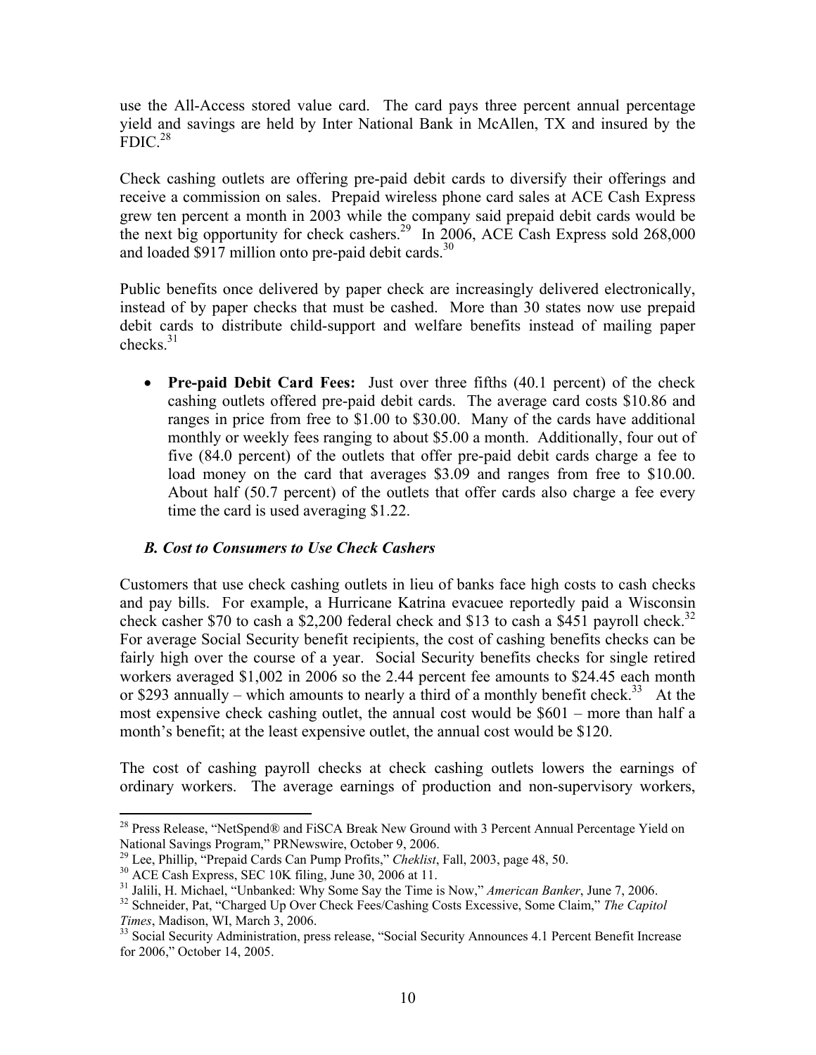use the All-Access stored value card. The card pays three percent annual percentage yield and savings are held by Inter National Bank in McAllen, TX and insured by the FDIC.[28]

Check cashing outlets are offering pre-paid debit cards to diversify their offerings and receive a commission on sales. Prepaid wireless phone card sales at ACE Cash Express grew ten percent a month in 2003 while the company said prepaid debit cards would be the next big opportunity for check cashers.[29] In 2006, ACE Cash Express sold 268,000 and loaded $917 million onto pre-paid debit cards.[30]

Public benefits once delivered by paper check are increasingly delivered electronically, instead of by paper checks that must be cashed. More than 30 states now use prepaid debit cards to distribute child-support and welfare benefits instead of mailing paper checks.[31]

- **Pre-paid Debit Card Fees:** Just over three fifths (40.1 percent) of the check cashing outlets offered pre-paid debit cards. The average card costs $10.86 and ranges in price from free to $1.00 to $30.00. Many of the cards have additional monthly or weekly fees ranging to about $5.00 a month. Additionally, four out of five (84.0 percent) of the outlets that offer pre-paid debit cards charge a fee to load money on the card that averages $3.09 and ranges from free to $10.00. About half (50.7 percent) of the outlets that offer cards also charge a fee every time the card is used averaging $1.22.

### *B. Cost to Consumers to Use Check Cashers*

Customers that use check cashing outlets in lieu of banks face high costs to cash checks and pay bills. For example, a Hurricane Katrina evacuee reportedly paid a Wisconsin check casher $70 to cash a $2,200 federal check and $13 to cash a $451 payroll check.[32] For average Social Security benefit recipients, the cost of cashing benefits checks can be fairly high over the course of a year. Social Security benefits checks for single retired workers averaged $1,002 in 2006 so the 2.44 percent fee amounts to $24.45 each month or $293 annually – which amounts to nearly a third of a monthly benefit check.[33] At the most expensive check cashing outlet, the annual cost would be $601 – more than half a month's benefit; at the least expensive outlet, the annual cost would be $120.

The cost of cashing payroll checks at check cashing outlets lowers the earnings of ordinary workers. The average earnings of production and non-supervisory workers,

---

[28] Press Release, "NetSpend® and FiSCA Break New Ground with 3 Percent Annual Percentage Yield on National Savings Program," PRNewswire, October 9, 2006.

[29] Lee, Phillip, "Prepaid Cards Can Pump Profits," *Cheklist*, Fall, 2003, page 48, 50.

[30] ACE Cash Express, SEC 10K filing, June 30, 2006 at 11.

[31] Jalili, H. Michael, "Unbanked: Why Some Say the Time is Now," *American Banker*, June 7, 2006.

[32] Schneider, Pat, "Charged Up Over Check Fees/Cashing Costs Excessive, Some Claim," *The Capitol Times*, Madison, WI, March 3, 2006.

[33] Social Security Administration, press release, "Social Security Announces 4.1 Percent Benefit Increase for 2006," October 14, 2005.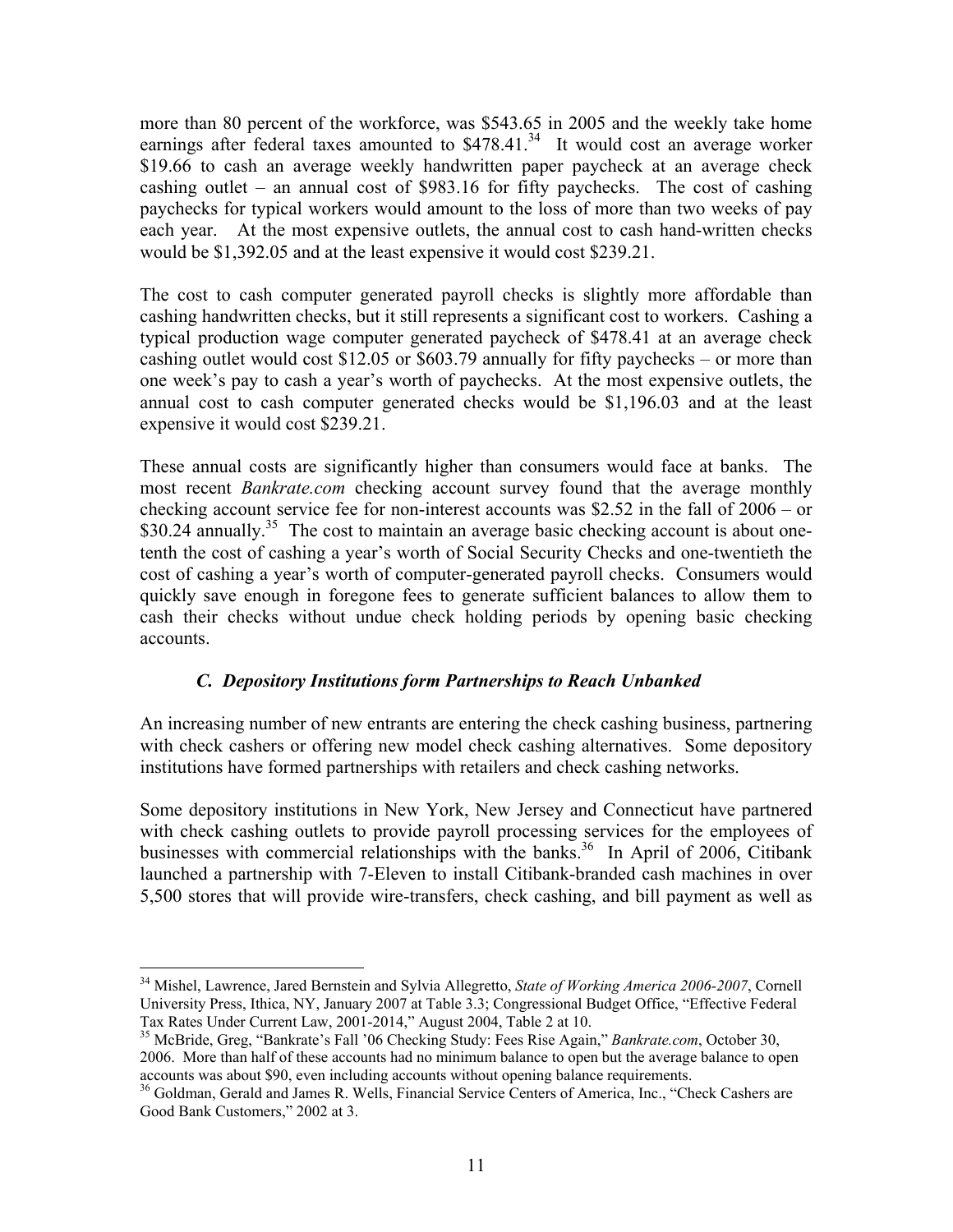more than 80 percent of the workforce, was $543.65 in 2005 and the weekly take home earnings after federal taxes amounted to $478.41.[34] It would cost an average worker $19.66 to cash an average weekly handwritten paper paycheck at an average check cashing outlet – an annual cost of $983.16 for fifty paychecks. The cost of cashing paychecks for typical workers would amount to the loss of more than two weeks of pay each year. At the most expensive outlets, the annual cost to cash hand-written checks would be $1,392.05 and at the least expensive it would cost $239.21.

The cost to cash computer generated payroll checks is slightly more affordable than cashing handwritten checks, but it still represents a significant cost to workers. Cashing a typical production wage computer generated paycheck of $478.41 at an average check cashing outlet would cost $12.05 or $603.79 annually for fifty paychecks – or more than one week's pay to cash a year's worth of paychecks. At the most expensive outlets, the annual cost to cash computer generated checks would be $1,196.03 and at the least expensive it would cost $239.21.

These annual costs are significantly higher than consumers would face at banks. The most recent *Bankrate.com* checking account survey found that the average monthly checking account service fee for non-interest accounts was $2.52 in the fall of 2006 – or $30.24 annually.[35] The cost to maintain an average basic checking account is about one-tenth the cost of cashing a year's worth of Social Security Checks and one-twentieth the cost of cashing a year's worth of computer-generated payroll checks. Consumers would quickly save enough in foregone fees to generate sufficient balances to allow them to cash their checks without undue check holding periods by opening basic checking accounts.

### *C. Depository Institutions form Partnerships to Reach Unbanked*

An increasing number of new entrants are entering the check cashing business, partnering with check cashers or offering new model check cashing alternatives. Some depository institutions have formed partnerships with retailers and check cashing networks.

Some depository institutions in New York, New Jersey and Connecticut have partnered with check cashing outlets to provide payroll processing services for the employees of businesses with commercial relationships with the banks.[36] In April of 2006, Citibank launched a partnership with 7-Eleven to install Citibank-branded cash machines in over 5,500 stores that will provide wire-transfers, check cashing, and bill payment as well as

---

[34] Mishel, Lawrence, Jared Bernstein and Sylvia Allegretto, *State of Working America 2006-2007*, Cornell University Press, Ithica, NY, January 2007 at Table 3.3; Congressional Budget Office, "Effective Federal Tax Rates Under Current Law, 2001-2014," August 2004, Table 2 at 10.

[35] McBride, Greg, "Bankrate's Fall '06 Checking Study: Fees Rise Again," *Bankrate.com*, October 30, 2006. More than half of these accounts had no minimum balance to open but the average balance to open accounts was about $90, even including accounts without opening balance requirements.

[36] Goldman, Gerald and James R. Wells, Financial Service Centers of America, Inc., "Check Cashers are Good Bank Customers," 2002 at 3.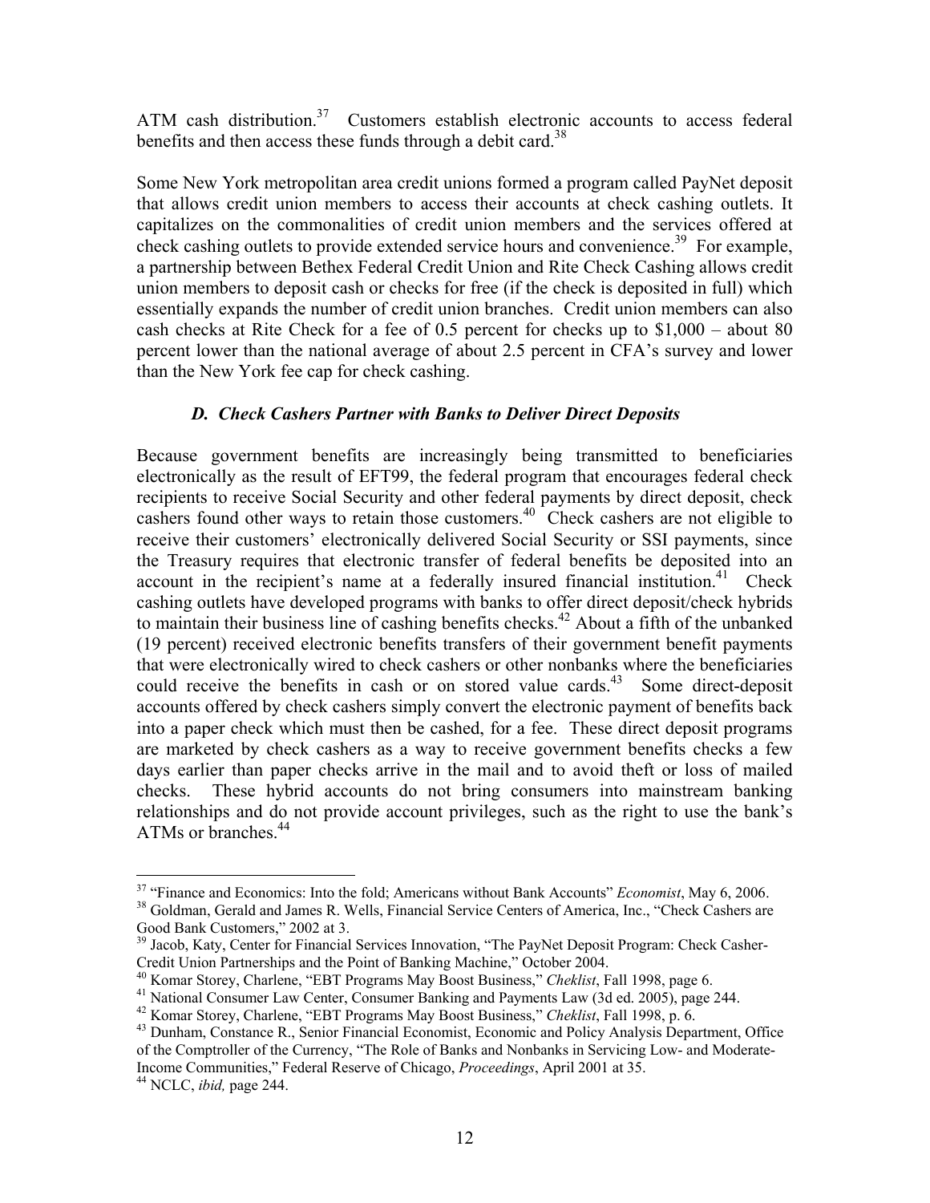ATM cash distribution.[37] Customers establish electronic accounts to access federal benefits and then access these funds through a debit card.[38]

Some New York metropolitan area credit unions formed a program called PayNet deposit that allows credit union members to access their accounts at check cashing outlets. It capitalizes on the commonalities of credit union members and the services offered at check cashing outlets to provide extended service hours and convenience.[39] For example, a partnership between Bethex Federal Credit Union and Rite Check Cashing allows credit union members to deposit cash or checks for free (if the check is deposited in full) which essentially expands the number of credit union branches. Credit union members can also cash checks at Rite Check for a fee of 0.5 percent for checks up to $1,000 – about 80 percent lower than the national average of about 2.5 percent in CFA's survey and lower than the New York fee cap for check cashing.

### *D. Check Cashers Partner with Banks to Deliver Direct Deposits*

Because government benefits are increasingly being transmitted to beneficiaries electronically as the result of EFT99, the federal program that encourages federal check recipients to receive Social Security and other federal payments by direct deposit, check cashers found other ways to retain those customers.[40] Check cashers are not eligible to receive their customers' electronically delivered Social Security or SSI payments, since the Treasury requires that electronic transfer of federal benefits be deposited into an account in the recipient's name at a federally insured financial institution.[41] Check cashing outlets have developed programs with banks to offer direct deposit/check hybrids to maintain their business line of cashing benefits checks.[42] About a fifth of the unbanked (19 percent) received electronic benefits transfers of their government benefit payments that were electronically wired to check cashers or other nonbanks where the beneficiaries could receive the benefits in cash or on stored value cards.[43] Some direct-deposit accounts offered by check cashers simply convert the electronic payment of benefits back into a paper check which must then be cashed, for a fee. These direct deposit programs are marketed by check cashers as a way to receive government benefits checks a few days earlier than paper checks arrive in the mail and to avoid theft or loss of mailed checks. These hybrid accounts do not bring consumers into mainstream banking relationships and do not provide account privileges, such as the right to use the bank's ATMs or branches.[44]

---

[37] "Finance and Economics: Into the fold; Americans without Bank Accounts" *Economist*, May 6, 2006.

[38] Goldman, Gerald and James R. Wells, Financial Service Centers of America, Inc., "Check Cashers are Good Bank Customers," 2002 at 3.

[39] Jacob, Katy, Center for Financial Services Innovation, "The PayNet Deposit Program: Check Casher-Credit Union Partnerships and the Point of Banking Machine," October 2004.

[40] Komar Storey, Charlene, "EBT Programs May Boost Business," *Cheklist*, Fall 1998, page 6.

[41] National Consumer Law Center, Consumer Banking and Payments Law (3d ed. 2005), page 244.

[42] Komar Storey, Charlene, "EBT Programs May Boost Business," *Cheklist*, Fall 1998, p. 6.

[43] Dunham, Constance R., Senior Financial Economist, Economic and Policy Analysis Department, Office of the Comptroller of the Currency, "The Role of Banks and Nonbanks in Servicing Low- and Moderate-Income Communities," Federal Reserve of Chicago, *Proceedings*, April 2001 at 35.

[44] NCLC, *ibid,* page 244.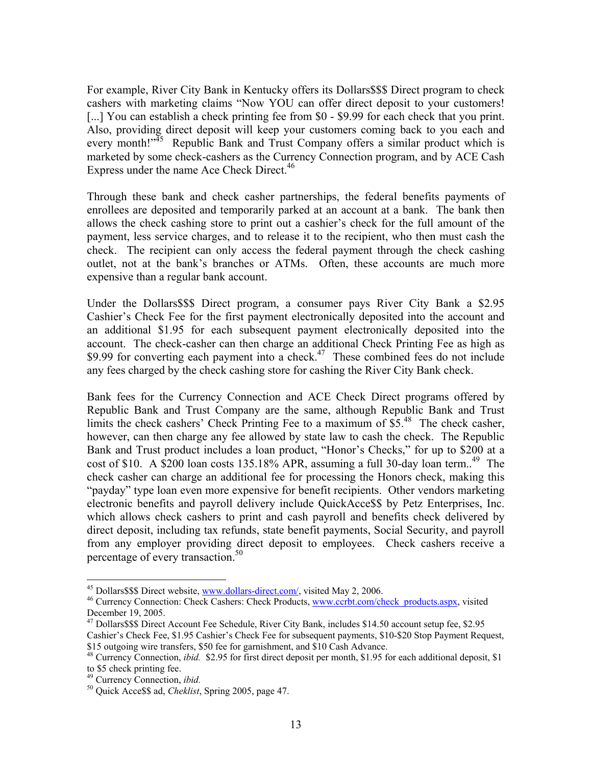For example, River City Bank in Kentucky offers its Dollars$$$ Direct program to check cashers with marketing claims "Now YOU can offer direct deposit to your customers! [...] You can establish a check printing fee from $0 - $9.99 for each check that you print. Also, providing direct deposit will keep your customers coming back to you each and every month!"[45] Republic Bank and Trust Company offers a similar product which is marketed by some check-cashers as the Currency Connection program, and by ACE Cash Express under the name Ace Check Direct.[46]

Through these bank and check casher partnerships, the federal benefits payments of enrollees are deposited and temporarily parked at an account at a bank. The bank then allows the check cashing store to print out a cashier's check for the full amount of the payment, less service charges, and to release it to the recipient, who then must cash the check. The recipient can only access the federal payment through the check cashing outlet, not at the bank's branches or ATMs. Often, these accounts are much more expensive than a regular bank account.

Under the Dollars$$$ Direct program, a consumer pays River City Bank a $2.95 Cashier's Check Fee for the first payment electronically deposited into the account and an additional $1.95 for each subsequent payment electronically deposited into the account. The check-casher can then charge an additional Check Printing Fee as high as $9.99 for converting each payment into a check.[47] These combined fees do not include any fees charged by the check cashing store for cashing the River City Bank check.

Bank fees for the Currency Connection and ACE Check Direct programs offered by Republic Bank and Trust Company are the same, although Republic Bank and Trust limits the check cashers' Check Printing Fee to a maximum of $5.[48] The check casher, however, can then charge any fee allowed by state law to cash the check. The Republic Bank and Trust product includes a loan product, "Honor's Checks," for up to $200 at a cost of $10. A $200 loan costs 135.18% APR, assuming a full 30-day loan term..[49] The check casher can charge an additional fee for processing the Honors check, making this "payday" type loan even more expensive for benefit recipients. Other vendors marketing electronic benefits and payroll delivery include QuickAcce$$ by Petz Enterprises, Inc. which allows check cashers to print and cash payroll and benefits check delivered by direct deposit, including tax refunds, state benefit payments, Social Security, and payroll from any employer providing direct deposit to employees. Check cashers receive a percentage of every transaction.[50]

---

[45] Dollars$$$ Direct website, www.dollars-direct.com/, visited May 2, 2006.

[46] Currency Connection: Check Cashers: Check Products, www.ccrbt.com/check_products.aspx, visited December 19, 2005.

[47] Dollars$$$ Direct Account Fee Schedule, River City Bank, includes $14.50 account setup fee, $2.95 Cashier's Check Fee, $1.95 Cashier's Check Fee for subsequent payments, $10-$20 Stop Payment Request, $15 outgoing wire transfers, $50 fee for garnishment, and $10 Cash Advance.

[48] Currency Connection, *ibid.* $2.95 for first direct deposit per month, $1.95 for each additional deposit, $1 to $5 check printing fee.

[49] Currency Connection, *ibid.*

[50] Quick Acce$$ ad, *Cheklist*, Spring 2005, page 47.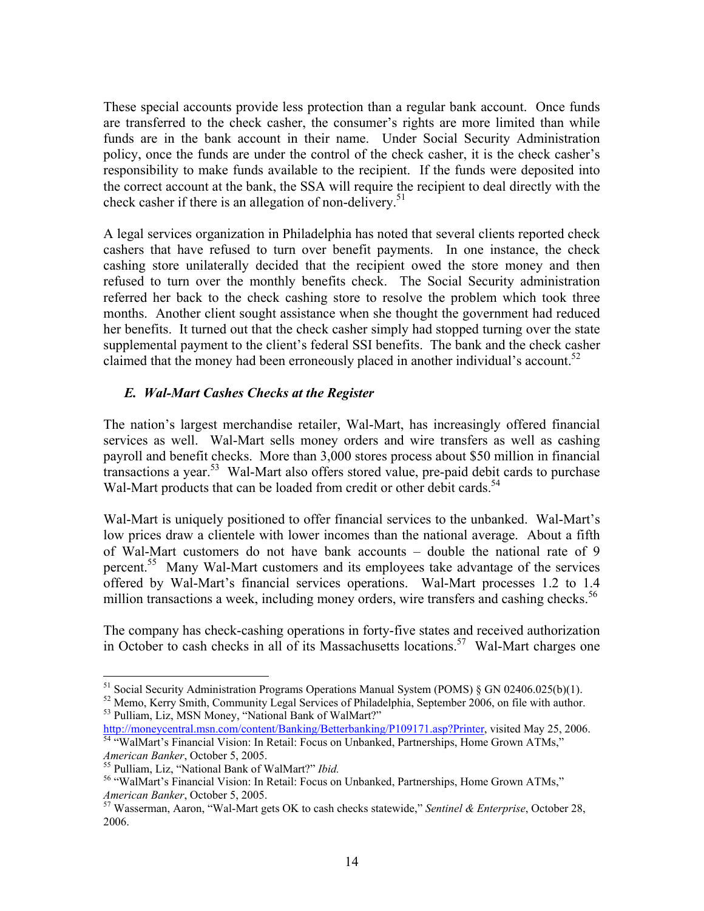These special accounts provide less protection than a regular bank account. Once funds are transferred to the check casher, the consumer's rights are more limited than while funds are in the bank account in their name. Under Social Security Administration policy, once the funds are under the control of the check casher, it is the check casher's responsibility to make funds available to the recipient. If the funds were deposited into the correct account at the bank, the SSA will require the recipient to deal directly with the check casher if there is an allegation of non-delivery.[51]

A legal services organization in Philadelphia has noted that several clients reported check cashers that have refused to turn over benefit payments. In one instance, the check cashing store unilaterally decided that the recipient owed the store money and then refused to turn over the monthly benefits check. The Social Security administration referred her back to the check cashing store to resolve the problem which took three months. Another client sought assistance when she thought the government had reduced her benefits. It turned out that the check casher simply had stopped turning over the state supplemental payment to the client's federal SSI benefits. The bank and the check casher claimed that the money had been erroneously placed in another individual's account.[52]

### *E. Wal-Mart Cashes Checks at the Register*

The nation's largest merchandise retailer, Wal-Mart, has increasingly offered financial services as well. Wal-Mart sells money orders and wire transfers as well as cashing payroll and benefit checks. More than 3,000 stores process about $50 million in financial transactions a year.[53] Wal-Mart also offers stored value, pre-paid debit cards to purchase Wal-Mart products that can be loaded from credit or other debit cards.[54]

Wal-Mart is uniquely positioned to offer financial services to the unbanked. Wal-Mart's low prices draw a clientele with lower incomes than the national average. About a fifth of Wal-Mart customers do not have bank accounts – double the national rate of 9 percent.[55] Many Wal-Mart customers and its employees take advantage of the services offered by Wal-Mart's financial services operations. Wal-Mart processes 1.2 to 1.4 million transactions a week, including money orders, wire transfers and cashing checks.[56]

The company has check-cashing operations in forty-five states and received authorization in October to cash checks in all of its Massachusetts locations.[57] Wal-Mart charges one

---

[51] Social Security Administration Programs Operations Manual System (POMS) § GN 02406.025(b)(1).

[52] Memo, Kerry Smith, Community Legal Services of Philadelphia, September 2006, on file with author.

[53] Pulliam, Liz, MSN Money, "National Bank of WalMart?" http://moneycentral.msn.com/content/Banking/Betterbanking/P109171.asp?Printer, visited May 25, 2006.

[54] "WalMart's Financial Vision: In Retail: Focus on Unbanked, Partnerships, Home Grown ATMs," *American Banker*, October 5, 2005.

[55] Pulliam, Liz, "National Bank of WalMart?" *Ibid.*

[56] "WalMart's Financial Vision: In Retail: Focus on Unbanked, Partnerships, Home Grown ATMs," *American Banker*, October 5, 2005.

[57] Wasserman, Aaron, "Wal-Mart gets OK to cash checks statewide," *Sentinel & Enterprise*, October 28, 2006.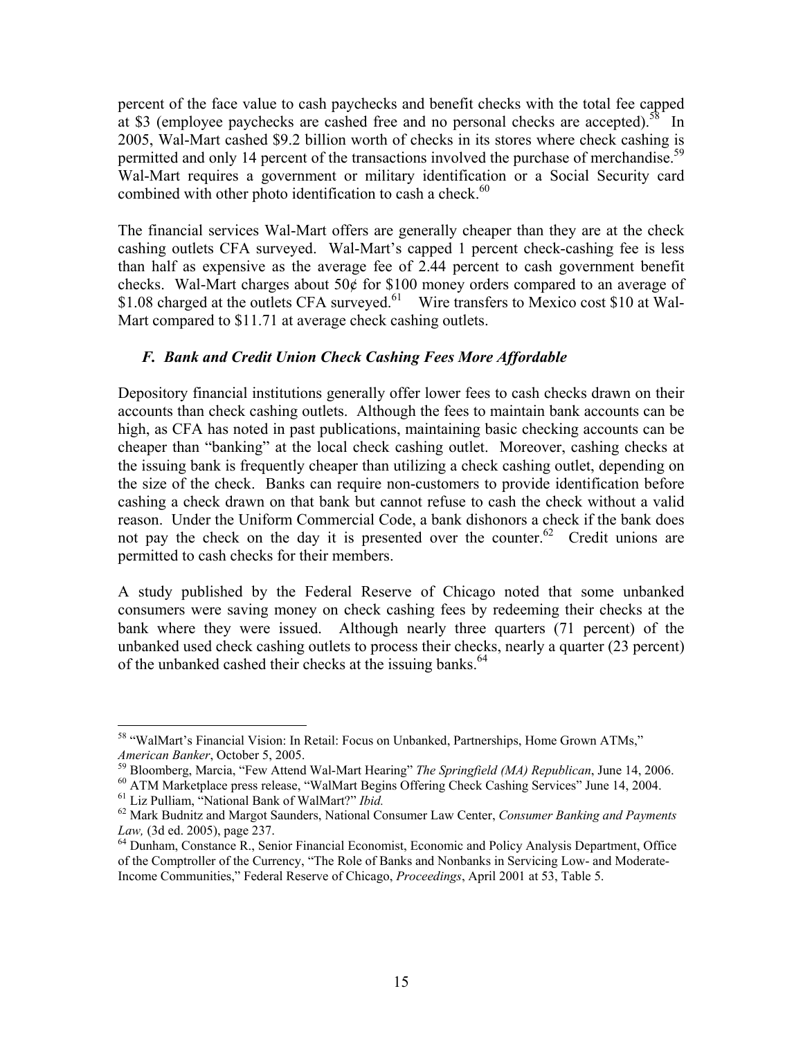percent of the face value to cash paychecks and benefit checks with the total fee capped at $3 (employee paychecks are cashed free and no personal checks are accepted).[58] In 2005, Wal-Mart cashed $9.2 billion worth of checks in its stores where check cashing is permitted and only 14 percent of the transactions involved the purchase of merchandise.[59] Wal-Mart requires a government or military identification or a Social Security card combined with other photo identification to cash a check.[60]

The financial services Wal-Mart offers are generally cheaper than they are at the check cashing outlets CFA surveyed. Wal-Mart's capped 1 percent check-cashing fee is less than half as expensive as the average fee of 2.44 percent to cash government benefit checks. Wal-Mart charges about 50¢ for $100 money orders compared to an average of $1.08 charged at the outlets CFA surveyed.[61] Wire transfers to Mexico cost $10 at Wal-Mart compared to $11.71 at average check cashing outlets.

### *F. Bank and Credit Union Check Cashing Fees More Affordable*

Depository financial institutions generally offer lower fees to cash checks drawn on their accounts than check cashing outlets. Although the fees to maintain bank accounts can be high, as CFA has noted in past publications, maintaining basic checking accounts can be cheaper than "banking" at the local check cashing outlet. Moreover, cashing checks at the issuing bank is frequently cheaper than utilizing a check cashing outlet, depending on the size of the check. Banks can require non-customers to provide identification before cashing a check drawn on that bank but cannot refuse to cash the check without a valid reason. Under the Uniform Commercial Code, a bank dishonors a check if the bank does not pay the check on the day it is presented over the counter.[62] Credit unions are permitted to cash checks for their members.

A study published by the Federal Reserve of Chicago noted that some unbanked consumers were saving money on check cashing fees by redeeming their checks at the bank where they were issued. Although nearly three quarters (71 percent) of the unbanked used check cashing outlets to process their checks, nearly a quarter (23 percent) of the unbanked cashed their checks at the issuing banks.[64]

---

[58] "WalMart's Financial Vision: In Retail: Focus on Unbanked, Partnerships, Home Grown ATMs," *American Banker*, October 5, 2005.

[59] Bloomberg, Marcia, "Few Attend Wal-Mart Hearing" *The Springfield (MA) Republican*, June 14, 2006.

[60] ATM Marketplace press release, "WalMart Begins Offering Check Cashing Services" June 14, 2004.

[61] Liz Pulliam, "National Bank of WalMart?" *Ibid.*

[62] Mark Budnitz and Margot Saunders, National Consumer Law Center, *Consumer Banking and Payments Law,* (3d ed. 2005), page 237.

[64] Dunham, Constance R., Senior Financial Economist, Economic and Policy Analysis Department, Office of the Comptroller of the Currency, "The Role of Banks and Nonbanks in Servicing Low- and Moderate-Income Communities," Federal Reserve of Chicago, *Proceedings*, April 2001 at 53, Table 5.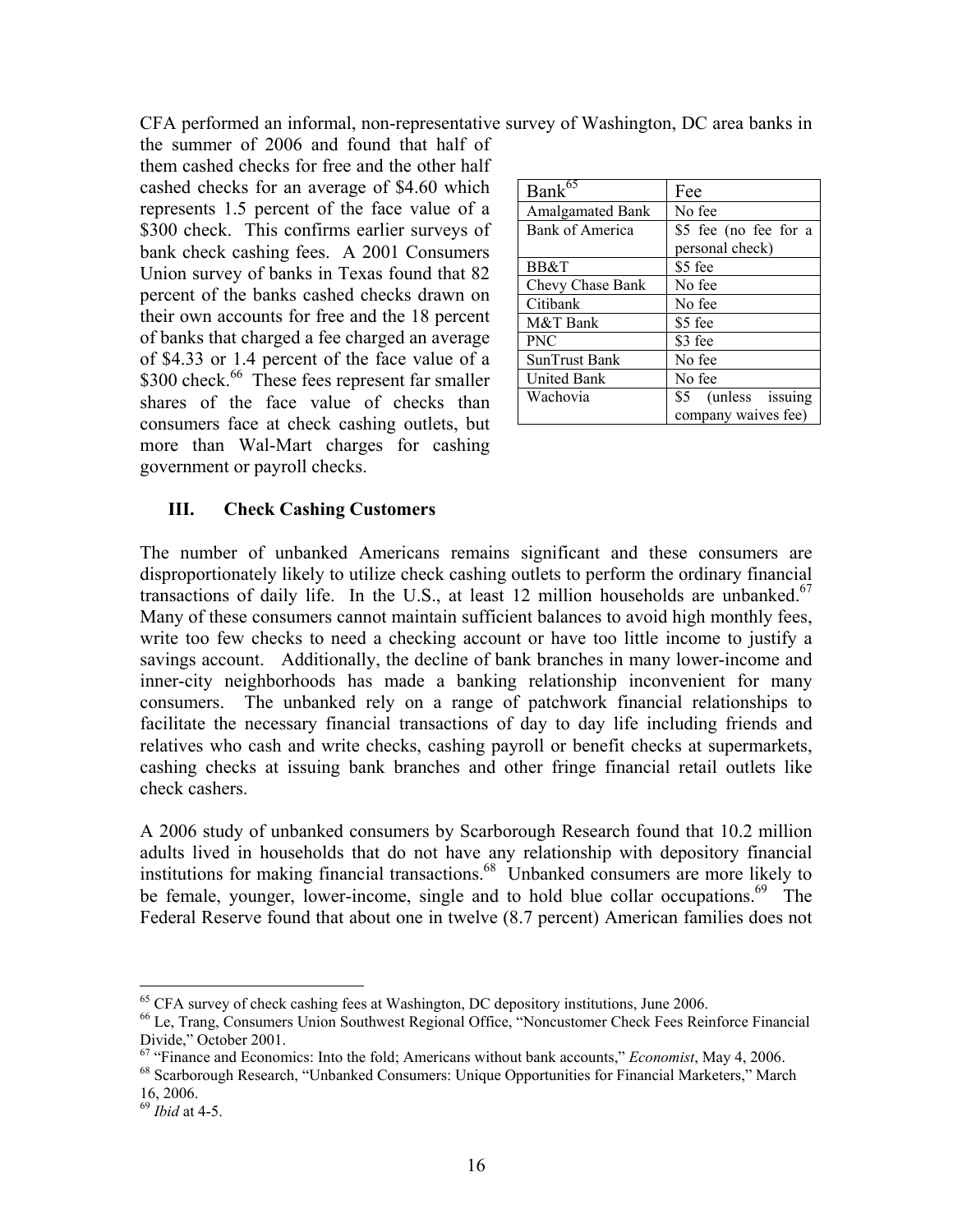CFA performed an informal, non-representative survey of Washington, DC area banks in the summer of 2006 and found that half of them cashed checks for free and the other half cashed checks for an average of \$4.60 which represents 1.5 percent of the face value of a \$300 check. This confirms earlier surveys of bank check cashing fees. A 2001 Consumers Union survey of banks in Texas found that 82 percent of the banks cashed checks drawn on their own accounts for free and the 18 percent of banks that charged a fee charged an average of \$4.33 or 1.4 percent of the face value of a \$300 check.[66] These fees represent far smaller shares of the face value of checks than consumers face at check cashing outlets, but more than Wal-Mart charges for cashing government or payroll checks.

| Bank[65] | Fee |
|---|---|
| Amalgamated Bank | No fee |
| Bank of America | \$5 fee (no fee for a personal check) |
| BB&T | \$5 fee |
| Chevy Chase Bank | No fee |
| Citibank | No fee |
| M&T Bank | \$5 fee |
| PNC | \$3 fee |
| SunTrust Bank | No fee |
| United Bank | No fee |
| Wachovia | \$5 (unless issuing company waives fee) |

## III. Check Cashing Customers

The number of unbanked Americans remains significant and these consumers are disproportionately likely to utilize check cashing outlets to perform the ordinary financial transactions of daily life. In the U.S., at least 12 million households are unbanked.[67] Many of these consumers cannot maintain sufficient balances to avoid high monthly fees, write too few checks to need a checking account or have too little income to justify a savings account. Additionally, the decline of bank branches in many lower-income and inner-city neighborhoods has made a banking relationship inconvenient for many consumers. The unbanked rely on a range of patchwork financial relationships to facilitate the necessary financial transactions of day to day life including friends and relatives who cash and write checks, cashing payroll or benefit checks at supermarkets, cashing checks at issuing bank branches and other fringe financial retail outlets like check cashers.

A 2006 study of unbanked consumers by Scarborough Research found that 10.2 million adults lived in households that do not have any relationship with depository financial institutions for making financial transactions.[68] Unbanked consumers are more likely to be female, younger, lower-income, single and to hold blue collar occupations.[69] The Federal Reserve found that about one in twelve (8.7 percent) American families does not

---

[65] CFA survey of check cashing fees at Washington, DC depository institutions, June 2006.

[66] Le, Trang, Consumers Union Southwest Regional Office, "Noncustomer Check Fees Reinforce Financial Divide," October 2001.

[67] "Finance and Economics: Into the fold; Americans without bank accounts," *Economist*, May 4, 2006.

[68] Scarborough Research, "Unbanked Consumers: Unique Opportunities for Financial Marketers," March 16, 2006.

[69] *Ibid* at 4-5.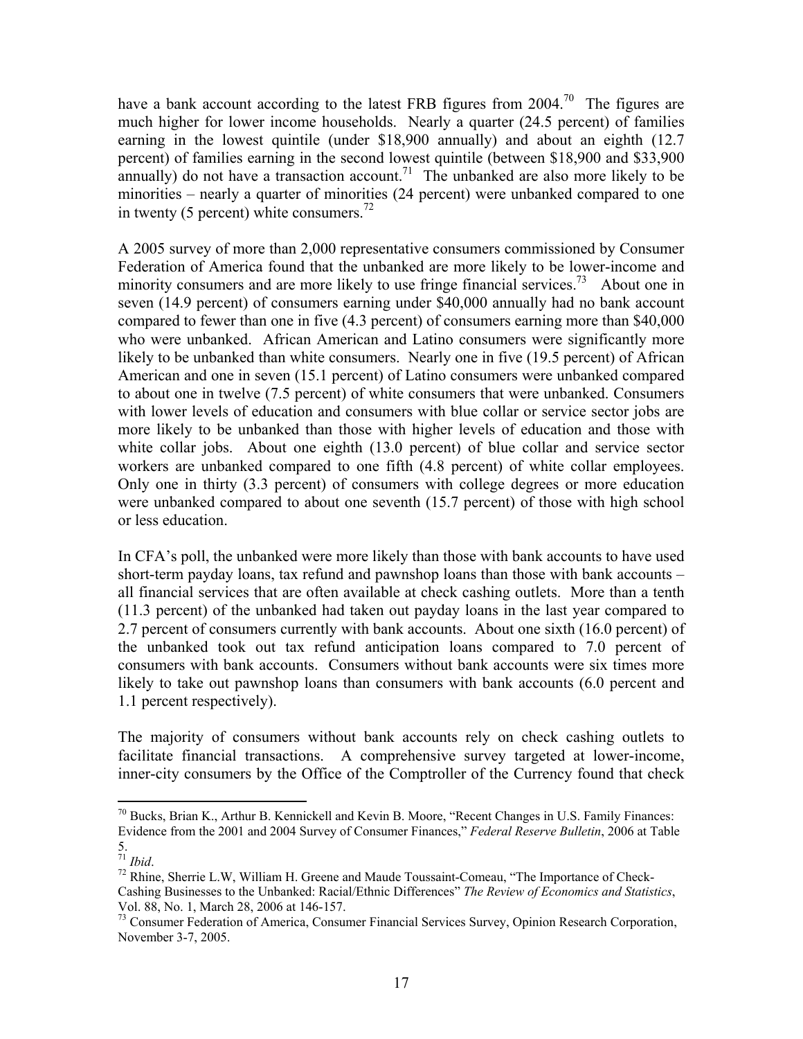have a bank account according to the latest FRB figures from 2004.[70] The figures are much higher for lower income households. Nearly a quarter (24.5 percent) of families earning in the lowest quintile (under $18,900 annually) and about an eighth (12.7 percent) of families earning in the second lowest quintile (between $18,900 and $33,900 annually) do not have a transaction account.[71] The unbanked are also more likely to be minorities – nearly a quarter of minorities (24 percent) were unbanked compared to one in twenty (5 percent) white consumers.[72]

A 2005 survey of more than 2,000 representative consumers commissioned by Consumer Federation of America found that the unbanked are more likely to be lower-income and minority consumers and are more likely to use fringe financial services.[73] About one in seven (14.9 percent) of consumers earning under $40,000 annually had no bank account compared to fewer than one in five (4.3 percent) of consumers earning more than $40,000 who were unbanked. African American and Latino consumers were significantly more likely to be unbanked than white consumers. Nearly one in five (19.5 percent) of African American and one in seven (15.1 percent) of Latino consumers were unbanked compared to about one in twelve (7.5 percent) of white consumers that were unbanked. Consumers with lower levels of education and consumers with blue collar or service sector jobs are more likely to be unbanked than those with higher levels of education and those with white collar jobs. About one eighth (13.0 percent) of blue collar and service sector workers are unbanked compared to one fifth (4.8 percent) of white collar employees. Only one in thirty (3.3 percent) of consumers with college degrees or more education were unbanked compared to about one seventh (15.7 percent) of those with high school or less education.

In CFA's poll, the unbanked were more likely than those with bank accounts to have used short-term payday loans, tax refund and pawnshop loans than those with bank accounts – all financial services that are often available at check cashing outlets. More than a tenth (11.3 percent) of the unbanked had taken out payday loans in the last year compared to 2.7 percent of consumers currently with bank accounts. About one sixth (16.0 percent) of the unbanked took out tax refund anticipation loans compared to 7.0 percent of consumers with bank accounts. Consumers without bank accounts were six times more likely to take out pawnshop loans than consumers with bank accounts (6.0 percent and 1.1 percent respectively).

The majority of consumers without bank accounts rely on check cashing outlets to facilitate financial transactions. A comprehensive survey targeted at lower-income, inner-city consumers by the Office of the Comptroller of the Currency found that check

---

[70] Bucks, Brian K., Arthur B. Kennickell and Kevin B. Moore, "Recent Changes in U.S. Family Finances: Evidence from the 2001 and 2004 Survey of Consumer Finances," *Federal Reserve Bulletin*, 2006 at Table 5.

[71] *Ibid*.

[72] Rhine, Sherrie L.W, William H. Greene and Maude Toussaint-Comeau, "The Importance of Check-Cashing Businesses to the Unbanked: Racial/Ethnic Differences" *The Review of Economics and Statistics*, Vol. 88, No. 1, March 28, 2006 at 146-157.

[73] Consumer Federation of America, Consumer Financial Services Survey, Opinion Research Corporation, November 3-7, 2005.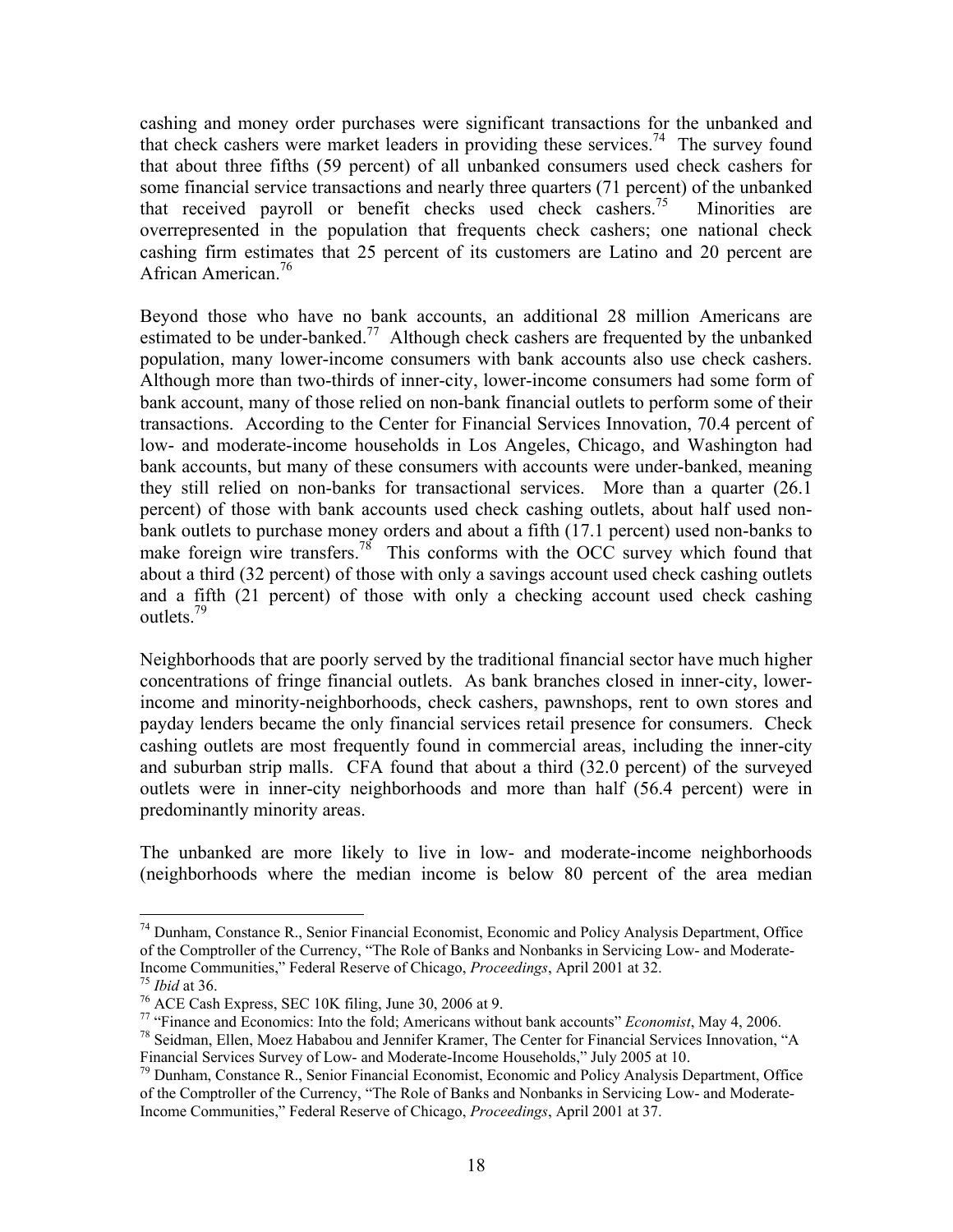cashing and money order purchases were significant transactions for the unbanked and that check cashers were market leaders in providing these services.[74] The survey found that about three fifths (59 percent) of all unbanked consumers used check cashers for some financial service transactions and nearly three quarters (71 percent) of the unbanked that received payroll or benefit checks used check cashers.[75] Minorities are overrepresented in the population that frequents check cashers; one national check cashing firm estimates that 25 percent of its customers are Latino and 20 percent are African American.[76]

Beyond those who have no bank accounts, an additional 28 million Americans are estimated to be under-banked.[77] Although check cashers are frequented by the unbanked population, many lower-income consumers with bank accounts also use check cashers. Although more than two-thirds of inner-city, lower-income consumers had some form of bank account, many of those relied on non-bank financial outlets to perform some of their transactions. According to the Center for Financial Services Innovation, 70.4 percent of low- and moderate-income households in Los Angeles, Chicago, and Washington had bank accounts, but many of these consumers with accounts were under-banked, meaning they still relied on non-banks for transactional services. More than a quarter (26.1 percent) of those with bank accounts used check cashing outlets, about half used non-bank outlets to purchase money orders and about a fifth (17.1 percent) used non-banks to make foreign wire transfers.[78] This conforms with the OCC survey which found that about a third (32 percent) of those with only a savings account used check cashing outlets and a fifth (21 percent) of those with only a checking account used check cashing outlets.[79]

Neighborhoods that are poorly served by the traditional financial sector have much higher concentrations of fringe financial outlets. As bank branches closed in inner-city, lower-income and minority-neighborhoods, check cashers, pawnshops, rent to own stores and payday lenders became the only financial services retail presence for consumers. Check cashing outlets are most frequently found in commercial areas, including the inner-city and suburban strip malls. CFA found that about a third (32.0 percent) of the surveyed outlets were in inner-city neighborhoods and more than half (56.4 percent) were in predominantly minority areas.

The unbanked are more likely to live in low- and moderate-income neighborhoods (neighborhoods where the median income is below 80 percent of the area median

---

[74] Dunham, Constance R., Senior Financial Economist, Economic and Policy Analysis Department, Office of the Comptroller of the Currency, "The Role of Banks and Nonbanks in Servicing Low- and Moderate-Income Communities," Federal Reserve of Chicago, *Proceedings*, April 2001 at 32.

[75] *Ibid* at 36.

[76] ACE Cash Express, SEC 10K filing, June 30, 2006 at 9.

[77] "Finance and Economics: Into the fold; Americans without bank accounts" *Economist*, May 4, 2006.

[78] Seidman, Ellen, Moez Hababou and Jennifer Kramer, The Center for Financial Services Innovation, "A Financial Services Survey of Low- and Moderate-Income Households," July 2005 at 10.

[79] Dunham, Constance R., Senior Financial Economist, Economic and Policy Analysis Department, Office of the Comptroller of the Currency, "The Role of Banks and Nonbanks in Servicing Low- and Moderate-Income Communities," Federal Reserve of Chicago, *Proceedings*, April 2001 at 37.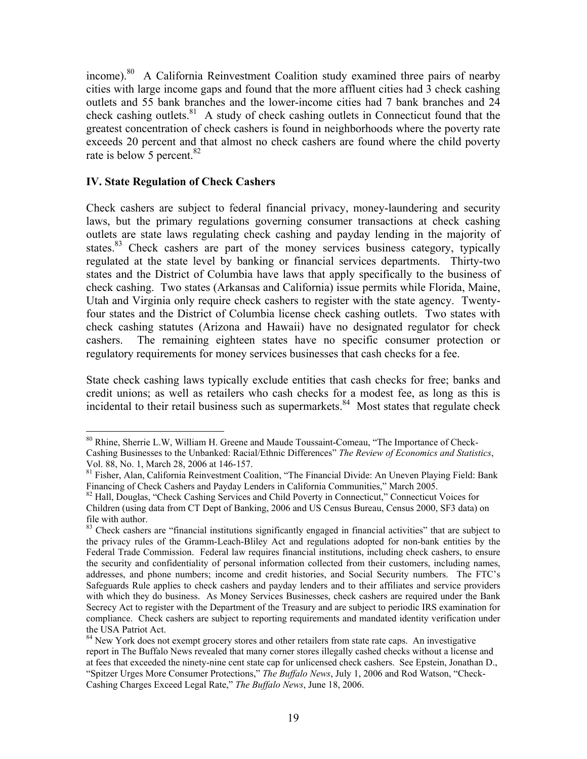income).[80] A California Reinvestment Coalition study examined three pairs of nearby cities with large income gaps and found that the more affluent cities had 3 check cashing outlets and 55 bank branches and the lower-income cities had 7 bank branches and 24 check cashing outlets.[81] A study of check cashing outlets in Connecticut found that the greatest concentration of check cashers is found in neighborhoods where the poverty rate exceeds 20 percent and that almost no check cashers are found where the child poverty rate is below 5 percent.[82]

## IV. State Regulation of Check Cashers

Check cashers are subject to federal financial privacy, money-laundering and security laws, but the primary regulations governing consumer transactions at check cashing outlets are state laws regulating check cashing and payday lending in the majority of states.[83] Check cashers are part of the money services business category, typically regulated at the state level by banking or financial services departments. Thirty-two states and the District of Columbia have laws that apply specifically to the business of check cashing. Two states (Arkansas and California) issue permits while Florida, Maine, Utah and Virginia only require check cashers to register with the state agency. Twenty-four states and the District of Columbia license check cashing outlets. Two states with check cashing statutes (Arizona and Hawaii) have no designated regulator for check cashers. The remaining eighteen states have no specific consumer protection or regulatory requirements for money services businesses that cash checks for a fee.

State check cashing laws typically exclude entities that cash checks for free; banks and credit unions; as well as retailers who cash checks for a modest fee, as long as this is incidental to their retail business such as supermarkets.[84] Most states that regulate check

---

[80] Rhine, Sherrie L.W, William H. Greene and Maude Toussaint-Comeau, "The Importance of Check-Cashing Businesses to the Unbanked: Racial/Ethnic Differences" *The Review of Economics and Statistics*, Vol. 88, No. 1, March 28, 2006 at 146-157.

[81] Fisher, Alan, California Reinvestment Coalition, "The Financial Divide: An Uneven Playing Field: Bank Financing of Check Cashers and Payday Lenders in California Communities," March 2005.

[82] Hall, Douglas, "Check Cashing Services and Child Poverty in Connecticut," Connecticut Voices for Children (using data from CT Dept of Banking, 2006 and US Census Bureau, Census 2000, SF3 data) on file with author.

[83] Check cashers are "financial institutions significantly engaged in financial activities" that are subject to the privacy rules of the Gramm-Leach-Bliley Act and regulations adopted for non-bank entities by the Federal Trade Commission. Federal law requires financial institutions, including check cashers, to ensure the security and confidentiality of personal information collected from their customers, including names, addresses, and phone numbers; income and credit histories, and Social Security numbers. The FTC's Safeguards Rule applies to check cashers and payday lenders and to their affiliates and service providers with which they do business. As Money Services Businesses, check cashers are required under the Bank Secrecy Act to register with the Department of the Treasury and are subject to periodic IRS examination for compliance. Check cashers are subject to reporting requirements and mandated identity verification under the USA Patriot Act.

[84] New York does not exempt grocery stores and other retailers from state rate caps. An investigative report in The Buffalo News revealed that many corner stores illegally cashed checks without a license and at fees that exceeded the ninety-nine cent state cap for unlicensed check cashers. See Epstein, Jonathan D., "Spitzer Urges More Consumer Protections," *The Buffalo News*, July 1, 2006 and Rod Watson, "Check-Cashing Charges Exceed Legal Rate," *The Buffalo News*, June 18, 2006.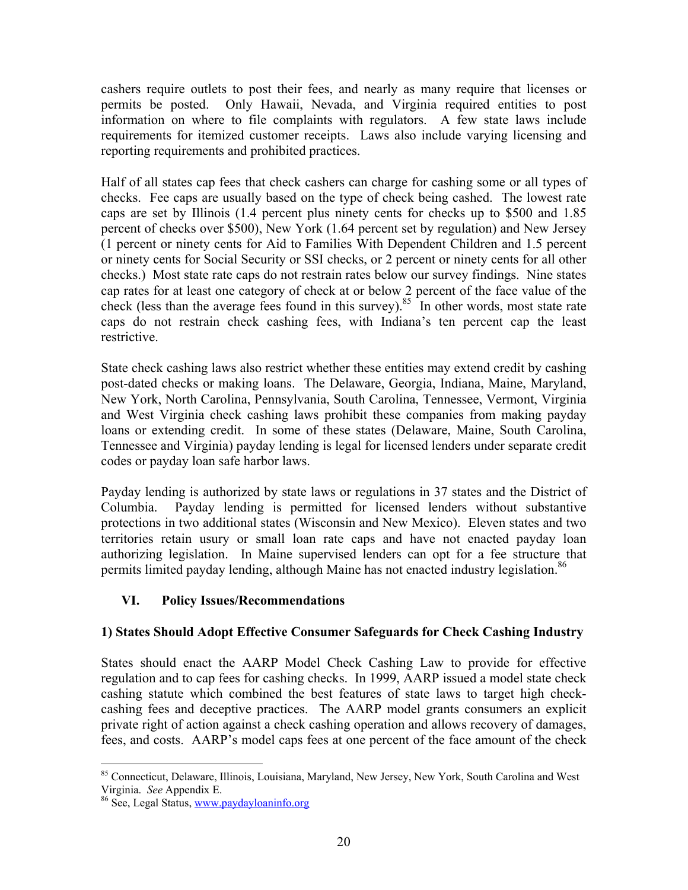cashers require outlets to post their fees, and nearly as many require that licenses or permits be posted. Only Hawaii, Nevada, and Virginia required entities to post information on where to file complaints with regulators. A few state laws include requirements for itemized customer receipts. Laws also include varying licensing and reporting requirements and prohibited practices.

Half of all states cap fees that check cashers can charge for cashing some or all types of checks. Fee caps are usually based on the type of check being cashed. The lowest rate caps are set by Illinois (1.4 percent plus ninety cents for checks up to $500 and 1.85 percent of checks over $500), New York (1.64 percent set by regulation) and New Jersey (1 percent or ninety cents for Aid to Families With Dependent Children and 1.5 percent or ninety cents for Social Security or SSI checks, or 2 percent or ninety cents for all other checks.) Most state rate caps do not restrain rates below our survey findings. Nine states cap rates for at least one category of check at or below 2 percent of the face value of the check (less than the average fees found in this survey).[85] In other words, most state rate caps do not restrain check cashing fees, with Indiana's ten percent cap the least restrictive.

State check cashing laws also restrict whether these entities may extend credit by cashing post-dated checks or making loans. The Delaware, Georgia, Indiana, Maine, Maryland, New York, North Carolina, Pennsylvania, South Carolina, Tennessee, Vermont, Virginia and West Virginia check cashing laws prohibit these companies from making payday loans or extending credit. In some of these states (Delaware, Maine, South Carolina, Tennessee and Virginia) payday lending is legal for licensed lenders under separate credit codes or payday loan safe harbor laws.

Payday lending is authorized by state laws or regulations in 37 states and the District of Columbia. Payday lending is permitted for licensed lenders without substantive protections in two additional states (Wisconsin and New Mexico). Eleven states and two territories retain usury or small loan rate caps and have not enacted payday loan authorizing legislation. In Maine supervised lenders can opt for a fee structure that permits limited payday lending, although Maine has not enacted industry legislation.[86]

## VI. Policy Issues/Recommendations

### 1) States Should Adopt Effective Consumer Safeguards for Check Cashing Industry

States should enact the AARP Model Check Cashing Law to provide for effective regulation and to cap fees for cashing checks. In 1999, AARP issued a model state check cashing statute which combined the best features of state laws to target high check-cashing fees and deceptive practices. The AARP model grants consumers an explicit private right of action against a check cashing operation and allows recovery of damages, fees, and costs. AARP's model caps fees at one percent of the face amount of the check

---

[85] Connecticut, Delaware, Illinois, Louisiana, Maryland, New Jersey, New York, South Carolina and West Virginia. *See* Appendix E.

[86] See, Legal Status, www.paydayloaninfo.org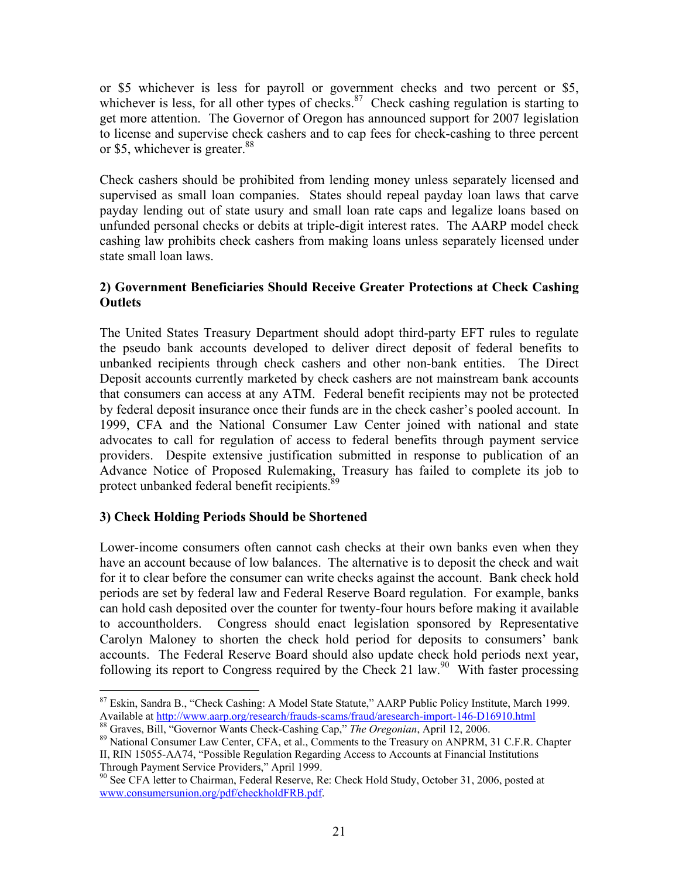or $5 whichever is less for payroll or government checks and two percent or $5, whichever is less, for all other types of checks.[87] Check cashing regulation is starting to get more attention. The Governor of Oregon has announced support for 2007 legislation to license and supervise check cashers and to cap fees for check-cashing to three percent or $5, whichever is greater.[88]

Check cashers should be prohibited from lending money unless separately licensed and supervised as small loan companies. States should repeal payday loan laws that carve payday lending out of state usury and small loan rate caps and legalize loans based on unfunded personal checks or debits at triple-digit interest rates. The AARP model check cashing law prohibits check cashers from making loans unless separately licensed under state small loan laws.

**2) Government Beneficiaries Should Receive Greater Protections at Check Cashing Outlets**

The United States Treasury Department should adopt third-party EFT rules to regulate the pseudo bank accounts developed to deliver direct deposit of federal benefits to unbanked recipients through check cashers and other non-bank entities. The Direct Deposit accounts currently marketed by check cashers are not mainstream bank accounts that consumers can access at any ATM. Federal benefit recipients may not be protected by federal deposit insurance once their funds are in the check casher's pooled account. In 1999, CFA and the National Consumer Law Center joined with national and state advocates to call for regulation of access to federal benefits through payment service providers. Despite extensive justification submitted in response to publication of an Advance Notice of Proposed Rulemaking, Treasury has failed to complete its job to protect unbanked federal benefit recipients.[89]

**3) Check Holding Periods Should be Shortened**

Lower-income consumers often cannot cash checks at their own banks even when they have an account because of low balances. The alternative is to deposit the check and wait for it to clear before the consumer can write checks against the account. Bank check hold periods are set by federal law and Federal Reserve Board regulation. For example, banks can hold cash deposited over the counter for twenty-four hours before making it available to accountholders. Congress should enact legislation sponsored by Representative Carolyn Maloney to shorten the check hold period for deposits to consumers' bank accounts. The Federal Reserve Board should also update check hold periods next year, following its report to Congress required by the Check 21 law.[90] With faster processing

---

[87] Eskin, Sandra B., "Check Cashing: A Model State Statute," AARP Public Policy Institute, March 1999. Available at http://www.aarp.org/research/frauds-scams/fraud/aresearch-import-146-D16910.html

[88] Graves, Bill, "Governor Wants Check-Cashing Cap," *The Oregonian*, April 12, 2006.

[89] National Consumer Law Center, CFA, et al., Comments to the Treasury on ANPRM, 31 C.F.R. Chapter II, RIN 15055-AA74, "Possible Regulation Regarding Access to Accounts at Financial Institutions Through Payment Service Providers," April 1999.

[90] See CFA letter to Chairman, Federal Reserve, Re: Check Hold Study, October 31, 2006, posted at www.consumersunion.org/pdf/checkholdFRB.pdf.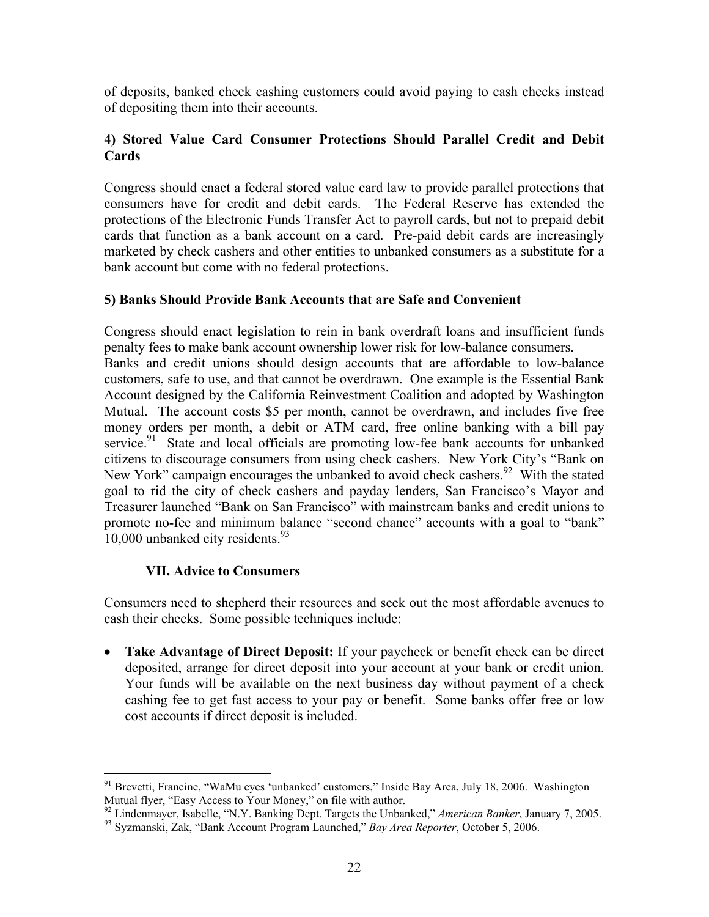of deposits, banked check cashing customers could avoid paying to cash checks instead of depositing them into their accounts.

**4) Stored Value Card Consumer Protections Should Parallel Credit and Debit Cards**

Congress should enact a federal stored value card law to provide parallel protections that consumers have for credit and debit cards. The Federal Reserve has extended the protections of the Electronic Funds Transfer Act to payroll cards, but not to prepaid debit cards that function as a bank account on a card. Pre-paid debit cards are increasingly marketed by check cashers and other entities to unbanked consumers as a substitute for a bank account but come with no federal protections.

**5) Banks Should Provide Bank Accounts that are Safe and Convenient**

Congress should enact legislation to rein in bank overdraft loans and insufficient funds penalty fees to make bank account ownership lower risk for low-balance consumers.
Banks and credit unions should design accounts that are affordable to low-balance customers, safe to use, and that cannot be overdrawn. One example is the Essential Bank Account designed by the California Reinvestment Coalition and adopted by Washington Mutual. The account costs $5 per month, cannot be overdrawn, and includes five free money orders per month, a debit or ATM card, free online banking with a bill pay service.[91] State and local officials are promoting low-fee bank accounts for unbanked citizens to discourage consumers from using check cashers. New York City's "Bank on New York" campaign encourages the unbanked to avoid check cashers.[92] With the stated goal to rid the city of check cashers and payday lenders, San Francisco's Mayor and Treasurer launched "Bank on San Francisco" with mainstream banks and credit unions to promote no-fee and minimum balance "second chance" accounts with a goal to "bank" 10,000 unbanked city residents.[93]

## VII. Advice to Consumers

Consumers need to shepherd their resources and seek out the most affordable avenues to cash their checks. Some possible techniques include:

- **Take Advantage of Direct Deposit:** If your paycheck or benefit check can be direct deposited, arrange for direct deposit into your account at your bank or credit union. Your funds will be available on the next business day without payment of a check cashing fee to get fast access to your pay or benefit. Some banks offer free or low cost accounts if direct deposit is included.

---

[91] Brevetti, Francine, "WaMu eyes 'unbanked' customers," Inside Bay Area, July 18, 2006. Washington Mutual flyer, "Easy Access to Your Money," on file with author.

[92] Lindenmayer, Isabelle, "N.Y. Banking Dept. Targets the Unbanked," *American Banker*, January 7, 2005.

[93] Syzmanski, Zak, "Bank Account Program Launched," *Bay Area Reporter*, October 5, 2006.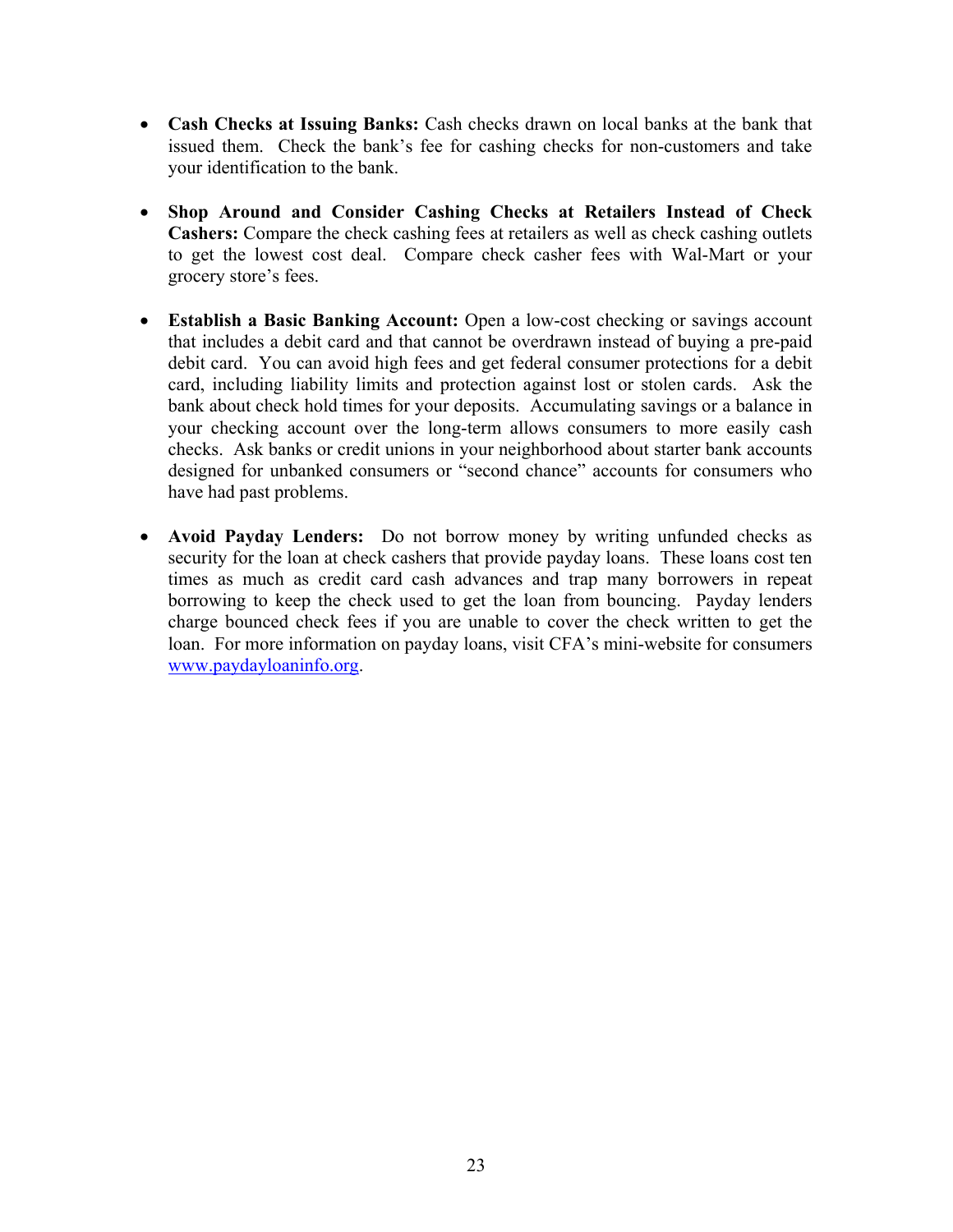- **Cash Checks at Issuing Banks:** Cash checks drawn on local banks at the bank that issued them. Check the bank's fee for cashing checks for non-customers and take your identification to the bank.

- **Shop Around and Consider Cashing Checks at Retailers Instead of Check Cashers:** Compare the check cashing fees at retailers as well as check cashing outlets to get the lowest cost deal. Compare check casher fees with Wal-Mart or your grocery store's fees.

- **Establish a Basic Banking Account:** Open a low-cost checking or savings account that includes a debit card and that cannot be overdrawn instead of buying a pre-paid debit card. You can avoid high fees and get federal consumer protections for a debit card, including liability limits and protection against lost or stolen cards. Ask the bank about check hold times for your deposits. Accumulating savings or a balance in your checking account over the long-term allows consumers to more easily cash checks. Ask banks or credit unions in your neighborhood about starter bank accounts designed for unbanked consumers or "second chance" accounts for consumers who have had past problems.

- **Avoid Payday Lenders:** Do not borrow money by writing unfunded checks as security for the loan at check cashers that provide payday loans. These loans cost ten times as much as credit card cash advances and trap many borrowers in repeat borrowing to keep the check used to get the loan from bouncing. Payday lenders charge bounced check fees if you are unable to cover the check written to get the loan. For more information on payday loans, visit CFA's mini-website for consumers www.paydayloaninfo.org.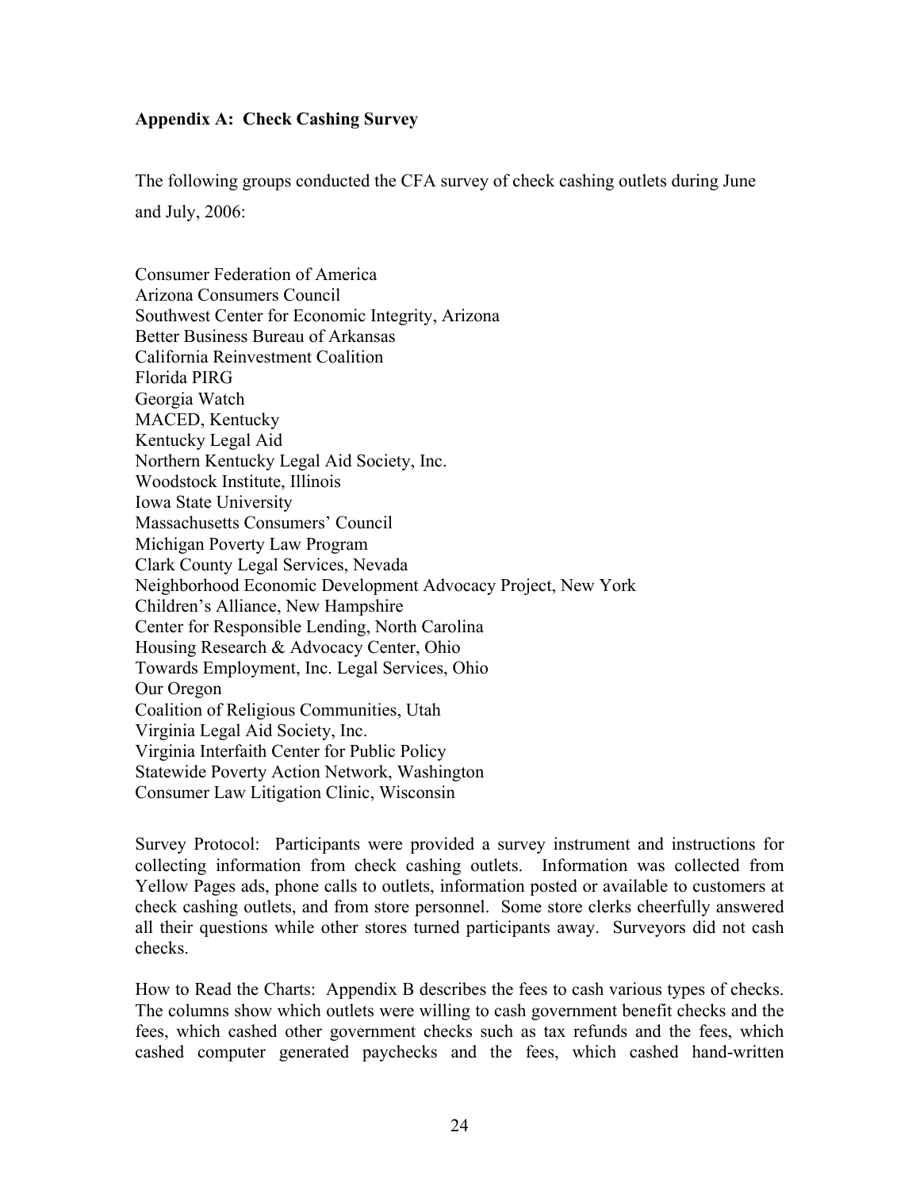## Appendix A: Check Cashing Survey

The following groups conducted the CFA survey of check cashing outlets during June and July, 2006:

Consumer Federation of America
Arizona Consumers Council
Southwest Center for Economic Integrity, Arizona
Better Business Bureau of Arkansas
California Reinvestment Coalition
Florida PIRG
Georgia Watch
MACED, Kentucky
Kentucky Legal Aid
Northern Kentucky Legal Aid Society, Inc.
Woodstock Institute, Illinois
Iowa State University
Massachusetts Consumers' Council
Michigan Poverty Law Program
Clark County Legal Services, Nevada
Neighborhood Economic Development Advocacy Project, New York
Children's Alliance, New Hampshire
Center for Responsible Lending, North Carolina
Housing Research & Advocacy Center, Ohio
Towards Employment, Inc. Legal Services, Ohio
Our Oregon
Coalition of Religious Communities, Utah
Virginia Legal Aid Society, Inc.
Virginia Interfaith Center for Public Policy
Statewide Poverty Action Network, Washington
Consumer Law Litigation Clinic, Wisconsin

Survey Protocol: Participants were provided a survey instrument and instructions for collecting information from check cashing outlets. Information was collected from Yellow Pages ads, phone calls to outlets, information posted or available to customers at check cashing outlets, and from store personnel. Some store clerks cheerfully answered all their questions while other stores turned participants away. Surveyors did not cash checks.

How to Read the Charts: Appendix B describes the fees to cash various types of checks. The columns show which outlets were willing to cash government benefit checks and the fees, which cashed other government checks such as tax refunds and the fees, which cashed computer generated paychecks and the fees, which cashed hand-written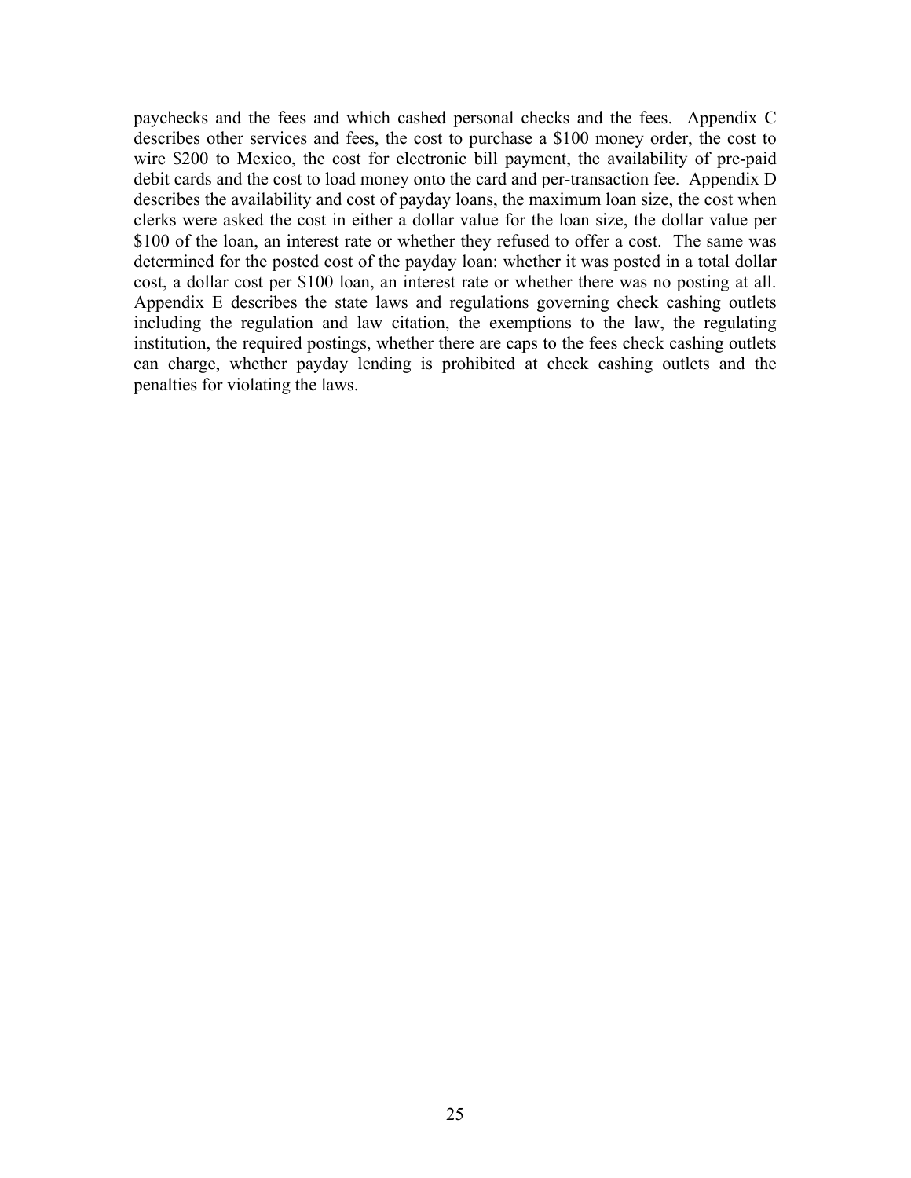paychecks and the fees and which cashed personal checks and the fees. Appendix C describes other services and fees, the cost to purchase a $100 money order, the cost to wire $200 to Mexico, the cost for electronic bill payment, the availability of pre-paid debit cards and the cost to load money onto the card and per-transaction fee. Appendix D describes the availability and cost of payday loans, the maximum loan size, the cost when clerks were asked the cost in either a dollar value for the loan size, the dollar value per $100 of the loan, an interest rate or whether they refused to offer a cost. The same was determined for the posted cost of the payday loan: whether it was posted in a total dollar cost, a dollar cost per $100 loan, an interest rate or whether there was no posting at all. Appendix E describes the state laws and regulations governing check cashing outlets including the regulation and law citation, the exemptions to the law, the regulating institution, the required postings, whether there are caps to the fees check cashing outlets can charge, whether payday lending is prohibited at check cashing outlets and the penalties for violating the laws.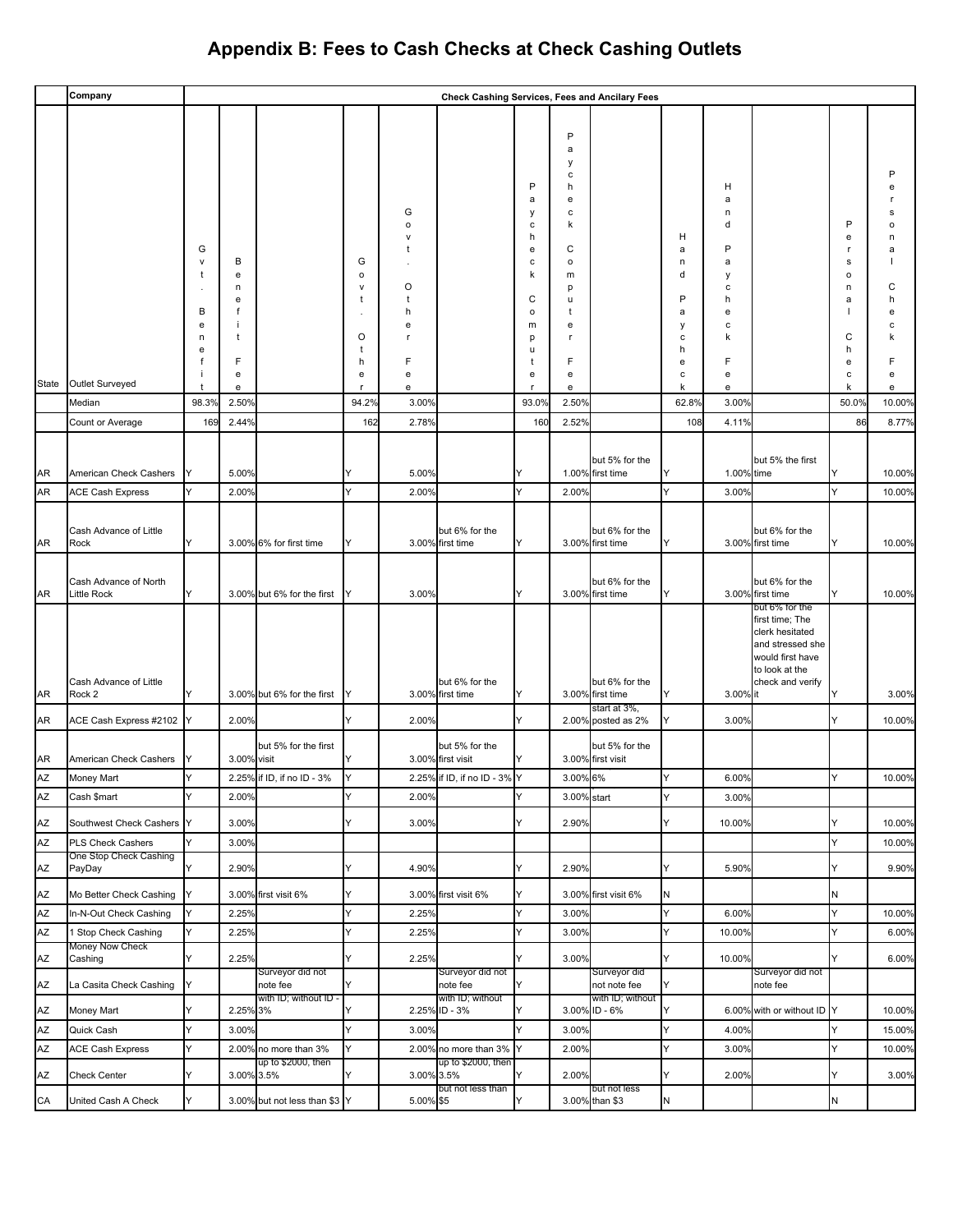# Appendix B: Fees to Cash Checks at Check Cashing Outlets

| State | Company / Outlet Surveyed | Gvt. Benefit | Benefit Fee | | Govt. Other | Govt. Other Fee | | Paycheck Computer | Paycheck Computer Fee | | Hand Paycheck | Hand Paycheck Fee | | Personal Check | Personal Check Fee |
|---|---|---|---|---|---|---|---|---|---|---|---|---|---|---|---|
| | Median | 98.3% | 2.50% | | 94.2% | 3.00% | | 93.0% | 2.50% | | 62.8% | 3.00% | | 50.0% | 10.00% |
| | Count or Average | 169 | 2.44% | | 162 | 2.78% | | 160 | 2.52% | | 108 | 4.11% | | 86 | 8.77% |
| AR | American Check Cashers | Y | 5.00% | | Y | 5.00% | | Y | 1.00% | but 5% for the first time | Y | 1.00% | but 5% the first time | Y | 10.00% |
| AR | ACE Cash Express | Y | 2.00% | | Y | 2.00% | | Y | 2.00% | | Y | 3.00% | | Y | 10.00% |
| AR | Cash Advance of Little Rock | Y | 3.00% | 6% for first time | Y | 3.00% | but 6% for the first time | Y | 3.00% | but 6% for the first time | Y | 3.00% | but 6% for the first time | Y | 10.00% |
| AR | Cash Advance of North Little Rock | Y | 3.00% | but 6% for the first | Y | 3.00% | | Y | 3.00% | but 6% for the first time | Y | 3.00% | but 6% for the first time | Y | 10.00% |
| AR | Cash Advance of Little Rock 2 | Y | 3.00% | but 6% for the first | Y | 3.00% | but 6% for the first time | Y | 3.00% | but 6% for the first time | Y | 3.00% | but 6% for the first time; The clerk hesitated and stressed she would first have to look at the check and verify it | Y | 3.00% |
| AR | ACE Cash Express #2102 | Y | 2.00% | | Y | 2.00% | | Y | 2.00% | start at 3%, posted as 2% | Y | 3.00% | | Y | 10.00% |
| AR | American Check Cashers | Y | 3.00% | but 5% for the first visit | Y | 3.00% | but 5% for the first visit | Y | 3.00% | but 5% for the first visit | | | | | |
| AZ | Money Mart | Y | 2.25% | if ID, if no ID - 3% | Y | 2.25% | if ID, if no ID - 3% | Y | 3.00% | 6% | Y | 6.00% | | Y | 10.00% |
| AZ | Cash $mart | Y | 2.00% | | Y | 2.00% | | Y | 3.00% | start | Y | 3.00% | | | |
| AZ | Southwest Check Cashers | Y | 3.00% | | Y | 3.00% | | Y | 2.90% | | Y | 10.00% | | Y | 10.00% |
| AZ | PLS Check Cashers | Y | 3.00% | | | | | | | | | | | Y | 10.00% |
| AZ | One Stop Check Cashing PayDay | Y | 2.90% | | Y | 4.90% | | Y | 2.90% | | Y | 5.90% | | Y | 9.90% |
| AZ | Mo Better Check Cashing | Y | 3.00% | first visit 6% | Y | 3.00% | first visit 6% | Y | 3.00% | first visit 6% | N | | | N | |
| AZ | In-N-Out Check Cashing | Y | 2.25% | | Y | 2.25% | | Y | 3.00% | | Y | 6.00% | | Y | 10.00% |
| AZ | 1 Stop Check Cashing | Y | 2.25% | | Y | 2.25% | | Y | 3.00% | | Y | 10.00% | | Y | 6.00% |
| AZ | Money Now Check Cashing | Y | 2.25% | | Y | 2.25% | | Y | 3.00% | | Y | 10.00% | | Y | 6.00% |
| AZ | La Casita Check Cashing | Y | | Surveyor did not note fee | Y | | Surveyor did not note fee | Y | | Surveyor did not note fee | Y | | Surveyor did not note fee | | |
| AZ | Money Mart | Y | 2.25% | with ID; without ID - 3% | Y | 2.25% | with ID; without ID - 3% | Y | 3.00% | with ID; without ID - 6% | Y | 6.00% | with or without ID | Y | 10.00% |
| AZ | Quick Cash | Y | 3.00% | | Y | 3.00% | | Y | 3.00% | | Y | 4.00% | | Y | 15.00% |
| AZ | ACE Cash Express | Y | 2.00% | no more than 3% | Y | 2.00% | no more than 3% | Y | 2.00% | | Y | 3.00% | | Y | 10.00% |
| AZ | Check Center | Y | 3.00% | up to $2000, then 3.5% | Y | 3.00% | up to $2000, then 3.5% | Y | 2.00% | | Y | 2.00% | | Y | 3.00% |
| CA | United Cash A Check | Y | 3.00% | but not less than $3 | Y | 5.00% | but not less than $5 | Y | 3.00% | but not less than $3 | N | | | N | |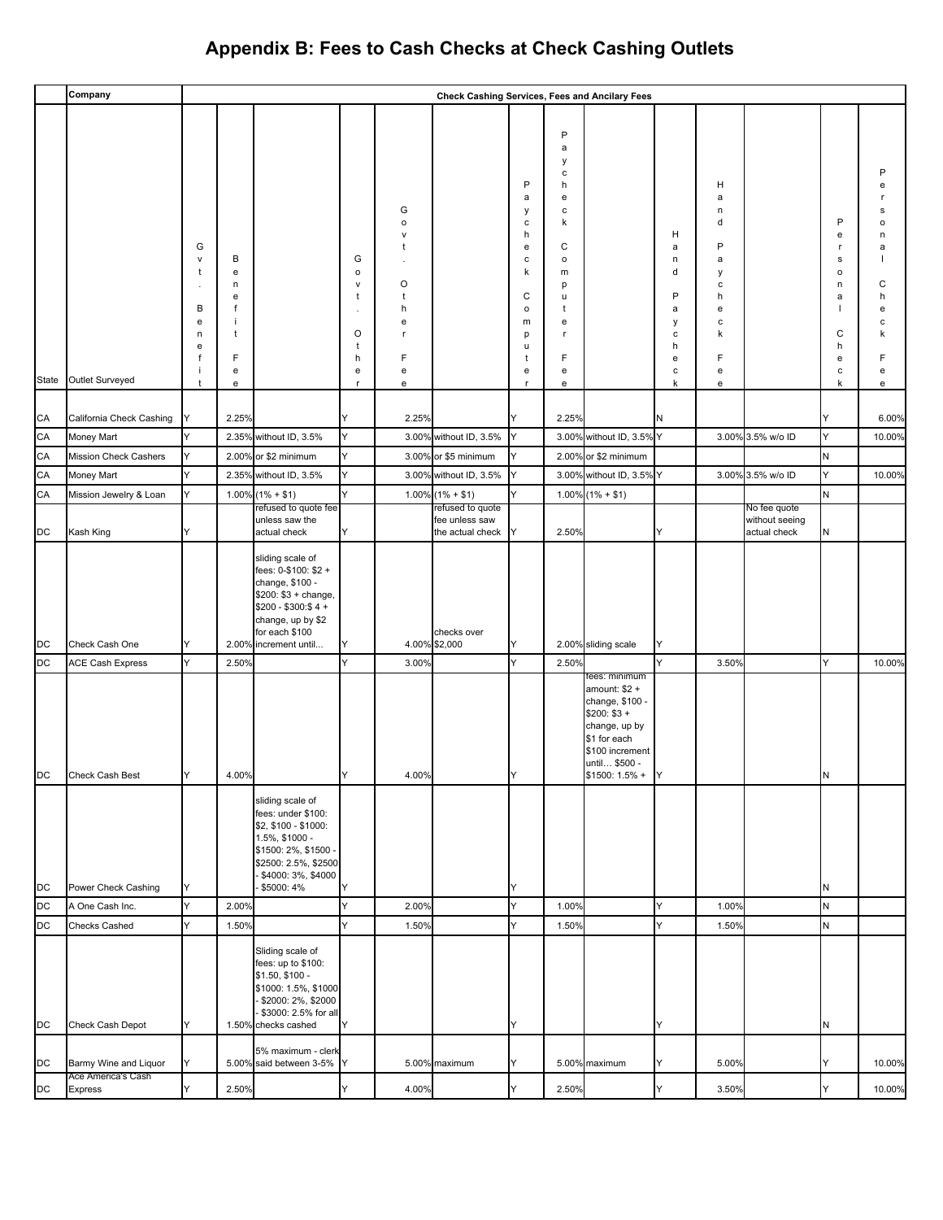# Appendix B: Fees to Cash Checks at Check Cashing Outlets

| State | Company | Check Cashing Services, Fees and Ancilary Fees | | | | | | | | | | | | | |
|---|---|---|---|---|---|---|---|---|---|---|---|---|---|---|---|
| | Outlet Surveyed | Gvt. Benefit | Benefit Fee | | Govt. Other | Govt. Other Fee | | Paycheck Computer | Paycheck Computer Fee | | Hand Paycheck | Hand Paycheck Fee | | Personal Check | Personal Check Fee |
| CA | California Check Cashing | Y | 2.25% | | Y | 2.25% | | Y | 2.25% | | N | | | Y | 6.00% |
| CA | Money Mart | Y | 2.35% | without ID, 3.5% | Y | 3.00% | without ID, 3.5% | Y | 3.00% | without ID, 3.5% | Y | 3.00% | 3.5% w/o ID | Y | 10.00% |
| CA | Mission Check Cashers | Y | 2.00% | or $2 minimum | Y | 3.00% | or $5 minimum | Y | 2.00% | or $2 minimum | | | | N | |
| CA | Money Mart | Y | 2.35% | without ID, 3.5% | Y | 3.00% | without ID, 3.5% | Y | 3.00% | without ID, 3.5% | Y | 3.00% | 3.5% w/o ID | Y | 10.00% |
| CA | Mission Jewelry & Loan | Y | 1.00% | (1% + $1) | Y | 1.00% | (1% + $1) | Y | 1.00% | (1% + $1) | | | | N | |
| DC | Kash King | Y | | refused to quote fee unless saw the actual check | Y | | refused to quote fee unless saw the actual check | Y | 2.50% | | Y | | No fee quote without seeing actual check | N | |
| DC | Check Cash One | Y | 2.00% | sliding scale of fees: 0-$100: $2 + change, $100 - $200: $3 + change, $200 - $300:$ 4 + change, up by $2 for each $100 increment until... | Y | 4.00% | checks over $2,000 | Y | 2.00% | sliding scale | Y | | | | |
| DC | ACE Cash Express | Y | 2.50% | | Y | 3.00% | | Y | 2.50% | | Y | 3.50% | | Y | 10.00% |
| DC | Check Cash Best | Y | 4.00% | | Y | 4.00% | | Y | | fees: minimum amount: $2 + change, $100 - $200: $3 + change, up by $1 for each $100 increment until... $500 - $1500: 1.5% + | Y | | | N | |
| DC | Power Check Cashing | Y | | sliding scale of fees: under $100: $2, $100 - $1000: 1.5%, $1000 - $1500: 2%, $1500 - $2500: 2.5%, $2500 - $4000: 3%, $4000 - $5000: 4% | Y | | | Y | | | | | | N | |
| DC | A One Cash Inc. | Y | 2.00% | | Y | 2.00% | | Y | 1.00% | | Y | 1.00% | | N | |
| DC | Checks Cashed | Y | 1.50% | | Y | 1.50% | | Y | 1.50% | | Y | 1.50% | | N | |
| DC | Check Cash Depot | Y | 1.50% | Sliding scale of fees: up to $100: $1.50, $100 - $1000: 1.5%, $1000 - $2000: 2%, $2000 - $3000: 2.5% for all checks cashed | Y | | | Y | | | Y | | | N | |
| DC | Barmy Wine and Liquor | Y | 5.00% | 5% maximum - clerk said between 3-5% | Y | 5.00% | maximum | Y | 5.00% | maximum | Y | 5.00% | | Y | 10.00% |
| DC | Ace America's Cash Express | Y | 2.50% | | Y | 4.00% | | Y | 2.50% | | Y | 3.50% | | Y | 10.00% |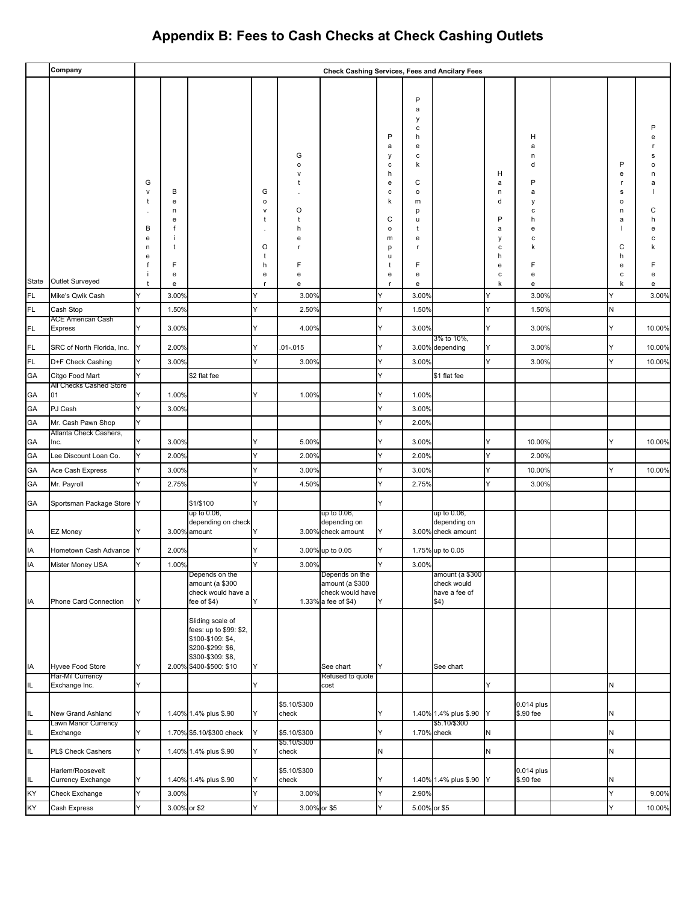# Appendix B: Fees to Cash Checks at Check Cashing Outlets

| | Company | Check Cashing Services, Fees and Ancilary Fees | | | | | | | | | | | | | | |
|---|---|---|---|---|---|---|---|---|---|---|---|---|---|---|---|---|
| State | Outlet Surveyed | Gvt. Benefit | Benefit Fee | | Govt. Other | Govt. Other Fee | | Paycheck Computer | Paycheck Computer Fee | | Hand Paycheck | Hand Paycheck Fee | | | Personal Check | Personal Check Fee |
| FL | Mike's Qwik Cash | Y | 3.00% | | Y | 3.00% | | Y | 3.00% | | Y | 3.00% | | | Y | 3.00% |
| FL | Cash Stop | Y | 1.50% | | Y | 2.50% | | Y | 1.50% | | Y | 1.50% | | | N | |
| FL | ACE American Cash Express | Y | 3.00% | | Y | 4.00% | | Y | 3.00% | | Y | 3.00% | | | Y | 10.00% |
| FL | SRC of North Florida, Inc. | Y | 2.00% | | Y | .01-.015 | | Y | 3.00% | 3% to 10%, depending | Y | 3.00% | | | Y | 10.00% |
| FL | D+F Check Cashing | Y | 3.00% | | Y | 3.00% | | Y | 3.00% | | Y | 3.00% | | | Y | 10.00% |
| GA | Citgo Food Mart | Y | | $2 flat fee | | | | Y | | $1 flat fee | | | | | | |
| GA | All Checks Cashed Store 01 | Y | 1.00% | | Y | 1.00% | | Y | 1.00% | | | | | | | |
| GA | PJ Cash | Y | 3.00% | | | | | Y | 3.00% | | | | | | | |
| GA | Mr. Cash Pawn Shop | Y | | | | | | Y | 2.00% | | | | | | | |
| GA | Atlanta Check Cashers, Inc. | Y | 3.00% | | Y | 5.00% | | Y | 3.00% | | Y | 10.00% | | | Y | 10.00% |
| GA | Lee Discount Loan Co. | Y | 2.00% | | Y | 2.00% | | Y | 2.00% | | Y | 2.00% | | | | |
| GA | Ace Cash Express | Y | 3.00% | | Y | 3.00% | | Y | 3.00% | | Y | 10.00% | | | Y | 10.00% |
| GA | Mr. Payroll | Y | 2.75% | | Y | 4.50% | | Y | 2.75% | | Y | 3.00% | | | | |
| GA | Sportsman Package Store | Y | | $1/$100 | Y | | | Y | | | | | | | | |
| IA | EZ Money | Y | 3.00% | up to 0.06, depending on check amount | Y | 3.00% | up to 0.06, depending on check amount | Y | 3.00% | up to 0.06, depending on check amount | | | | | | |
| IA | Hometown Cash Advance | Y | 2.00% | | Y | 3.00% | up to 0.05 | Y | 1.75% | up to 0.05 | | | | | | |
| IA | Mister Money USA | Y | 1.00% | | Y | 3.00% | | Y | 3.00% | | | | | | | |
| IA | Phone Card Connection | Y | | Depends on the amount (a $300 check would have a fee of $4) | Y | 1.33% | Depends on the amount (a $300 check would have a fee of $4) | Y | | amount (a $300 check would have a fee of $4) | | | | | | |
| IA | Hyvee Food Store | Y | 2.00% | Sliding scale of fees: up to $99: $2, $100-$109: $4, $200-$299: $6, $300-$309: $8, $400-$500: $10 | Y | | See chart | Y | | See chart | | | | | | |
| IL | Har-Mil Currency Exchange Inc. | Y | | | Y | | Refused to quote cost | | | | Y | | | | N | |
| IL | New Grand Ashland | Y | 1.40% | 1.4% plus $.90 | Y | $5.10/$300 check | | Y | 1.40% | 1.4% plus $.90 | Y | 0.014 plus $.90 fee | | | N | |
| IL | Lawn Manor Currency Exchange | Y | 1.70% | $5.10/$300 check | Y | $5.10/$300 | | Y | 1.70% | $5.10/$300 check | N | | | | N | |
| IL | PL$ Check Cashers | Y | 1.40% | 1.4% plus $.90 | Y | $5.10/$300 check | | N | | | N | | | | N | |
| IL | Harlem/Roosevelt Currency Exchange | Y | 1.40% | 1.4% plus $.90 | Y | $5.10/$300 check | | Y | 1.40% | 1.4% plus $.90 | Y | 0.014 plus $.90 fee | | | N | |
| KY | Check Exchange | Y | 3.00% | | Y | 3.00% | | Y | 2.90% | | | | | | Y | 9.00% |
| KY | Cash Express | Y | 3.00% | or $2 | Y | 3.00% | or $5 | Y | 5.00% | or $5 | | | | | Y | 10.00% |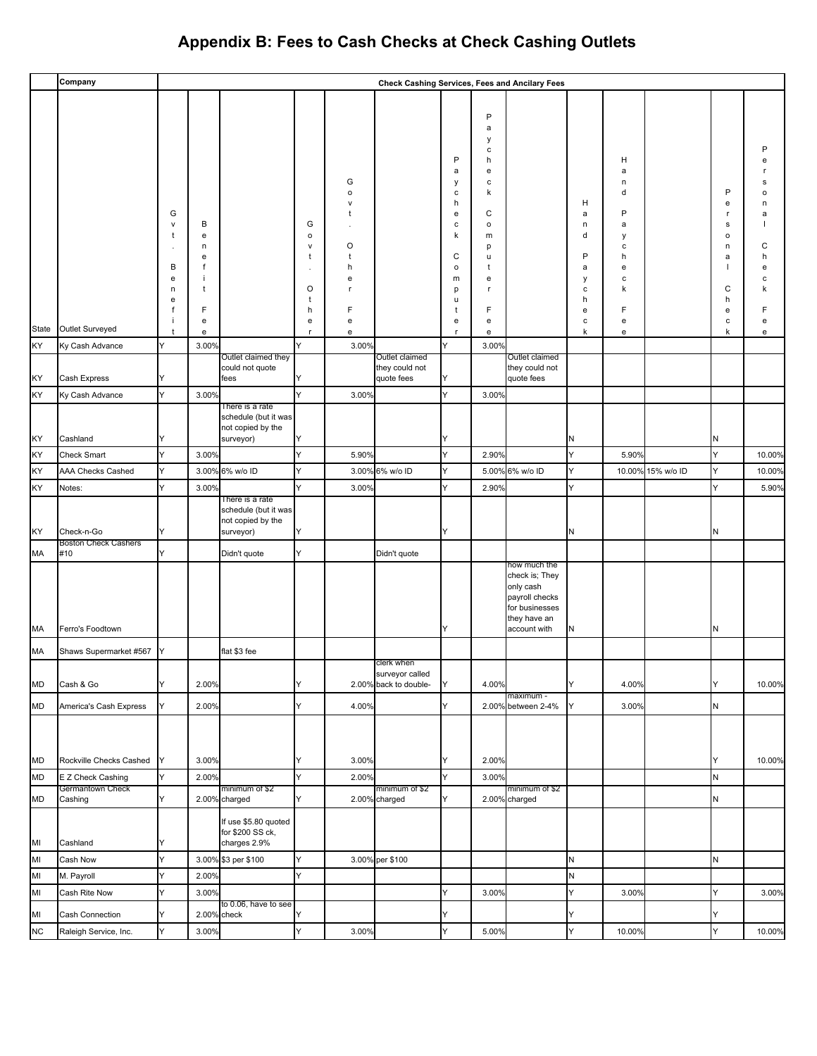# Appendix B: Fees to Cash Checks at Check Cashing Outlets

| State | Company<br>Outlet Surveyed | Check Cashing Services, Fees and Ancilary Fees | | | | | | | | | | | | | |
|---|---|---|---|---|---|---|---|---|---|---|---|---|---|---|---|
| | | Gvt. Benefit | Benefit Fee | | Govt. Other | Govt. Other Fee | | Paycheck Computer | Paycheck Computer Fee | | Hand Paycheck | Hand Paycheck Fee | | Personal Check | Personal Check Fee |
| KY | Ky Cash Advance | Y | 3.00% | | Y | 3.00% | | Y | 3.00% | | | | | | |
| KY | Cash Express | Y | | Outlet claimed they could not quote fees | Y | | Outlet claimed they could not quote fees | Y | | Outlet claimed they could not quote fees | | | | | |
| KY | Ky Cash Advance | Y | 3.00% | | Y | 3.00% | | Y | 3.00% | | | | | | |
| KY | Cashland | Y | | There is a rate schedule (but it was not copied by the surveyor) | Y | | | Y | | | N | | | N | |
| KY | Check Smart | Y | 3.00% | | Y | 5.90% | | Y | 2.90% | | Y | 5.90% | | Y | 10.00% |
| KY | AAA Checks Cashed | Y | 3.00% | 6% w/o ID | Y | 3.00% | 6% w/o ID | Y | 5.00% | 6% w/o ID | Y | 10.00% | 15% w/o ID | Y | 10.00% |
| KY | Notes: | Y | 3.00% | | Y | 3.00% | | Y | 2.90% | | Y | | | Y | 5.90% |
| KY | Check-n-Go | Y | | There is a rate schedule (but it was not copied by the surveyor) | Y | | | Y | | | N | | | N | |
| MA | Boston Check Cashers #10 | Y | | Didn't quote | Y | | Didn't quote | | | | | | | | |
| MA | Ferro's Foodtown | | | | | | | Y | | how much the check is; They only cash payroll checks for businesses they have an account with | N | | | N | |
| MA | Shaws Supermarket #567 | Y | | flat $3 fee | | | | | | | | | | | |
| MD | Cash & Go | Y | 2.00% | | Y | 2.00% | clerk when surveyor called back to double- | Y | 4.00% | | Y | 4.00% | | Y | 10.00% |
| MD | America's Cash Express | Y | 2.00% | | Y | 4.00% | | Y | 2.00% | maximum - between 2-4% | Y | 3.00% | | N | |
| MD | Rockville Checks Cashed | Y | 3.00% | | Y | 3.00% | | Y | 2.00% | | | | | Y | 10.00% |
| MD | E Z Check Cashing | Y | 2.00% | | Y | 2.00% | | Y | 3.00% | | | | | N | |
| MD | Germantown Check Cashing | Y | 2.00% | minimum of $2 charged | Y | 2.00% | minimum of $2 charged | Y | 2.00% | minimum of $2 charged | | | | N | |
| MI | Cashland | Y | | If use $5.80 quoted for $200 SS ck, charges 2.9% | | | | | | | | | | | |
| MI | Cash Now | Y | 3.00% | $3 per $100 | Y | 3.00% | per $100 | | | | N | | | N | |
| MI | M. Payroll | Y | 2.00% | | Y | | | | | | N | | | | |
| MI | Cash Rite Now | Y | 3.00% | | | | | Y | 3.00% | | Y | 3.00% | | Y | 3.00% |
| MI | Cash Connection | Y | 2.00% | to 0.06, have to see check | Y | | | Y | | | Y | | | Y | |
| NC | Raleigh Service, Inc. | Y | 3.00% | | Y | 3.00% | | Y | 5.00% | | Y | 10.00% | | Y | 10.00% |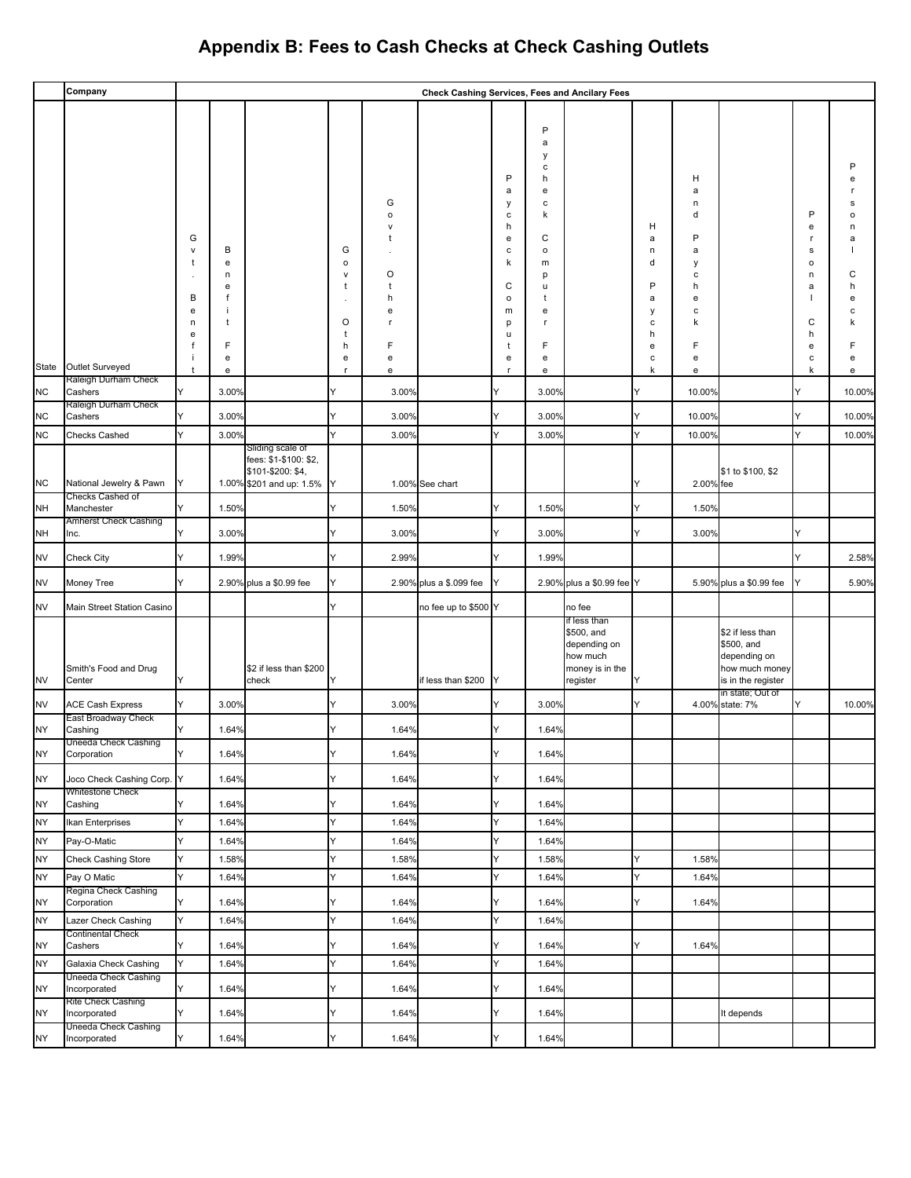# Appendix B: Fees to Cash Checks at Check Cashing Outlets

| | Company | Check Cashing Services, Fees and Ancilary Fees | | | | | | | | | | | | | |
|---|---|---|---|---|---|---|---|---|---|---|---|---|---|---|---|
| State | Outlet Surveyed | Gvt. Benefit | Benefit Fee | | Govt. Other | Govt. Other Fee | | Paycheck Computer | Paycheck Computer Fee | | Hand Paycheck | Hand Paycheck Fee | | Personal Check | Personal Check Fee |
| NC | Raleigh Durham Check Cashers | Y | 3.00% | | Y | 3.00% | | Y | 3.00% | | Y | 10.00% | | Y | 10.00% |
| NC | Raleigh Durham Check Cashers | Y | 3.00% | | Y | 3.00% | | Y | 3.00% | | Y | 10.00% | | Y | 10.00% |
| NC | Checks Cashed | Y | 3.00% | | Y | 3.00% | | Y | 3.00% | | Y | 10.00% | | Y | 10.00% |
| NC | National Jewelry & Pawn | Y | 1.00% | Sliding scale of fees: $1-$100: $2, $101-$200: $4, $201 and up: 1.5% | Y | 1.00% | See chart | | | | Y | 2.00% | $1 to $100, $2 fee | | |
| NH | Checks Cashed of Manchester | Y | 1.50% | | Y | 1.50% | | Y | 1.50% | | Y | 1.50% | | | |
| NH | Amherst Check Cashing Inc. | Y | 3.00% | | Y | 3.00% | | Y | 3.00% | | Y | 3.00% | | Y | |
| NV | Check City | Y | 1.99% | | Y | 2.99% | | Y | 1.99% | | | | | Y | 2.58% |
| NV | Money Tree | Y | 2.90% | plus a $0.99 fee | Y | 2.90% | plus a $.099 fee | Y | 2.90% | plus a $0.99 fee | Y | 5.90% | plus a $0.99 fee | Y | 5.90% |
| NV | Main Street Station Casino | | | | Y | | no fee up to $500 | Y | | no fee | | | | | |
| NV | Smith's Food and Drug Center | Y | | $2 if less than $200 check | Y | | if less than $200 | Y | | if less than $500, and depending on how much money is in the register | Y | | $2 if less than $500, and depending on how much money is in the register | | |
| NV | ACE Cash Express | Y | 3.00% | | Y | 3.00% | | Y | 3.00% | | Y | 4.00% | in state; Out of state: 7% | Y | 10.00% |
| NY | East Broadway Check Cashing | Y | 1.64% | | Y | 1.64% | | Y | 1.64% | | | | | | |
| NY | Uneeda Check Cashing Corporation | Y | 1.64% | | Y | 1.64% | | Y | 1.64% | | | | | | |
| NY | Joco Check Cashing Corp. | Y | 1.64% | | Y | 1.64% | | Y | 1.64% | | | | | | |
| NY | Whitestone Check Cashing | Y | 1.64% | | Y | 1.64% | | Y | 1.64% | | | | | | |
| NY | Ikan Enterprises | Y | 1.64% | | Y | 1.64% | | Y | 1.64% | | | | | | |
| NY | Pay-O-Matic | Y | 1.64% | | Y | 1.64% | | Y | 1.64% | | | | | | |
| NY | Check Cashing Store | Y | 1.58% | | Y | 1.58% | | Y | 1.58% | | Y | 1.58% | | | |
| NY | Pay O Matic | Y | 1.64% | | Y | 1.64% | | Y | 1.64% | | Y | 1.64% | | | |
| NY | Regina Check Cashing Corporation | Y | 1.64% | | Y | 1.64% | | Y | 1.64% | | Y | 1.64% | | | |
| NY | Lazer Check Cashing | Y | 1.64% | | Y | 1.64% | | Y | 1.64% | | | | | | |
| NY | Continental Check Cashers | Y | 1.64% | | Y | 1.64% | | Y | 1.64% | | Y | 1.64% | | | |
| NY | Galaxia Check Cashing | Y | 1.64% | | Y | 1.64% | | Y | 1.64% | | | | | | |
| NY | Uneeda Check Cashing Incorporated | Y | 1.64% | | Y | 1.64% | | Y | 1.64% | | | | | | |
| NY | Rite Check Cashing Incorporated | Y | 1.64% | | Y | 1.64% | | Y | 1.64% | | | | It depends | | |
| NY | Uneeda Check Cashing Incorporated | Y | 1.64% | | Y | 1.64% | | Y | 1.64% | | | | | | |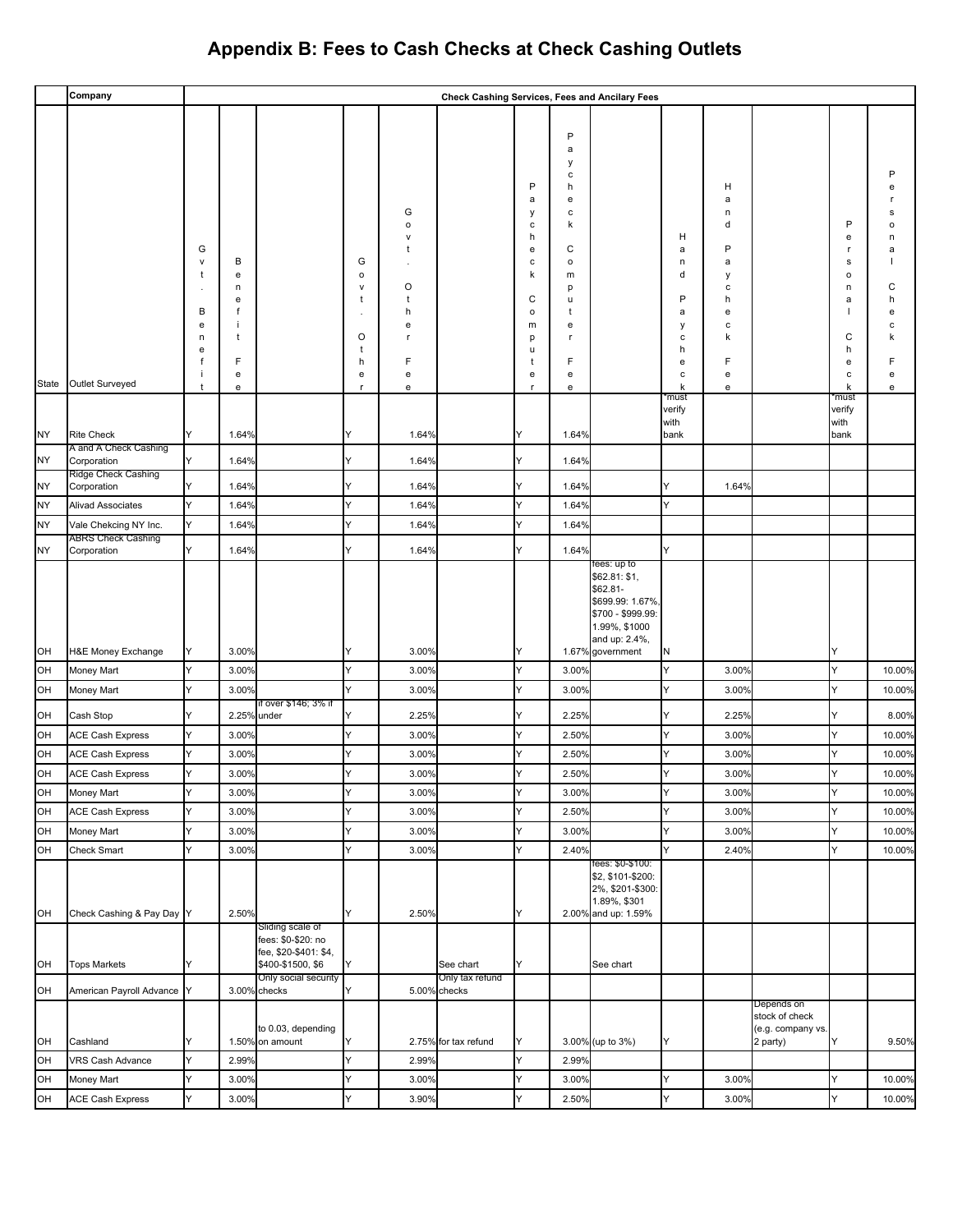# Appendix B: Fees to Cash Checks at Check Cashing Outlets

| | Company | Check Cashing Services, Fees and Ancilary Fees | | | | | | | | | | | | | |
|---|---|---|---|---|---|---|---|---|---|---|---|---|---|---|---|
| State | Outlet Surveyed | Gvt. Benefit | Benefit Fee | | Govt. Other | Govt. Other Fee | | Paycheck Computer | Paycheck Computer Fee | | Hand Paycheck | Hand Paycheck Fee | | Personal Check | Personal Check Fee |
| NY | Rite Check | Y | 1.64% | | Y | 1.64% | | Y | 1.64% | | *must verify with bank | | | *must verify with bank | |
| NY | A and A Check Cashing Corporation | Y | 1.64% | | Y | 1.64% | | Y | 1.64% | | | | | | |
| NY | Ridge Check Cashing Corporation | Y | 1.64% | | Y | 1.64% | | Y | 1.64% | | Y | 1.64% | | | |
| NY | Alivad Associates | Y | 1.64% | | Y | 1.64% | | Y | 1.64% | | Y | | | | |
| NY | Vale Chekcing NY Inc. | Y | 1.64% | | Y | 1.64% | | Y | 1.64% | | | | | | |
| NY | ABRS Check Cashing Corporation | Y | 1.64% | | Y | 1.64% | | Y | 1.64% | | Y | | | | |
| OH | H&E Money Exchange | Y | 3.00% | | Y | 3.00% | | Y | 1.67% | fees: up to $62.81: $1, $62.81-$699.99: 1.67%, $700 - $999.99: 1.99%, $1000 and up: 2.4%, government | N | | | Y | |
| OH | Money Mart | Y | 3.00% | | Y | 3.00% | | Y | 3.00% | | Y | 3.00% | | Y | 10.00% |
| OH | Money Mart | Y | 3.00% | | Y | 3.00% | | Y | 3.00% | | Y | 3.00% | | Y | 10.00% |
| OH | Cash Stop | Y | 2.25% | if over $146; 3% if under | Y | 2.25% | | Y | 2.25% | | Y | 2.25% | | Y | 8.00% |
| OH | ACE Cash Express | Y | 3.00% | | Y | 3.00% | | Y | 2.50% | | Y | 3.00% | | Y | 10.00% |
| OH | ACE Cash Express | Y | 3.00% | | Y | 3.00% | | Y | 2.50% | | Y | 3.00% | | Y | 10.00% |
| OH | ACE Cash Express | Y | 3.00% | | Y | 3.00% | | Y | 2.50% | | Y | 3.00% | | Y | 10.00% |
| OH | Money Mart | Y | 3.00% | | Y | 3.00% | | Y | 3.00% | | Y | 3.00% | | Y | 10.00% |
| OH | ACE Cash Express | Y | 3.00% | | Y | 3.00% | | Y | 2.50% | | Y | 3.00% | | Y | 10.00% |
| OH | Money Mart | Y | 3.00% | | Y | 3.00% | | Y | 3.00% | | Y | 3.00% | | Y | 10.00% |
| OH | Check Smart | Y | 3.00% | | Y | 3.00% | | Y | 2.40% | | Y | 2.40% | | Y | 10.00% |
| OH | Check Cashing & Pay Day | Y | 2.50% | | Y | 2.50% | | Y | 2.00% | fees: $0-$100: $2, $101-$200: 2%, $201-$300: 1.89%, $301 and up: 1.59% | | | | | |
| OH | Tops Markets | Y | | Sliding scale of fees: $0-$20: no fee, $20-$401: $4, $400-$1500, $6 | Y | | See chart | Y | | See chart | | | | | |
| OH | American Payroll Advance | Y | 3.00% | Only social security checks | Y | 5.00% | Only tax refund checks | | | | | | | | |
| OH | Cashland | Y | 1.50% | to 0.03, depending on amount | Y | 2.75% | for tax refund | Y | 3.00% | (up to 3%) | Y | | Depends on stock of check (e.g. company vs. 2 party) | Y | 9.50% |
| OH | VRS Cash Advance | Y | 2.99% | | Y | 2.99% | | Y | 2.99% | | | | | | |
| OH | Money Mart | Y | 3.00% | | Y | 3.00% | | Y | 3.00% | | Y | 3.00% | | Y | 10.00% |
| OH | ACE Cash Express | Y | 3.00% | | Y | 3.90% | | Y | 2.50% | | Y | 3.00% | | Y | 10.00% |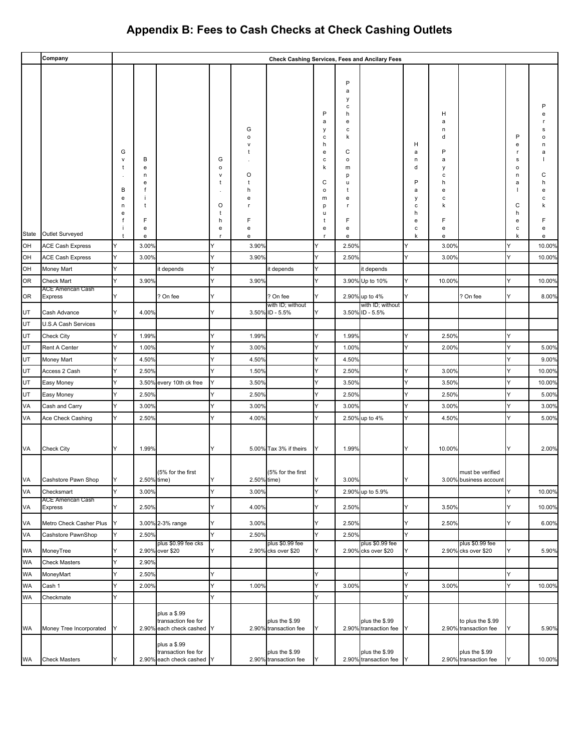# Appendix B: Fees to Cash Checks at Check Cashing Outlets

| State | Company Outlet Surveyed | Check Cashing Services, Fees and Ancilary Fees | | | | | | | | | | | | | |
|---|---|---|---|---|---|---|---|---|---|---|---|---|---|---|---|
| | | Gvt. Benefit | Benefit Fee | | Govt. Other | Govt. Other Fee | | Paycheck Computer | Paycheck Computer Fee | | Hand Paycheck | Hand Paycheck Fee | | Personal Check | Personal Check Fee |
| OH | ACE Cash Express | Y | 3.00% | | Y | 3.90% | | Y | 2.50% | | Y | 3.00% | | Y | 10.00% |
| OH | ACE Cash Express | Y | 3.00% | | Y | 3.90% | | Y | 2.50% | | Y | 3.00% | | Y | 10.00% |
| OH | Money Mart | Y | | it depends | Y | | it depends | Y | | it depends | | | | | |
| OR | Check Mart | Y | 3.90% | | Y | 3.90% | | Y | 3.90% | Up to 10% | Y | 10.00% | | Y | 10.00% |
| OR | ACE American Cash Express | Y | | ? On fee | Y | | ? On fee | Y | 2.90% | up to 4% | Y | | ? On fee | Y | 8.00% |
| UT | Cash Advance | Y | 4.00% | | Y | 3.50% | with ID; without ID - 5.5% | Y | 3.50% | with ID; without ID - 5.5% | | | | | |
| UT | U.S.A Cash Services | | | | | | | | | | | | | | |
| UT | Check City | Y | 1.99% | | Y | 1.99% | | Y | 1.99% | | Y | 2.50% | | Y | |
| UT | Rent A Center | Y | 1.00% | | Y | 3.00% | | Y | 1.00% | | Y | 2.00% | | Y | 5.00% |
| UT | Money Mart | Y | 4.50% | | Y | 4.50% | | Y | 4.50% | | | | | Y | 9.00% |
| UT | Access 2 Cash | Y | 2.50% | | Y | 1.50% | | Y | 2.50% | | Y | 3.00% | | Y | 10.00% |
| UT | Easy Money | Y | 3.50% | every 10th ck free | Y | 3.50% | | Y | 3.50% | | Y | 3.50% | | Y | 10.00% |
| UT | Easy Money | Y | 2.50% | | Y | 2.50% | | Y | 2.50% | | Y | 2.50% | | Y | 5.00% |
| VA | Cash and Carry | Y | 3.00% | | Y | 3.00% | | Y | 3.00% | | Y | 3.00% | | Y | 3.00% |
| VA | Ace Check Cashing | Y | 2.50% | | Y | 4.00% | | Y | 2.50% | up to 4% | Y | 4.50% | | Y | 5.00% |
| VA | Check City | Y | 1.99% | | Y | 5.00% | Tax 3% if theirs | Y | 1.99% | | Y | 10.00% | | Y | 2.00% |
| VA | Cashstore Pawn Shop | Y | 2.50% | (5% for the first time) | Y | 2.50% | (5% for the first time) | Y | 3.00% | | Y | 3.00% | must be verified business account | | |
| VA | Checksmart | Y | 3.00% | | Y | 3.00% | | Y | 2.90% | up to 5.9% | | | | Y | 10.00% |
| VA | ACE American Cash Express | Y | 2.50% | | Y | 4.00% | | Y | 2.50% | | Y | 3.50% | | Y | 10.00% |
| VA | Metro Check Casher Plus | Y | 3.00% | 2-3% range | Y | 3.00% | | Y | 2.50% | | Y | 2.50% | | Y | 6.00% |
| VA | Cashstore PawnShop | Y | 2.50% | | Y | 2.50% | | Y | 2.50% | | Y | | | | |
| WA | MoneyTree | Y | 2.90% | plus $0.99 fee cks over $20 | Y | 2.90% | plus $0.99 fee cks over $20 | Y | 2.90% | plus $0.99 fee cks over $20 | Y | 2.90% | plus $0.99 fee cks over $20 | Y | 5.90% |
| WA | Check Masters | Y | 2.90% | | | | | | | | | | | | |
| WA | MoneyMart | Y | 2.50% | | Y | | | Y | | | Y | | | Y | |
| WA | Cash 1 | Y | 2.00% | | Y | 1.00% | | Y | 3.00% | | Y | 3.00% | | Y | 10.00% |
| WA | Checkmate | Y | | | Y | | | Y | | | Y | | | | |
| WA | Money Tree Incorporated | Y | 2.90% | plus a $.99 transaction fee for each check cashed | Y | 2.90% | plus the $.99 transaction fee | Y | 2.90% | plus the $.99 transaction fee | Y | 2.90% | to plus the $.99 transaction fee | Y | 5.90% |
| WA | Check Masters | Y | 2.90% | plus a $.99 transaction fee for each check cashed | Y | 2.90% | plus the $.99 transaction fee | Y | 2.90% | plus the $.99 transaction fee | Y | 2.90% | plus the $.99 transaction fee | Y | 10.00% |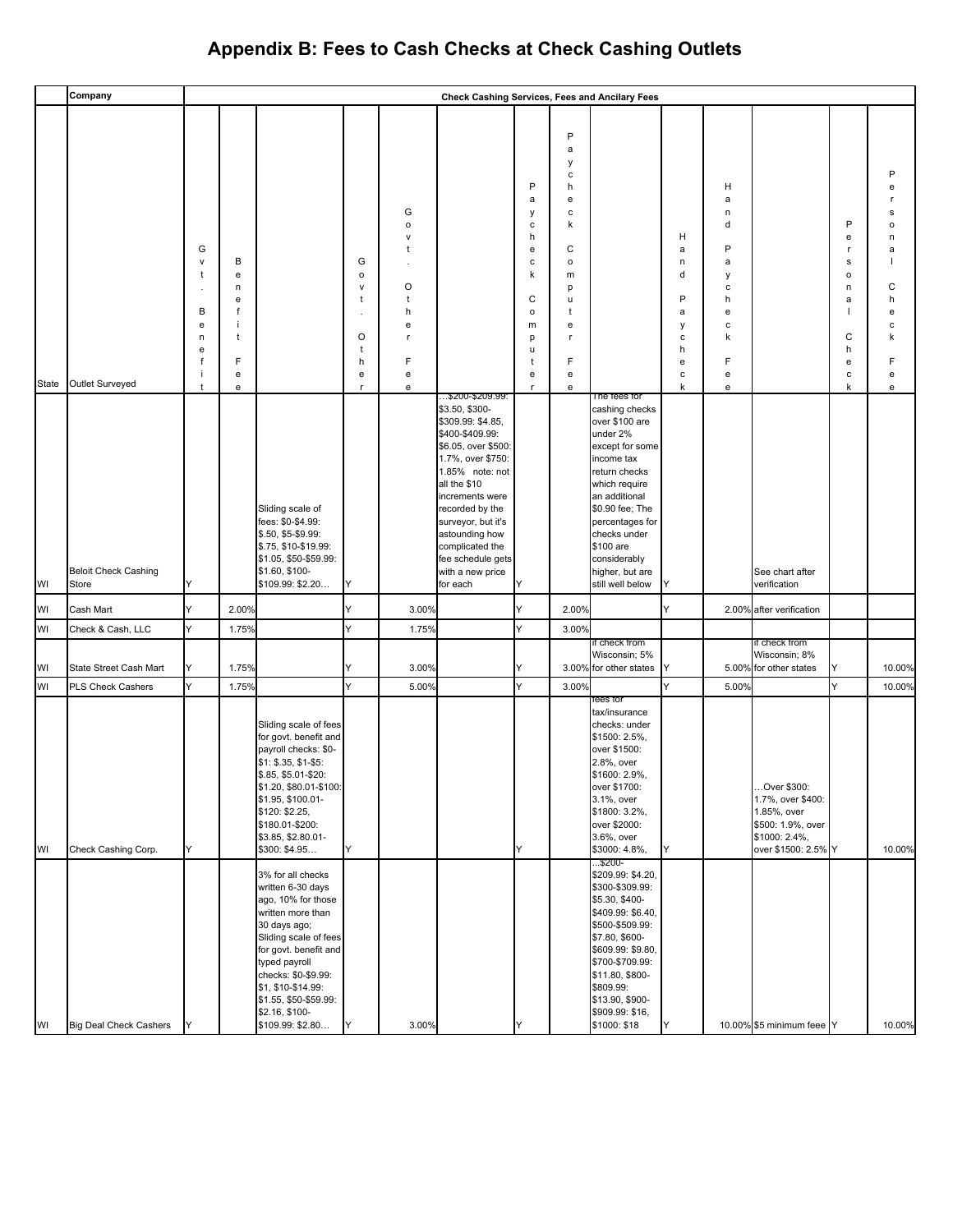# Appendix B: Fees to Cash Checks at Check Cashing Outlets

| State | Company / Outlet Surveyed | Gvt. Benefit | Benefit Fee | | Govt. Other | Govt. Other Fee | | Paycheck Computer | Paycheck Computer Fee | | Hand Paycheck | Hand Paycheck Fee | | Personal Check | Personal Check Fee |
|---|---|---|---|---|---|---|---|---|---|---|---|---|---|---|---|
| | | Check Cashing Services, Fees and Ancilary Fees | | | | | | | | | | | | | |
| WI | Beloit Check Cashing Store | Y | | Sliding scale of fees: $0-$4.99: $.50, $5-$9.99: $.75, $10-$19.99: $1.05, $50-$59.99: $1.60, $100-$109.99: $2.20… | Y | | …$200-$209.99: $3.50, $300-$309.99: $4.85, $400-$409.99: $6.05, over $500: 1.7%, over $750: 1.85% note: not all the $10 increments were recorded by the surveyor, but it's astounding how complicated the fee schedule gets with a new price for each | Y | | The fees for cashing checks over $100 are under 2% except for some income tax return checks which require an additional $0.90 fee; The percentages for checks under $100 are considerably higher, but are still well below | Y | | See chart after verification | | |
| WI | Cash Mart | Y | 2.00% | | Y | 3.00% | | Y | 2.00% | | Y | 2.00% | after verification | | |
| WI | Check & Cash, LLC | Y | 1.75% | | Y | 1.75% | | Y | 3.00% | | | | | | |
| WI | State Street Cash Mart | Y | 1.75% | | Y | 3.00% | | Y | 3.00% | if check from Wisconsin; 5% for other states | Y | 5.00% | if check from Wisconsin; 8% for other states | Y | 10.00% |
| WI | PLS Check Cashers | Y | 1.75% | | Y | 5.00% | | Y | 3.00% | | Y | 5.00% | | Y | 10.00% |
| WI | Check Cashing Corp. | Y | | Sliding scale of fees for govt. benefit and payroll checks: $0-$1: $.35, $1-$5: $.85, $5.01-$20: $1.20, $80.01-$100: $1.95, $100.01-$120: $2.25, $180.01-$200: $3.85, $2.80.01-$300: $4.95… | Y | | | Y | | fees for tax/insurance checks: under $1500: 2.5%, over $1500: 2.8%, over $1600: 2.9%, over $1700: 3.1%, over $1800: 3.2%, over $2000: 3.6%, over $3000: 4.8%, | Y | | …Over $300: 1.7%, over $400: 1.85%, over $500: 1.9%, over $1000: 2.4%, over $1500: 2.5% | Y | 10.00% |
| WI | Big Deal Check Cashers | Y | | 3% for all checks written 6-30 days ago, 10% for those written more than 30 days ago; Sliding scale of fees for govt. benefit and typed payroll checks: $0-$9.99: $1, $10-$14.99: $1.55, $50-$59.99: $2.16, $100-$109.99: $2.80… | Y | 3.00% | | Y | | …$200-$209.99: $4.20, $300-$309.99: $5.30, $400-$409.99: $6.40, $500-$509.99: $7.80, $600-$609.99: $9.80, $700-$709.99: $11.80, $800-$809.99: $13.90, $900-$909.99: $16, $1000: $18 | Y | 10.00% | $5 minimum feee | Y | 10.00% |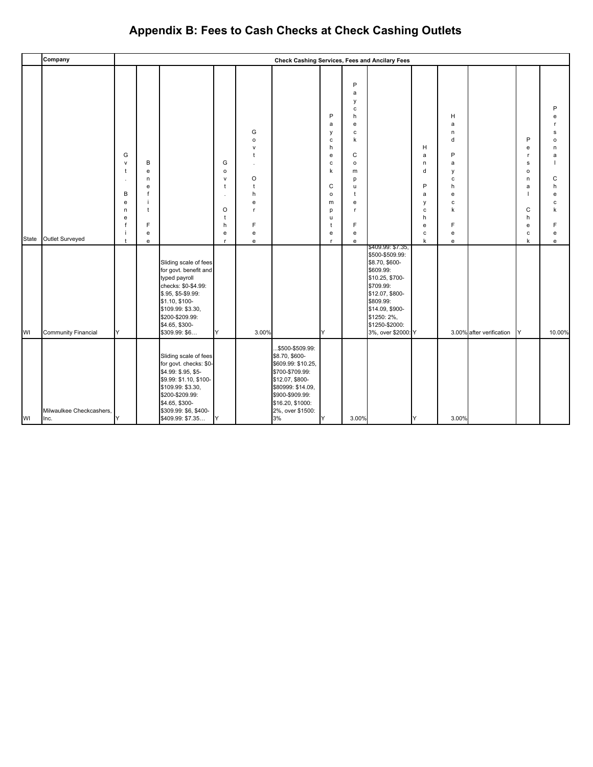# Appendix B: Fees to Cash Checks at Check Cashing Outlets

| | Company | Check Cashing Services, Fees and Ancilary Fees | | | | | | | | | | | | | |
|---|---|---|---|---|---|---|---|---|---|---|---|---|---|---|---|
| State | Outlet Surveyed | Gvt. Benefit | Benefit Fee | | Govt. Other | Govt. Other Fee | | Paycheck Computer | Paycheck Computer Fee | | Hand Paycheck | Hand Paycheck Fee | | Personal Check | Personal Check Fee |
| WI | Community Financial | Y | | Sliding scale of fees for govt. benefit and typed payroll checks: $0-$4.99: $.95, $5-$9.99: $1.10, $100-$109.99: $3.30, $200-$209.99: $4.65, $300-$309.99: $6… | Y | 3.00% | | Y | | $409.99: $7.35, $500-$509.99: $8.70, $600-$609.99: $10.25, $700-$709.99: $12.07, $800-$809.99: $14.09, $900-$1250: 2%, $1250-$2000: 3%, over $2000: | Y | 3.00% | after verification | Y | 10.00% |
| WI | Milwaulkee Checkcashers, Inc. | Y | | Sliding scale of fees for govt. checks: $0-$4.99: $.95, $5-$9.99: $1.10, $100-$109.99: $3.30, $200-$209.99: $4.65, $300-$309.99: $6, $400-$409.99: $7.35… | Y | | …$500-$509.99: $8.70, $600-$609.99: $10.25, $700-$709.99: $12.07, $800-$80999: $14.09, $900-$909.99: $16.20, $1000: 2%, over $1500: 3% | Y | 3.00% | | Y | 3.00% | | | |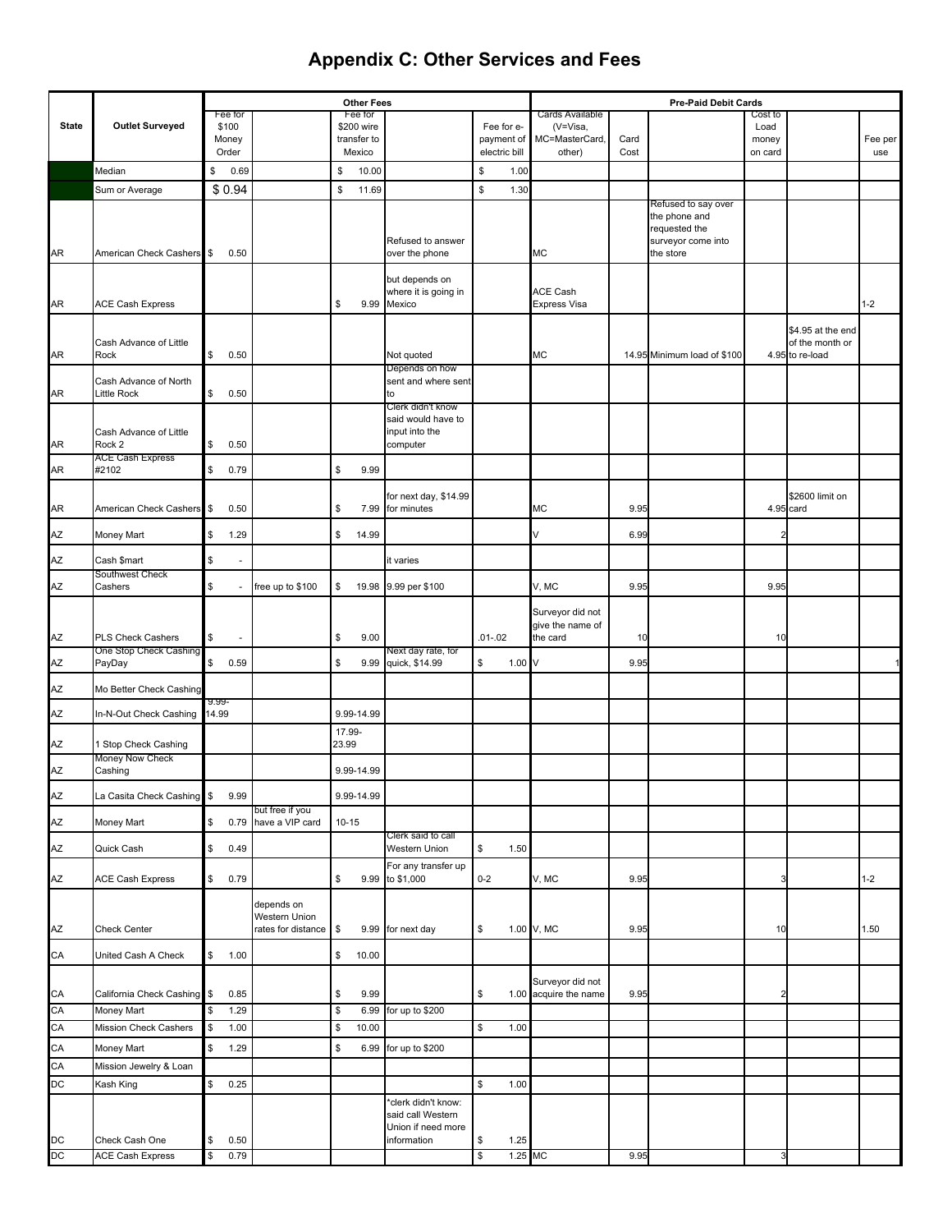# Appendix C: Other Services and Fees

| State | Outlet Surveyed | Other Fees | | | | | | Pre-Paid Debit Cards | | | | | |
|---|---|---|---|---|---|---|---|---|---|---|---|---|---|
| | | Fee for $100 Money Order | | Fee for $200 wire transfer to Mexico | | Fee for e-payment of electric bill | | Cards Available (V=Visa, MC=MasterCard, other) | Card Cost | | Cost to Load money on card | | Fee per use |
| | Median | $ 0.69 | | $ 10.00 | | $ 1.00 | | | | | | | |
| | Sum or Average | $ 0.94 | | $ 11.69 | | $ 1.30 | | | | | | | |
| AR | American Check Cashers | $ 0.50 | | | Refused to answer over the phone | | | MC | | Refused to say over the phone and requested the surveyor come into the store | | | |
| AR | ACE Cash Express | | | $ 9.99 | but depends on where it is going in Mexico | | | ACE Cash Express Visa | | | | | 1-2 |
| AR | Cash Advance of Little Rock | $ 0.50 | | | Not quoted | | | MC | 14.95 | Minimum load of $100 | 4.95 | $4.95 at the end of the month or to re-load | |
| AR | Cash Advance of North Little Rock | $ 0.50 | | | Depends on how sent and where sent to | | | | | | | | |
| AR | Cash Advance of Little Rock 2 | $ 0.50 | | | Clerk didn't know said would have to input into the computer | | | | | | | | |
| AR | ACE Cash Express #2102 | $ 0.79 | | $ 9.99 | | | | | | | | | |
| AR | American Check Cashers | $ 0.50 | | $ 7.99 | for next day, $14.99 for minutes | | | MC | 9.95 | | 4.95 | $2600 limit on card | |
| AZ | Money Mart | $ 1.29 | | $ 14.99 | | | | V | 6.99 | | 2 | | |
| AZ | Cash $mart | $ - | | | it varies | | | | | | | | |
| AZ | Southwest Check Cashers | $ - | free up to $100 | $ 19.98 | 9.99 per $100 | | | V, MC | 9.95 | | 9.95 | | |
| AZ | PLS Check Cashers | $ - | | $ 9.00 | | .01-.02 | | Surveyor did not give the name of the card | 10 | | 10 | | |
| AZ | One Stop Check Cashing PayDay | $ 0.59 | | $ 9.99 | Next day rate, for quick, $14.99 | $ 1.00 | | V | 9.95 | | | | 1 |
| AZ | Mo Better Check Cashing | | | | | | | | | | | | |
| AZ | In-N-Out Check Cashing | 9.99-14.99 | | 9.99-14.99 | | | | | | | | | |
| AZ | 1 Stop Check Cashing | | | 17.99-23.99 | | | | | | | | | |
| AZ | Money Now Check Cashing | | | 9.99-14.99 | | | | | | | | | |
| AZ | La Casita Check Cashing | $ 9.99 | | 9.99-14.99 | | | | | | | | | |
| AZ | Money Mart | $ 0.79 | but free if you have a VIP card | 10-15 | | | | | | | | | |
| AZ | Quick Cash | $ 0.49 | | | Clerk said to call Western Union | $ 1.50 | | | | | | | |
| AZ | ACE Cash Express | $ 0.79 | | $ 9.99 | For any transfer up to $1,000 | 0-2 | | V, MC | 9.95 | | 3 | | 1-2 |
| AZ | Check Center | | depends on Western Union rates for distance | $ 9.99 | for next day | $ 1.00 | | V, MC | 9.95 | | 10 | | 1.50 |
| CA | United Cash A Check | $ 1.00 | | $ 10.00 | | | | | | | | | |
| CA | California Check Cashing | $ 0.85 | | $ 9.99 | | $ 1.00 | | Surveyor did not acquire the name | 9.95 | | 2 | | |
| CA | Money Mart | $ 1.29 | | $ 6.99 | for up to $200 | | | | | | | | |
| CA | Mission Check Cashers | $ 1.00 | | $ 10.00 | | $ 1.00 | | | | | | | |
| CA | Money Mart | $ 1.29 | | $ 6.99 | for up to $200 | | | | | | | | |
| CA | Mission Jewelry & Loan | | | | | | | | | | | | |
| DC | Kash King | $ 0.25 | | | | $ 1.00 | | | | | | | |
| DC | Check Cash One | $ 0.50 | | | *clerk didn't know: said call Western Union if need more information | $ 1.25 | | | | | | | |
| DC | ACE Cash Express | $ 0.79 | | | | $ 1.25 | | MC | 9.95 | | 3 | | |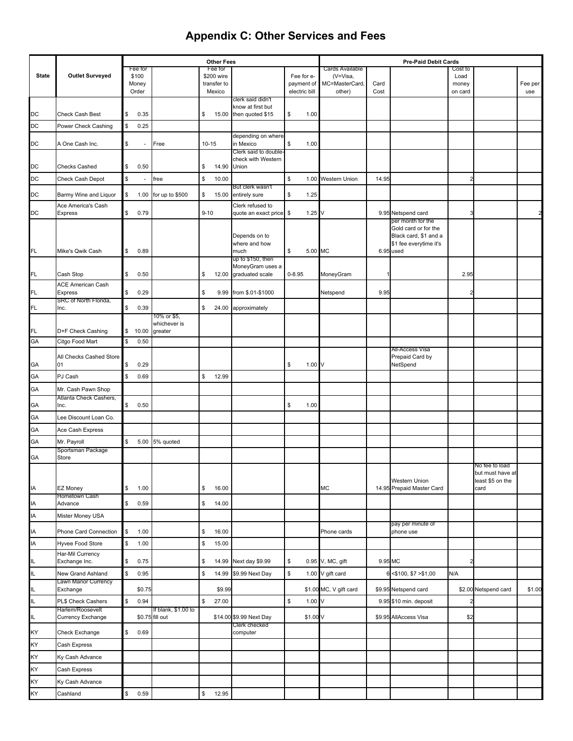# Appendix C: Other Services and Fees

| State | Outlet Surveyed | Other Fees | | | | | Pre-Paid Debit Cards | | | | | |
|---|---|---|---|---|---|---|---|---|---|---|---|---|
| | | Fee for $100 Money Order | | Fee for $200 wire transfer to Mexico | | Fee for e-payment of electric bill | Cards Available (V=Visa, MC=MasterCard, other) | Card Cost | | Cost to Load money on card | | Fee per use |
| DC | Check Cash Best | $ 0.35 | | $ 15.00 | clerk said didn't know at first but then quoted $15 | $ 1.00 | | | | | | |
| DC | Power Check Cashing | $ 0.25 | | | | | | | | | | |
| DC | A One Cash Inc. | $ - | Free | 10-15 | depending on where in Mexico | $ 1.00 | | | | | | |
| DC | Checks Cashed | $ 0.50 | | $ 14.90 | Clerk said to double-check with Western Union | | | | | | | |
| DC | Check Cash Depot | $ - | free | $ 10.00 | | $ 1.00 | Western Union | 14.95 | | 2 | | |
| DC | Barmy Wine and Liquor | $ 1.00 | for up to $500 | $ 15.00 | But clerk wasn't entirely sure | $ 1.25 | | | | | | |
| DC | Ace America's Cash Express | $ 0.79 | | 9-10 | Clerk refused to quote an exact price | $ 1.25 | V | 9.95 | Netspend card | 3 | | 2 |
| FL | Mike's Qwik Cash | $ 0.89 | | | Depends on to where and how much | $ 5.00 | MC | 6.95 | per month for the Gold card or for the Black card, $1 and a $1 fee everytime it's used | | | |
| FL | Cash Stop | $ 0.50 | | $ 12.00 | up to $150, then MoneyGram uses a graduated scale | 0-8.95 | MoneyGram | 1 | | 2.95 | | |
| FL | ACE American Cash Express | $ 0.29 | | $ 9.99 | from $.01-$1000 | | Netspend | 9.95 | | 2 | | |
| FL | SRC of North Florida, Inc. | $ 0.39 | | $ 24.00 | approximately | | | | | | | |
| FL | D+F Check Cashing | $ 10.00 | 10% or $5, whichever is greater | | | | | | | | | |
| GA | Citgo Food Mart | $ 0.50 | | | | | | | | | | |
| GA | All Checks Cashed Store 01 | $ 0.29 | | | | $ 1.00 | V | | All-Access Visa Prepaid Card by NetSpend | | | |
| GA | PJ Cash | $ 0.69 | | $ 12.99 | | | | | | | | |
| GA | Mr. Cash Pawn Shop | | | | | | | | | | | |
| GA | Atlanta Check Cashers, Inc. | $ 0.50 | | | | $ 1.00 | | | | | | |
| GA | Lee Discount Loan Co. | | | | | | | | | | | |
| GA | Ace Cash Express | | | | | | | | | | | |
| GA | Mr. Payroll | $ 5.00 | 5% quoted | | | | | | | | | |
| GA | Sportsman Package Store | | | | | | | | | | | |
| IA | EZ Money | $ 1.00 | | $ 16.00 | | | MC | 14.95 | Western Union Prepaid Master Card | | No fee to load but must have at least $5 on the card | |
| IA | Hometown Cash Advance | $ 0.59 | | $ 14.00 | | | | | | | | |
| IA | Mister Money USA | | | | | | | | | | | |
| IA | Phone Card Connection | $ 1.00 | | $ 16.00 | | | Phone cards | | pay per minute of phone use | | | |
| IA | Hyvee Food Store | $ 1.00 | | $ 15.00 | | | | | | | | |
| IL | Har-Mil Currency Exchange Inc. | $ 0.75 | | $ 14.99 | Next day $9.99 | $ 0.95 | V, MC, gift | 9.95 | MC | 2 | | |
| IL | New Grand Ashland | $ 0.95 | | $ 14.99 | $9.99 Next Day | $ 1.00 | V gift card | 6 | <$100, $7 >$1,00 | N/A | | |
| IL | Lawn Manor Currency Exchange | $0.75 | | $9.99 | | $1.00 | MC, V gift card | $9.95 | Netspend card | $2.00 | Netspend card | $1.00 |
| IL | PL$ Check Cashers | $ 0.94 | | $ 27.00 | | $ 1.00 | V | 9.95 | $10 min. deposit | 2 | | |
| IL | Harlem/Roosevelt Currency Exchange | $0.75 | If blank, $1.00 to fill out | $14.00 | $9.99 Next Day | $1.00 | V | $9.95 | AllAccess Visa | $2 | | |
| KY | Check Exchange | $ 0.69 | | | Clerk checked computer | | | | | | | |
| KY | Cash Express | | | | | | | | | | | |
| KY | Ky Cash Advance | | | | | | | | | | | |
| KY | Cash Express | | | | | | | | | | | |
| KY | Ky Cash Advance | | | | | | | | | | | |
| KY | Cashland | $ 0.59 | | $ 12.95 | | | | | | | | |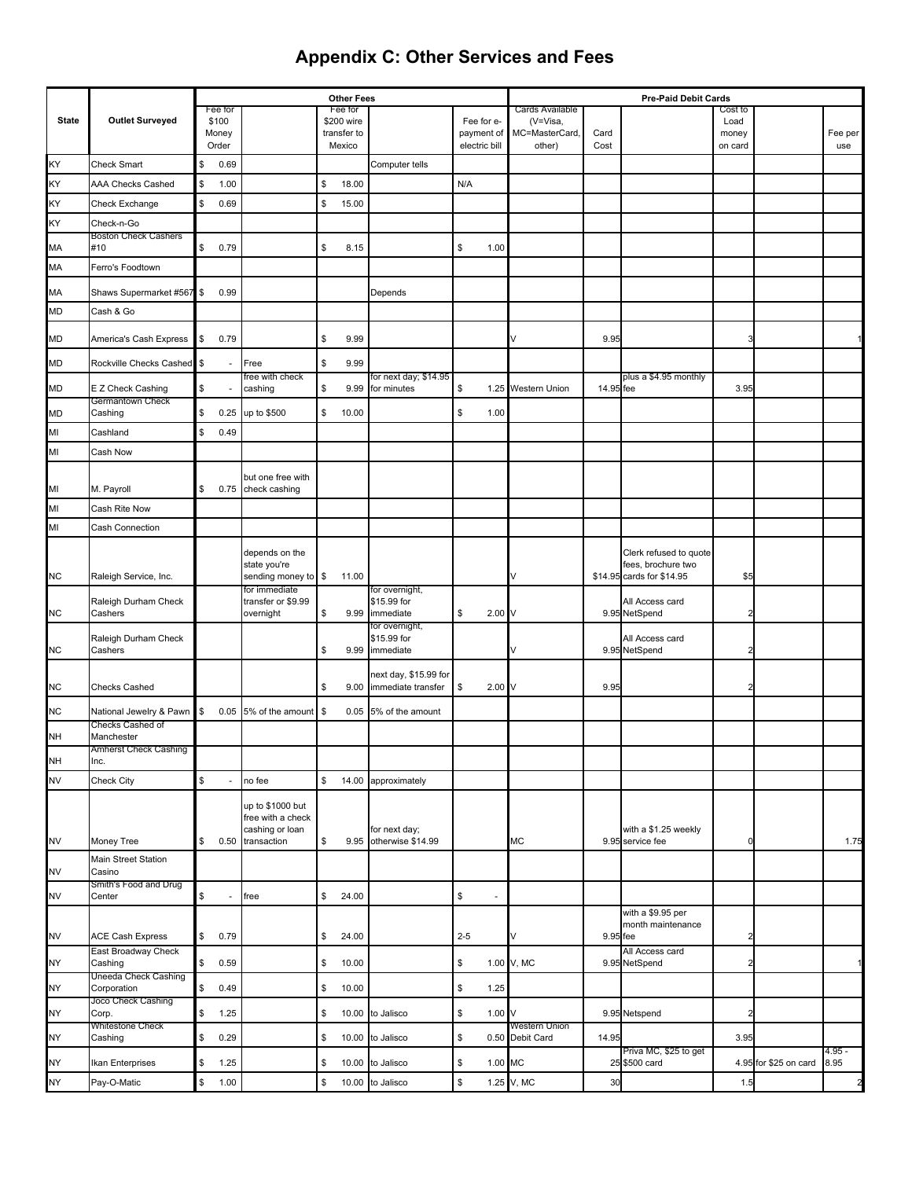# Appendix C: Other Services and Fees

| State | Outlet Surveyed | Other Fees | | | | | Pre-Paid Debit Cards | | | | | |
|---|---|---|---|---|---|---|---|---|---|---|---|---|
| | | Fee for $100 Money Order | | Fee for $200 wire transfer to Mexico | | Fee for e-payment of electric bill | Cards Available (V=Visa, MC=MasterCard, other) | Card Cost | | Cost to Load money on card | | Fee per use |
| KY | Check Smart | $ 0.69 | | | Computer tells | | | | | | | |
| KY | AAA Checks Cashed | $ 1.00 | | $ 18.00 | | N/A | | | | | | |
| KY | Check Exchange | $ 0.69 | | $ 15.00 | | | | | | | | |
| KY | Check-n-Go | | | | | | | | | | | |
| MA | Boston Check Cashers #10 | $ 0.79 | | $ 8.15 | | $ 1.00 | | | | | | |
| MA | Ferro's Foodtown | | | | | | | | | | | |
| MA | Shaws Supermarket #567 | $ 0.99 | | | Depends | | | | | | | |
| MD | Cash & Go | | | | | | | | | | | |
| MD | America's Cash Express | $ 0.79 | | $ 9.99 | | | V | 9.95 | | 3 | | 1 |
| MD | Rockville Checks Cashed | $ - | Free | $ 9.99 | | | | | | | | |
| MD | E Z Check Cashing | $ - | free with check cashing | $ 9.99 | for next day; $14.95 for minutes | $ 1.25 | Western Union | 14.95 | plus a $4.95 monthly fee | 3.95 | | |
| MD | Germantown Check Cashing | $ 0.25 | up to $500 | $ 10.00 | | $ 1.00 | | | | | | |
| MI | Cashland | $ 0.49 | | | | | | | | | | |
| MI | Cash Now | | | | | | | | | | | |
| MI | M. Payroll | $ 0.75 | but one free with check cashing | | | | | | | | | |
| MI | Cash Rite Now | | | | | | | | | | | |
| MI | Cash Connection | | | | | | | | | | | |
| NC | Raleigh Service, Inc. | | depends on the state you're sending money to | $ 11.00 | | | V | $14.95 | Clerk refused to quote fees, brochure two cards for $14.95 | $5 | | |
| NC | Raleigh Durham Check Cashers | | for immediate transfer or $9.99 overnight | $ 9.99 | for overnight, $15.99 for immediate | $ 2.00 | V | 9.95 | All Access card NetSpend | 2 | | |
| NC | Raleigh Durham Check Cashers | | | $ 9.99 | for overnight, $15.99 for immediate | | V | 9.95 | All Access card NetSpend | 2 | | |
| NC | Checks Cashed | | | $ 9.00 | next day, $15.99 for immediate transfer | $ 2.00 | V | 9.95 | | 2 | | |
| NC | National Jewelry & Pawn | $ 0.05 | 5% of the amount | $ 0.05 | 5% of the amount | | | | | | | |
| NH | Checks Cashed of Manchester | | | | | | | | | | | |
| NH | Amherst Check Cashing Inc. | | | | | | | | | | | |
| NV | Check City | $ - | no fee | $ 14.00 | approximately | | | | | | | |
| NV | Money Tree | $ 0.50 | up to $1000 but free with a check cashing or loan transaction | $ 9.95 | for next day; otherwise $14.99 | | MC | 9.95 | with a $1.25 weekly service fee | 0 | | 1.75 |
| NV | Main Street Station Casino | | | | | | | | | | | |
| NV | Smith's Food and Drug Center | $ - | free | $ 24.00 | | $ - | | | | | | |
| NV | ACE Cash Express | $ 0.79 | | $ 24.00 | | 2-5 | V | 9.95 | with a $9.95 per month maintenance fee | 2 | | |
| NY | East Broadway Check Cashing | $ 0.59 | | $ 10.00 | | $ 1.00 | V, MC | 9.95 | All Access card NetSpend | 2 | | 1 |
| NY | Uneeda Check Cashing Corporation | $ 0.49 | | $ 10.00 | | $ 1.25 | | | | | | |
| NY | Joco Check Cashing Corp. | $ 1.25 | | $ 10.00 | to Jalisco | $ 1.00 | V | 9.95 | Netspend | 2 | | |
| NY | Whitestone Check Cashing | $ 0.29 | | $ 10.00 | to Jalisco | $ 0.50 | Western Union Debit Card | 14.95 | | 3.95 | | |
| NY | Ikan Enterprises | $ 1.25 | | $ 10.00 | to Jalisco | $ 1.00 | MC | 25 | Priva MC, $25 to get $500 card | 4.95 | for $25 on card | 4.95 - 8.95 |
| NY | Pay-O-Matic | $ 1.00 | | $ 10.00 | to Jalisco | $ 1.25 | V, MC | 30 | | 1.5 | | 2 |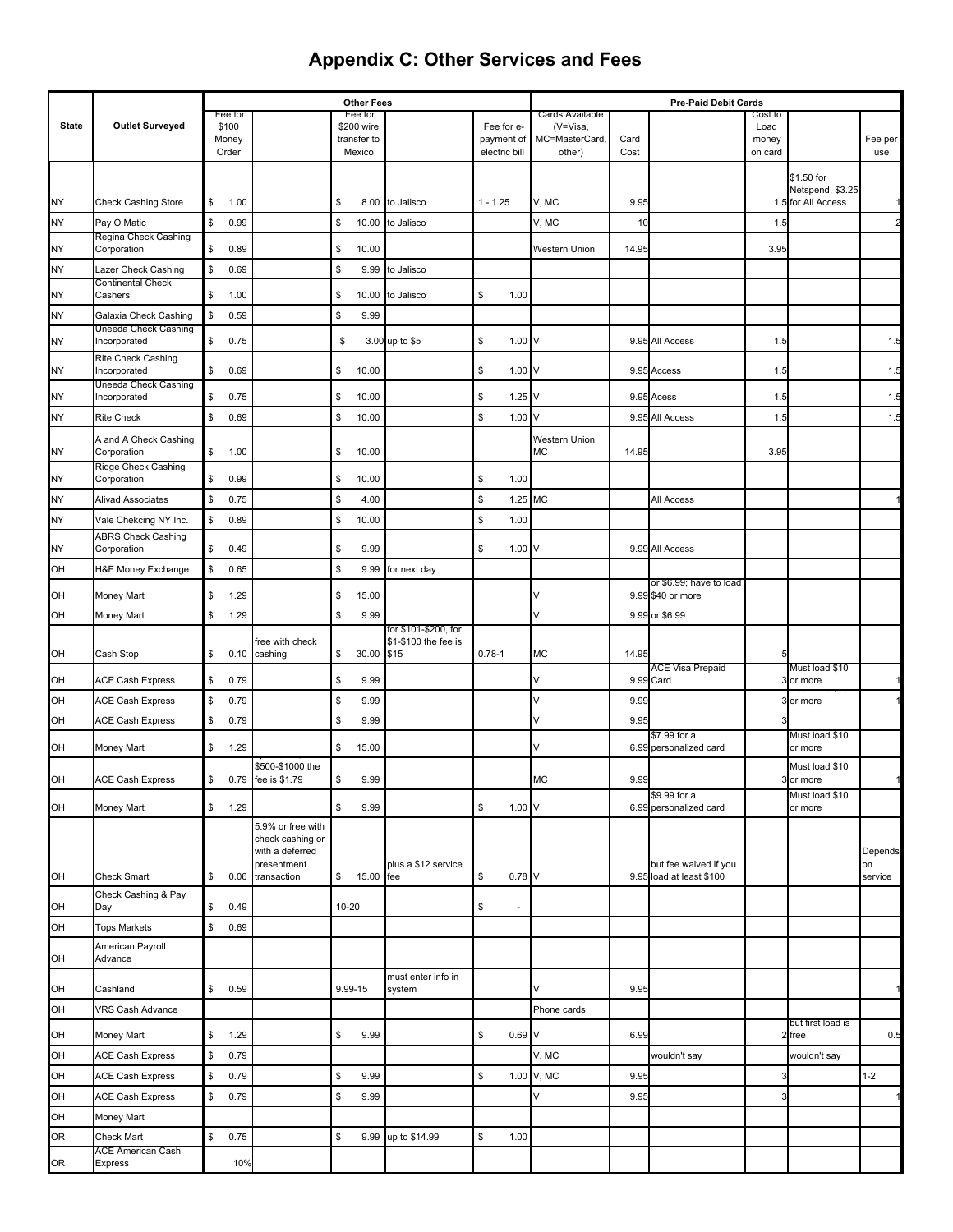# Appendix C: Other Services and Fees

| State | Outlet Surveyed | Other Fees | | | | | Pre-Paid Debit Cards | | | | | |
|---|---|---|---|---|---|---|---|---|---|---|---|---|
| | | Fee for $100 Money Order | | Fee for $200 wire transfer to Mexico | | Fee for e-payment of electric bill | Cards Available (V=Visa, MC=MasterCard, other) | Card Cost | | Cost to Load money on card | | Fee per use |
| NY | Check Cashing Store | $ 1.00 | | $ 8.00 | to Jalisco | 1 - 1.25 | V, MC | 9.95 | | 1.5 | $1.50 for Netspend, $3.25 for All Access | 1 |
| NY | Pay O Matic | $ 0.99 | | $ 10.00 | to Jalisco | | V, MC | 10 | | 1.5 | | 2 |
| NY | Regina Check Cashing Corporation | $ 0.89 | | $ 10.00 | | | Western Union | 14.95 | | 3.95 | | |
| NY | Lazer Check Cashing | $ 0.69 | | $ 9.99 | to Jalisco | | | | | | | |
| NY | Continental Check Cashers | $ 1.00 | | $ 10.00 | to Jalisco | $ 1.00 | | | | | | |
| NY | Galaxia Check Cashing | $ 0.59 | | $ 9.99 | | | | | | | | |
| NY | Uneeda Check Cashing Incorporated | $ 0.75 | | $ 3.00 | up to $5 | $ 1.00 | V | 9.95 | All Access | 1.5 | | 1.5 |
| NY | Rite Check Cashing Incorporated | $ 0.69 | | $ 10.00 | | $ 1.00 | V | 9.95 | Access | 1.5 | | 1.5 |
| NY | Uneeda Check Cashing Incorporated | $ 0.75 | | $ 10.00 | | $ 1.25 | V | 9.95 | Acess | 1.5 | | 1.5 |
| NY | Rite Check | $ 0.69 | | $ 10.00 | | $ 1.00 | V | 9.95 | All Access | 1.5 | | 1.5 |
| NY | A and A Check Cashing Corporation | $ 1.00 | | $ 10.00 | | | Western Union MC | 14.95 | | 3.95 | | |
| NY | Ridge Check Cashing Corporation | $ 0.99 | | $ 10.00 | | $ 1.00 | | | | | | |
| NY | Alivad Associates | $ 0.75 | | $ 4.00 | | $ 1.25 | MC | | All Access | | | 1 |
| NY | Vale Chekcing NY Inc. | $ 0.89 | | $ 10.00 | | $ 1.00 | | | | | | |
| NY | ABRS Check Cashing Corporation | $ 0.49 | | $ 9.99 | | $ 1.00 | V | 9.99 | All Access | | | |
| OH | H&E Money Exchange | $ 0.65 | | $ 9.99 | for next day | | | | | | | |
| OH | Money Mart | $ 1.29 | | $ 15.00 | | | V | 9.99 | or $6.99; have to load $40 or more | | | |
| OH | Money Mart | $ 1.29 | | $ 9.99 | | | V | 9.99 | or $6.99 | | | |
| OH | Cash Stop | $ 0.10 | free with check cashing | $ 30.00 | for $101-$200, for $1-$100 the fee is $15 | 0.78-1 | MC | 14.95 | | 5 | | |
| OH | ACE Cash Express | $ 0.79 | | $ 9.99 | | | V | 9.99 | ACE Visa Prepaid Card | 3 | Must load $10 or more | 1 |
| OH | ACE Cash Express | $ 0.79 | | $ 9.99 | | | V | 9.99 | | 3 | or more | 1 |
| OH | ACE Cash Express | $ 0.79 | | $ 9.99 | | | V | 9.95 | | 3 | | |
| OH | Money Mart | $ 1.29 | | $ 15.00 | | | V | 6.99 | $7.99 for a personalized card | | Must load $10 or more | |
| OH | ACE Cash Express | $ 0.79 | $500-$1000 the fee is $1.79 | $ 9.99 | | | MC | 9.99 | | 3 | Must load $10 or more | 1 |
| OH | Money Mart | $ 1.29 | | $ 9.99 | | $ 1.00 | V | 6.99 | $9.99 for a personalized card | | Must load $10 or more | |
| OH | Check Smart | $ 0.06 | 5.9% or free with check cashing or with a deferred presentment transaction | $ 15.00 | plus a $12 service fee | $ 0.78 | V | 9.95 | but fee waived if you load at least $100 | | | Depends on service |
| OH | Check Cashing & Pay Day | $ 0.49 | | 10-20 | | $ - | | | | | | |
| OH | Tops Markets | $ 0.69 | | | | | | | | | | |
| OH | American Payroll Advance | | | | | | | | | | | |
| OH | Cashland | $ 0.59 | | 9.99-15 | must enter info in system | | V | 9.95 | | | | 1 |
| OH | VRS Cash Advance | | | | | | Phone cards | | | | | |
| OH | Money Mart | $ 1.29 | | $ 9.99 | | $ 0.69 | V | 6.99 | | 2 | but first load is free | 0.5 |
| OH | ACE Cash Express | $ 0.79 | | | | | V, MC | | wouldn't say | | wouldn't say | |
| OH | ACE Cash Express | $ 0.79 | | $ 9.99 | | $ 1.00 | V, MC | 9.95 | | 3 | | 1-2 |
| OH | ACE Cash Express | $ 0.79 | | $ 9.99 | | | V | 9.95 | | 3 | | 1 |
| OH | Money Mart | | | | | | | | | | | |
| OR | Check Mart | $ 0.75 | | $ 9.99 | up to $14.99 | $ 1.00 | | | | | | |
| OR | ACE American Cash Express | 10% | | | | | | | | | | |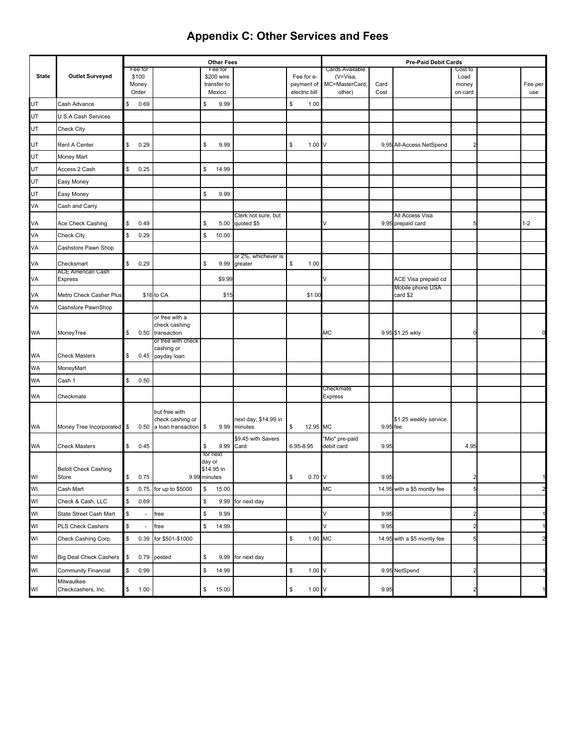# Appendix C: Other Services and Fees

| State | Outlet Surveyed | Other Fees | | | | | Pre-Paid Debit Cards | | | | | |
|---|---|---|---|---|---|---|---|---|---|---|---|---|
| | | Fee for $100 Money Order | | Fee for $200 wire transfer to Mexico | | Fee for e-payment of electric bill | Cards Available (V=Visa, MC=MasterCard, other) | Card Cost | | Cost to Load money on card | | Fee per use |
| UT | Cash Advance | $ 0.69 | | $ 9.99 | | $ 1.00 | | | | | | |
| UT | U.S.A Cash Services | | | | | | | | | | | |
| UT | Check City | | | | | | | | | | | |
| UT | Rent A Center | $ 0.29 | | $ 9.99 | | $ 1.00 | V | 9.95 | All-Access NetSpend | 2 | | |
| UT | Money Mart | | | | | | | | | | | |
| UT | Access 2 Cash | $ 0.25 | | $ 14.99 | | | | | | | | |
| UT | Easy Money | | | | | | | | | | | |
| UT | Easy Money | | | $ 9.99 | | | | | | | | |
| VA | Cash and Carry | | | | | | | | | | | |
| VA | Ace Check Cashing | $ 0.49 | | $ 5.00 | Clerk not sure, but quoted $5 | | V | 9.95 | All Access Visa prepaid card | 5 | | 1-2 |
| VA | Check City | $ 0.29 | | $ 10.00 | | | | | | | | |
| VA | Cashstore Pawn Shop | | | | | | | | | | | |
| VA | Checksmart | $ 0.29 | | $ 9.99 | or 2%, whichever is greater | $ 1.00 | | | | | | |
| VA | ACE American Cash Express | | | $9.99 | | | V | | ACE Visa prepaid cd | | | |
| VA | Metro Check Casher Plus | $16 | to CA | $15 | | $1.00 | | | Mobile phone USA card $2 | | | |
| VA | Cashstore PawnShop | | | | | | | | | | | |
| WA | MoneyTree | $ 0.50 | or free with a check cashing transaction | | | | MC | 9.95 | $1.25 wkly | 0 | | 0 |
| WA | Check Masters | $ 0.45 | or free with check cashing or payday loan | | | | | | | | | |
| WA | MoneyMart | | | | | | | | | | | |
| WA | Cash 1 | $ 0.50 | | | | | | | | | | |
| WA | Checkmate | | | | | | Checkmate Express | | | | | |
| WA | Money Tree Incorporated | $ 0.50 | but free with check cashing or a loan transaction | $ 9.99 | next day; $14.99 in minutes | $ 12.95 | MC | 9.95 | fee $1.25 weekly service fee | | | |
| WA | Check Masters | $ 0.45 | | $ 9.99 | $9.45 with Savers Card | 6.95-8.95 | "Mio" pre-paid debit card | 9.95 | | 4.95 | | |
| WI | Beloit Check Cashing Store | $ 0.75 | | 9.99 | for next day or $14.95 in minutes | $ 0.70 | V | 9.95 | | 2 | | 1 |
| WI | Cash Mart | $ 0.75 | for up to $5000 | $ 15.00 | | | MC | 14.95 | with a $5 montly fee | 5 | | 2 |
| WI | Check & Cash, LLC | $ 0.69 | | $ 9.99 | for next day | | | | | | | |
| WI | State Street Cash Mart | $ - | free | $ 9.99 | | | V | 9.95 | | 2 | | 1 |
| WI | PLS Check Cashers | $ - | free | $ 14.99 | | | V | 9.95 | | 2 | | 1 |
| WI | Check Cashing Corp. | $ 0.39 | for $501-$1000 | | | $ 1.00 | MC | 14.95 | with a $5 montly fee | 5 | | 2 |
| WI | Big Deal Check Cashers | $ 0.79 | posted | $ 9.99 | for next day | | | | | | | |
| WI | Community Financial | $ 0.99 | | $ 14.99 | | $ 1.00 | V | 9.95 | NetSpend | 2 | | 1 |
| WI | Milwaulkee Checkcashers, Inc. | $ 1.00 | | $ 15.00 | | $ 1.00 | V | 9.95 | | 2 | | 1 |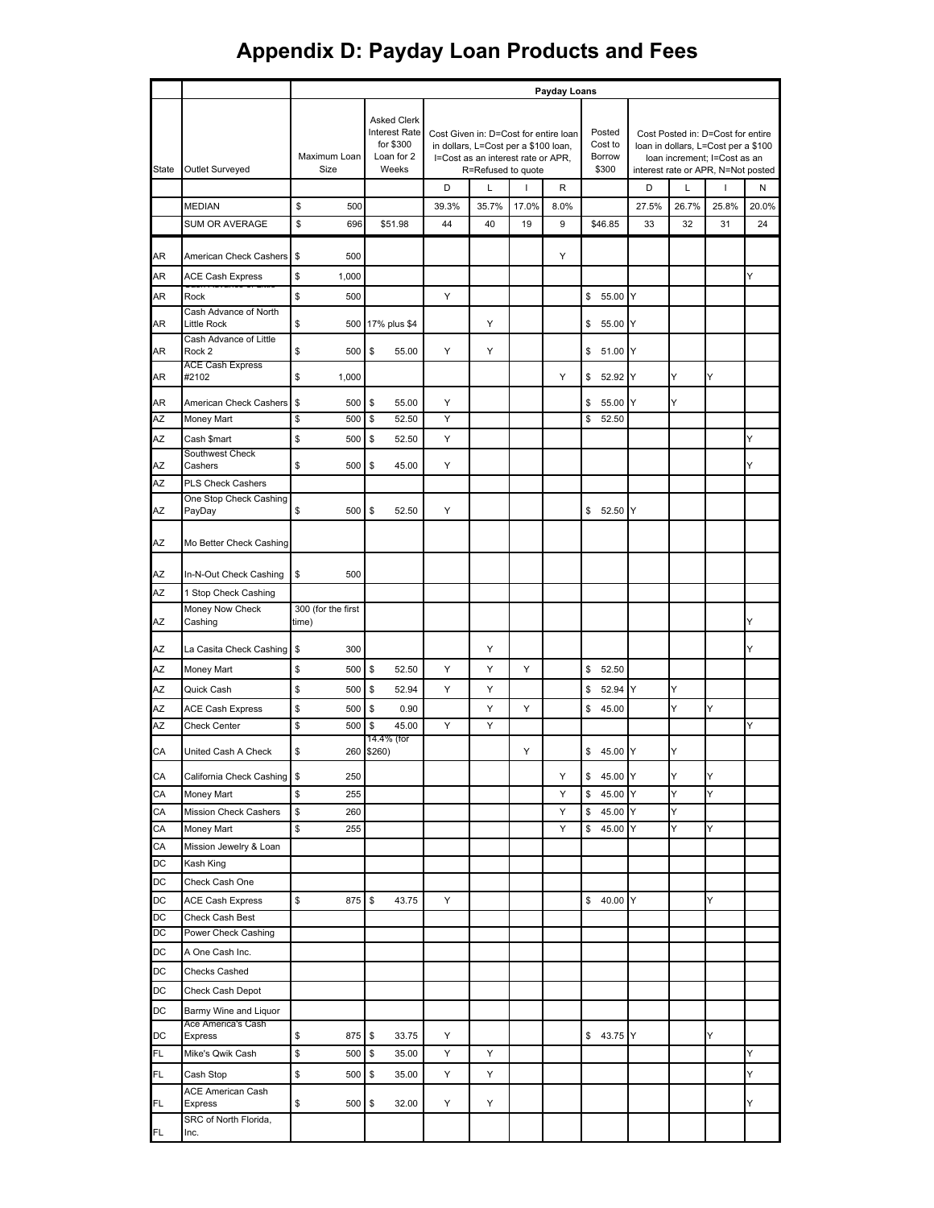# Appendix D: Payday Loan Products and Fees

| | | Payday Loans | | | | | | | | | | | |
|---|---|---|---|---|---|---|---|---|---|---|---|---|---|
| State | Outlet Surveyed | Maximum Loan Size | Asked Clerk Interest Rate for $300 Loan for 2 Weeks | Cost Given in: D=Cost for entire loan in dollars, L=Cost per a $100 loan, I=Cost as an interest rate or APR, R=Refused to quote | | | | Posted Cost to Borrow $300 | Cost Posted in: D=Cost for entire loan in dollars, L=Cost per a $100 loan increment; I=Cost as an interest rate or APR, N=Not posted | | | |
| | | | | D | L | I | R | | D | L | I | N |
| | MEDIAN | $ 500 | | 39.3% | 35.7% | 17.0% | 8.0% | | 27.5% | 26.7% | 25.8% | 20.0% |
| | SUM OR AVERAGE | $ 696 | $51.98 | 44 | 40 | 19 | 9 | $46.85 | 33 | 32 | 31 | 24 |
| AR | American Check Cashers | $ 500 | | | | | Y | | | | | |
| AR | ACE Cash Express | $ 1,000 | | | | | | | | | | Y |
| AR | Cash Advance of Little Rock | $ 500 | | Y | | | | $ 55.00 | Y | | | |
| AR | Cash Advance of North Little Rock | $ 500 | 17% plus $4 | | Y | | | $ 55.00 | Y | | | |
| AR | Cash Advance of Little Rock 2 | $ 500 | $ 55.00 | Y | Y | | | $ 51.00 | Y | | | |
| AR | ACE Cash Express #2102 | $ 1,000 | | | | | Y | $ 52.92 | Y | Y | Y | |
| AR | American Check Cashers | $ 500 | $ 55.00 | Y | | | | $ 55.00 | Y | Y | | |
| AZ | Money Mart | $ 500 | $ 52.50 | Y | | | | $ 52.50 | | | | |
| AZ | Cash $mart | $ 500 | $ 52.50 | Y | | | | | | | | Y |
| AZ | Southwest Check Cashers | $ 500 | $ 45.00 | Y | | | | | | | | Y |
| AZ | PLS Check Cashers | | | | | | | | | | | |
| AZ | One Stop Check Cashing PayDay | $ 500 | $ 52.50 | Y | | | | $ 52.50 | Y | | | |
| AZ | Mo Better Check Cashing | | | | | | | | | | | |
| AZ | In-N-Out Check Cashing | $ 500 | | | | | | | | | | |
| AZ | 1 Stop Check Cashing | | | | | | | | | | | |
| AZ | Money Now Check Cashing | 300 (for the first time) | | | | | | | | | | Y |
| AZ | La Casita Check Cashing | $ 300 | | | Y | | | | | | | Y |
| AZ | Money Mart | $ 500 | $ 52.50 | Y | Y | Y | | $ 52.50 | | | | |
| AZ | Quick Cash | $ 500 | $ 52.94 | Y | Y | | | $ 52.94 | Y | Y | | |
| AZ | ACE Cash Express | $ 500 | $ 0.90 | | Y | Y | | $ 45.00 | | Y | Y | |
| AZ | Check Center | $ 500 | $ 45.00 | Y | Y | | | | | | | Y |
| CA | United Cash A Check | $ 260 | 14.4% (for $260) | | | Y | | $ 45.00 | Y | Y | | |
| CA | California Check Cashing | $ 250 | | | | | Y | $ 45.00 | Y | Y | Y | |
| CA | Money Mart | $ 255 | | | | | Y | $ 45.00 | Y | Y | Y | |
| CA | Mission Check Cashers | $ 260 | | | | | Y | $ 45.00 | Y | Y | | |
| CA | Money Mart | $ 255 | | | | | Y | $ 45.00 | Y | Y | Y | |
| CA | Mission Jewelry & Loan | | | | | | | | | | | |
| DC | Kash King | | | | | | | | | | | |
| DC | Check Cash One | | | | | | | | | | | |
| DC | ACE Cash Express | $ 875 | $ 43.75 | Y | | | | $ 40.00 | Y | | Y | |
| DC | Check Cash Best | | | | | | | | | | | |
| DC | Power Check Cashing | | | | | | | | | | | |
| DC | A One Cash Inc. | | | | | | | | | | | |
| DC | Checks Cashed | | | | | | | | | | | |
| DC | Check Cash Depot | | | | | | | | | | | |
| DC | Barmy Wine and Liquor | | | | | | | | | | | |
| DC | Ace America's Cash Express | $ 875 | $ 33.75 | Y | | | | $ 43.75 | Y | | Y | |
| FL | Mike's Qwik Cash | $ 500 | $ 35.00 | Y | Y | | | | | | | Y |
| FL | Cash Stop | $ 500 | $ 35.00 | Y | Y | | | | | | | Y |
| FL | ACE American Cash Express | $ 500 | $ 32.00 | Y | Y | | | | | | | Y |
| FL | SRC of North Florida, Inc. | | | | | | | | | | | |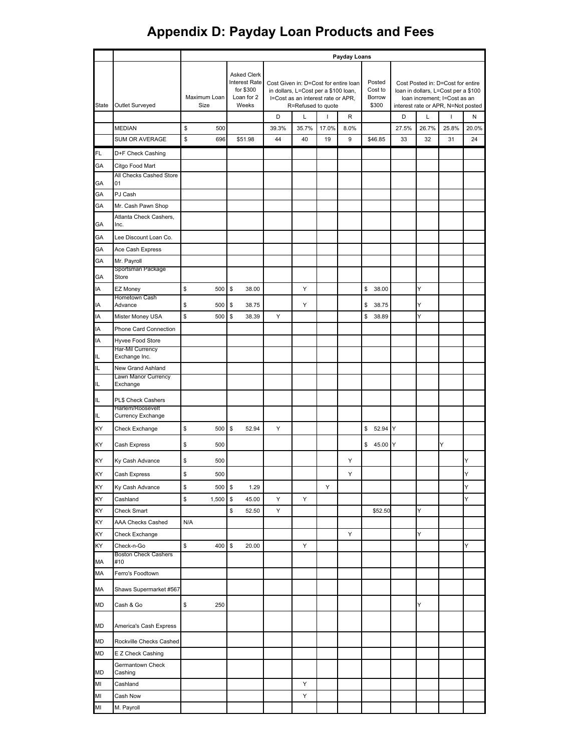# Appendix D: Payday Loan Products and Fees

| State | Outlet Surveyed | Payday Loans | | | | | | | | | | |
|---|---|---|---|---|---|---|---|---|---|---|---|---|
| | | Maximum Loan Size | Asked Clerk Interest Rate for $300 Loan for 2 Weeks | Cost Given in: D=Cost for entire loan in dollars, L=Cost per a $100 loan, I=Cost as an interest rate or APR, R=Refused to quote | | | | Posted Cost to Borrow $300 | Cost Posted in: D=Cost for entire loan in dollars, L=Cost per a $100 loan increment; I=Cost as an interest rate or APR, N=Not posted | | | |
| | | | | D | L | I | R | | D | L | I | N |
| | MEDIAN | $ 500 | | 39.3% | 35.7% | 17.0% | 8.0% | | 27.5% | 26.7% | 25.8% | 20.0% |
| | SUM OR AVERAGE | $ 696 | $51.98 | 44 | 40 | 19 | 9 | $46.85 | 33 | 32 | 31 | 24 |
| FL | D+F Check Cashing | | | | | | | | | | | |
| GA | Citgo Food Mart | | | | | | | | | | | |
| GA | All Checks Cashed Store 01 | | | | | | | | | | | |
| GA | PJ Cash | | | | | | | | | | | |
| GA | Mr. Cash Pawn Shop | | | | | | | | | | | |
| GA | Atlanta Check Cashers, Inc. | | | | | | | | | | | |
| GA | Lee Discount Loan Co. | | | | | | | | | | | |
| GA | Ace Cash Express | | | | | | | | | | | |
| GA | Mr. Payroll | | | | | | | | | | | |
| GA | Sportsman Package Store | | | | | | | | | | | |
| IA | EZ Money | $ 500 | $ 38.00 | | Y | | | $ 38.00 | | Y | | |
| IA | Hometown Cash Advance | $ 500 | $ 38.75 | | Y | | | $ 38.75 | | Y | | |
| IA | Mister Money USA | $ 500 | $ 38.39 | Y | | | | $ 38.89 | | Y | | |
| IA | Phone Card Connection | | | | | | | | | | | |
| IA | Hyvee Food Store | | | | | | | | | | | |
| IL | Har-Mil Currency Exchange Inc. | | | | | | | | | | | |
| IL | New Grand Ashland | | | | | | | | | | | |
| IL | Lawn Manor Currency Exchange | | | | | | | | | | | |
| IL | PL$ Check Cashers | | | | | | | | | | | |
| IL | Harlem/Roosevelt Currency Exchange | | | | | | | | | | | |
| KY | Check Exchange | $ 500 | $ 52.94 | Y | | | | $ 52.94 | Y | | | |
| KY | Cash Express | $ 500 | | | | | | $ 45.00 | Y | | Y | |
| KY | Ky Cash Advance | $ 500 | | | | | Y | | | | | Y |
| KY | Cash Express | $ 500 | | | | | Y | | | | | Y |
| KY | Ky Cash Advance | $ 500 | $ 1.29 | | | Y | | | | | | Y |
| KY | Cashland | $ 1,500 | $ 45.00 | Y | Y | | | | | | | Y |
| KY | Check Smart | | $ 52.50 | Y | | | | $52.50 | | Y | | |
| KY | AAA Checks Cashed | N/A | | | | | | | | | | |
| KY | Check Exchange | | | | | | Y | | | Y | | |
| KY | Check-n-Go | $ 400 | $ 20.00 | | Y | | | | | | | Y |
| MA | Boston Check Cashers #10 | | | | | | | | | | | |
| MA | Ferro's Foodtown | | | | | | | | | | | |
| MA | Shaws Supermarket #567 | | | | | | | | | | | |
| MD | Cash & Go | $ 250 | | | | | | | | Y | | |
| MD | America's Cash Express | | | | | | | | | | | |
| MD | Rockville Checks Cashed | | | | | | | | | | | |
| MD | E Z Check Cashing | | | | | | | | | | | |
| MD | Germantown Check Cashing | | | | | | | | | | | |
| MI | Cashland | | | | Y | | | | | | | |
| MI | Cash Now | | | | Y | | | | | | | |
| MI | M. Payroll | | | | | | | | | | | |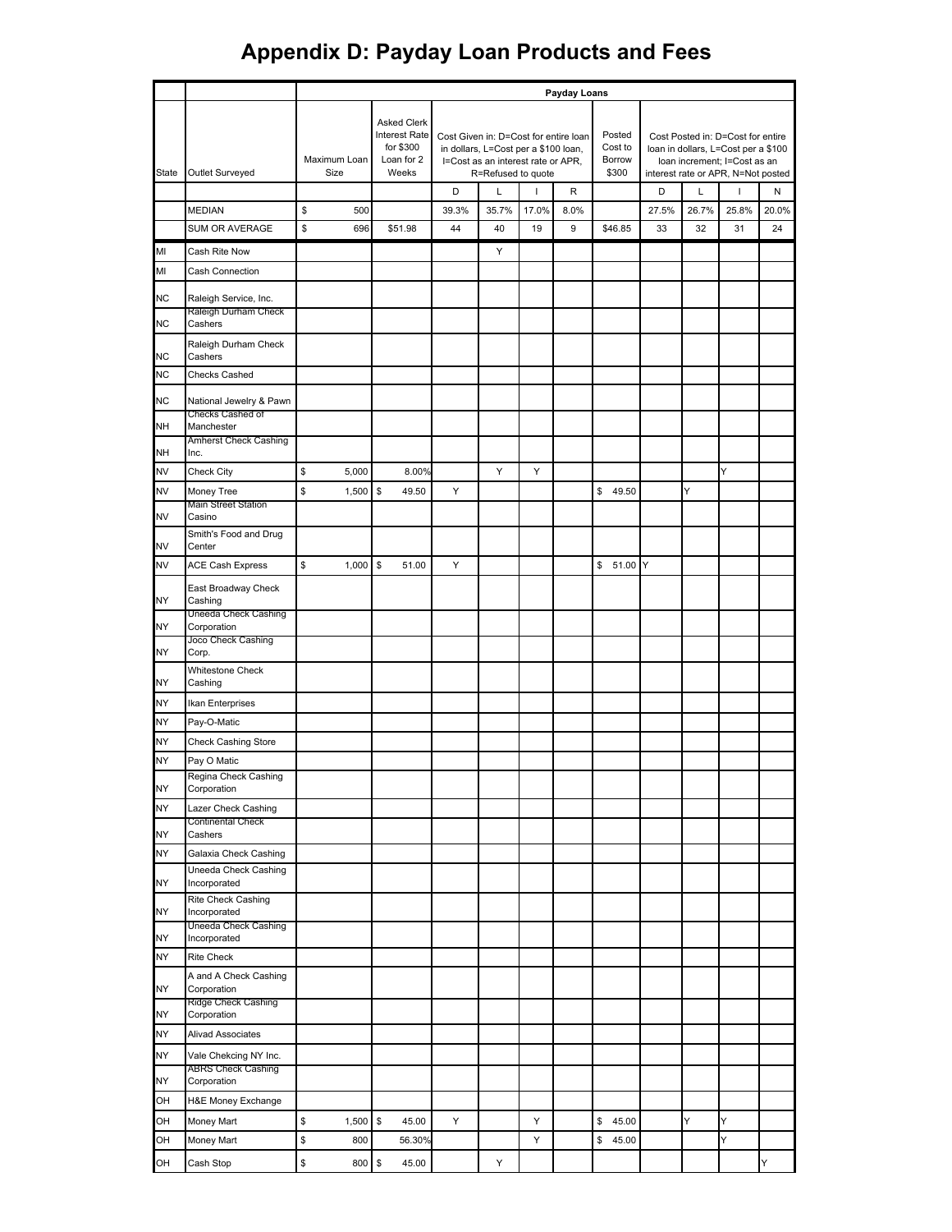# Appendix D: Payday Loan Products and Fees

| State | Outlet Surveyed | Maximum Loan Size | Asked Clerk Interest Rate for $300 Loan for 2 Weeks | Cost Given in: D=Cost for entire loan in dollars, L=Cost per a $100 loan, I=Cost as an interest rate or APR, R=Refused to quote | | | | Posted Cost to Borrow $300 | Cost Posted in: D=Cost for entire loan in dollars, L=Cost per a $100 loan increment; I=Cost as an interest rate or APR, N=Not posted | | | |
|---|---|---|---|---|---|---|---|---|---|---|---|---|
| | | | | D | L | I | R | | D | L | I | N |
| | MEDIAN | $ 500 | | 39.3% | 35.7% | 17.0% | 8.0% | | 27.5% | 26.7% | 25.8% | 20.0% |
| | SUM OR AVERAGE | $ 696 | $51.98 | 44 | 40 | 19 | 9 | $46.85 | 33 | 32 | 31 | 24 |
| MI | Cash Rite Now | | | | Y | | | | | | | |
| MI | Cash Connection | | | | | | | | | | | |
| NC | Raleigh Service, Inc. | | | | | | | | | | | |
| NC | Raleigh Durham Check Cashers | | | | | | | | | | | |
| NC | Raleigh Durham Check Cashers | | | | | | | | | | | |
| NC | Checks Cashed | | | | | | | | | | | |
| NC | National Jewelry & Pawn | | | | | | | | | | | |
| NH | Checks Cashed of Manchester | | | | | | | | | | | |
| NH | Amherst Check Cashing Inc. | | | | | | | | | | | |
| NV | Check City | $ 5,000 | 8.00% | | Y | Y | | | | | Y | |
| NV | Money Tree | $ 1,500 | $ 49.50 | Y | | | | $ 49.50 | | Y | | |
| NV | Main Street Station Casino | | | | | | | | | | | |
| NV | Smith's Food and Drug Center | | | | | | | | | | | |
| NV | ACE Cash Express | $ 1,000 | $ 51.00 | Y | | | | $ 51.00 | Y | | | |
| NY | East Broadway Check Cashing | | | | | | | | | | | |
| NY | Uneeda Check Cashing Corporation | | | | | | | | | | | |
| NY | Joco Check Cashing Corp. | | | | | | | | | | | |
| NY | Whitestone Check Cashing | | | | | | | | | | | |
| NY | Ikan Enterprises | | | | | | | | | | | |
| NY | Pay-O-Matic | | | | | | | | | | | |
| NY | Check Cashing Store | | | | | | | | | | | |
| NY | Pay O Matic | | | | | | | | | | | |
| NY | Regina Check Cashing Corporation | | | | | | | | | | | |
| NY | Lazer Check Cashing | | | | | | | | | | | |
| NY | Continental Check Cashers | | | | | | | | | | | |
| NY | Galaxia Check Cashing | | | | | | | | | | | |
| NY | Uneeda Check Cashing Incorporated | | | | | | | | | | | |
| NY | Rite Check Cashing Incorporated | | | | | | | | | | | |
| NY | Uneeda Check Cashing Incorporated | | | | | | | | | | | |
| NY | Rite Check | | | | | | | | | | | |
| NY | A and A Check Cashing Corporation | | | | | | | | | | | |
| NY | Ridge Check Cashing Corporation | | | | | | | | | | | |
| NY | Alivad Associates | | | | | | | | | | | |
| NY | Vale Chekcing NY Inc. | | | | | | | | | | | |
| NY | ABRS Check Cashing Corporation | | | | | | | | | | | |
| OH | H&E Money Exchange | | | | | | | | | | | |
| OH | Money Mart | $ 1,500 | $ 45.00 | Y | | Y | | $ 45.00 | | Y | Y | |
| OH | Money Mart | $ 800 | 56.30% | | | Y | | $ 45.00 | | | Y | |
| OH | Cash Stop | $ 800 | $ 45.00 | | Y | | | | | | | Y |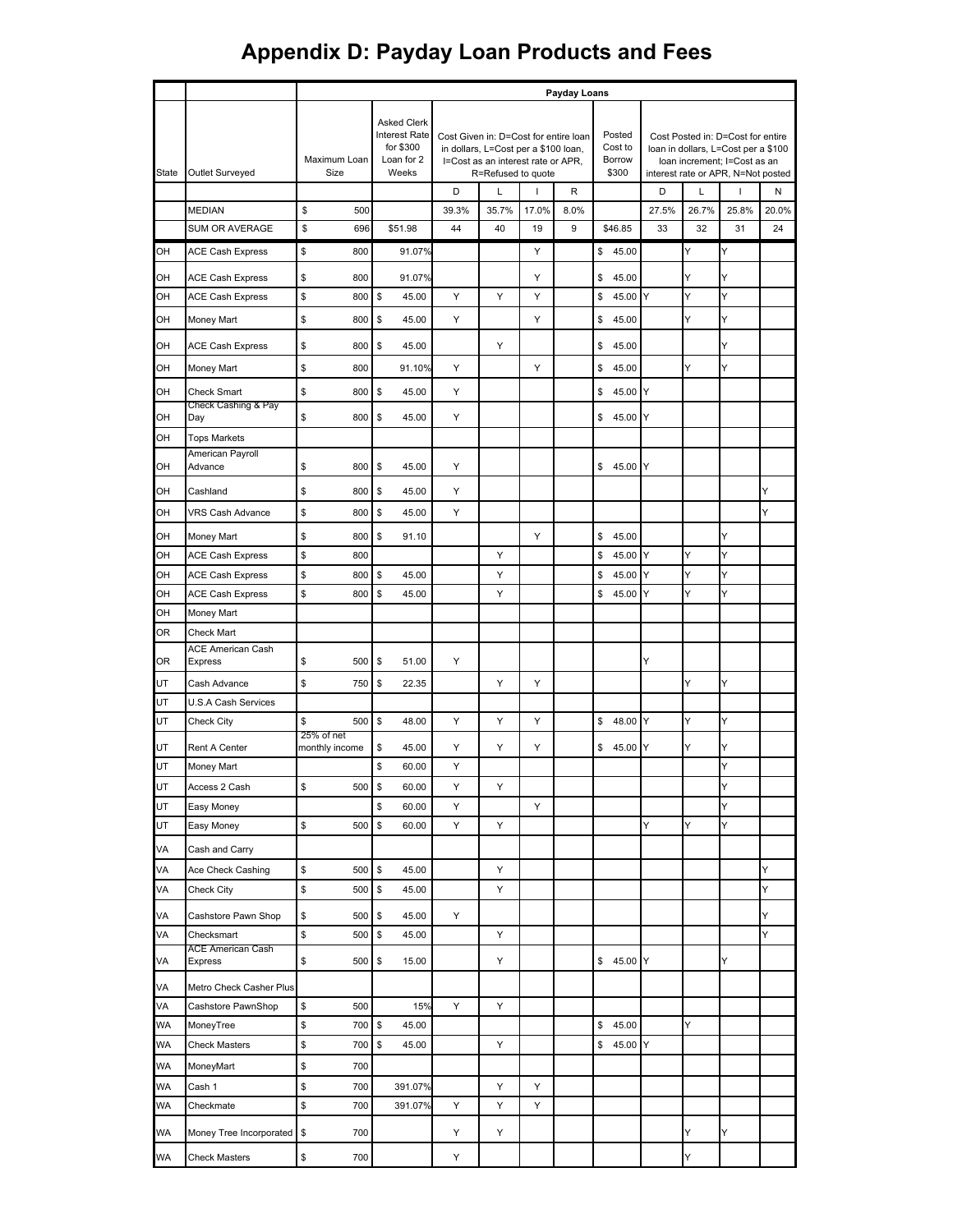# Appendix D: Payday Loan Products and Fees

| | | Payday Loans | | | | | | | | | | | |
|---|---|---|---|---|---|---|---|---|---|---|---|---|---|
| State | Outlet Surveyed | Maximum Loan Size | Asked Clerk Interest Rate for $300 Loan for 2 Weeks | Cost Given in: D=Cost for entire loan in dollars, L=Cost per a $100 loan, I=Cost as an interest rate or APR, R=Refused to quote | | | | Posted Cost to Borrow $300 | Cost Posted in: D=Cost for entire loan in dollars, L=Cost per a $100 loan increment; I=Cost as an interest rate or APR, N=Not posted | | | |
| | | | | D | L | I | R | | D | L | I | N |
| | MEDIAN | $ 500 | | 39.3% | 35.7% | 17.0% | 8.0% | | 27.5% | 26.7% | 25.8% | 20.0% |
| | SUM OR AVERAGE | $ 696 | $51.98 | 44 | 40 | 19 | 9 | $46.85 | 33 | 32 | 31 | 24 |
| OH | ACE Cash Express | $ 800 | 91.07% | | | Y | | $ 45.00 | | Y | Y | |
| OH | ACE Cash Express | $ 800 | 91.07% | | | Y | | $ 45.00 | | Y | Y | |
| OH | ACE Cash Express | $ 800 | $ 45.00 | Y | Y | Y | | $ 45.00 | Y | Y | Y | |
| OH | Money Mart | $ 800 | $ 45.00 | Y | | Y | | $ 45.00 | | Y | Y | |
| OH | ACE Cash Express | $ 800 | $ 45.00 | | Y | | | $ 45.00 | | | Y | |
| OH | Money Mart | $ 800 | 91.10% | Y | | Y | | $ 45.00 | | Y | Y | |
| OH | Check Smart | $ 800 | $ 45.00 | Y | | | | $ 45.00 | Y | | | |
| OH | Check Cashing & Pay Day | $ 800 | $ 45.00 | Y | | | | $ 45.00 | Y | | | |
| OH | Tops Markets | | | | | | | | | | | |
| OH | American Payroll Advance | $ 800 | $ 45.00 | Y | | | | $ 45.00 | Y | | | |
| OH | Cashland | $ 800 | $ 45.00 | Y | | | | | | | | Y |
| OH | VRS Cash Advance | $ 800 | $ 45.00 | Y | | | | | | | | Y |
| OH | Money Mart | $ 800 | $ 91.10 | | | Y | | $ 45.00 | | | Y | |
| OH | ACE Cash Express | $ 800 | | | Y | | | $ 45.00 | Y | Y | Y | |
| OH | ACE Cash Express | $ 800 | $ 45.00 | | Y | | | $ 45.00 | Y | Y | Y | |
| OH | ACE Cash Express | $ 800 | $ 45.00 | | Y | | | $ 45.00 | Y | Y | Y | |
| OH | Money Mart | | | | | | | | | | | |
| OR | Check Mart | | | | | | | | | | | |
| OR | ACE American Cash Express | $ 500 | $ 51.00 | Y | | | | | Y | | | |
| UT | Cash Advance | $ 750 | $ 22.35 | | Y | Y | | | | Y | Y | |
| UT | U.S.A Cash Services | | | | | | | | | | | |
| UT | Check City | $ 500 | $ 48.00 | Y | Y | Y | | $ 48.00 | Y | Y | Y | |
| UT | Rent A Center | 25% of net monthly income | $ 45.00 | Y | Y | Y | | $ 45.00 | Y | Y | Y | |
| UT | Money Mart | | $ 60.00 | Y | | | | | | | Y | |
| UT | Access 2 Cash | $ 500 | $ 60.00 | Y | Y | | | | | | Y | |
| UT | Easy Money | | $ 60.00 | Y | | Y | | | | | Y | |
| UT | Easy Money | $ 500 | $ 60.00 | Y | Y | | | | Y | Y | Y | |
| VA | Cash and Carry | | | | | | | | | | | |
| VA | Ace Check Cashing | $ 500 | $ 45.00 | | Y | | | | | | | Y |
| VA | Check City | $ 500 | $ 45.00 | | Y | | | | | | | Y |
| VA | Cashstore Pawn Shop | $ 500 | $ 45.00 | Y | | | | | | | | Y |
| VA | Checksmart | $ 500 | $ 45.00 | | Y | | | | | | | Y |
| VA | ACE American Cash Express | $ 500 | $ 15.00 | | Y | | | $ 45.00 | Y | | Y | |
| VA | Metro Check Casher Plus | | | | | | | | | | | |
| VA | Cashstore PawnShop | $ 500 | 15% | Y | Y | | | | | | | |
| WA | MoneyTree | $ 700 | $ 45.00 | | | | | $ 45.00 | | Y | | |
| WA | Check Masters | $ 700 | $ 45.00 | | Y | | | $ 45.00 | Y | | | |
| WA | MoneyMart | $ 700 | | | | | | | | | | |
| WA | Cash 1 | $ 700 | 391.07% | | Y | Y | | | | | | |
| WA | Checkmate | $ 700 | 391.07% | Y | Y | Y | | | | | | |
| WA | Money Tree Incorporated | $ 700 | | Y | Y | | | | | Y | Y | |
| WA | Check Masters | $ 700 | | Y | | | | | | Y | | |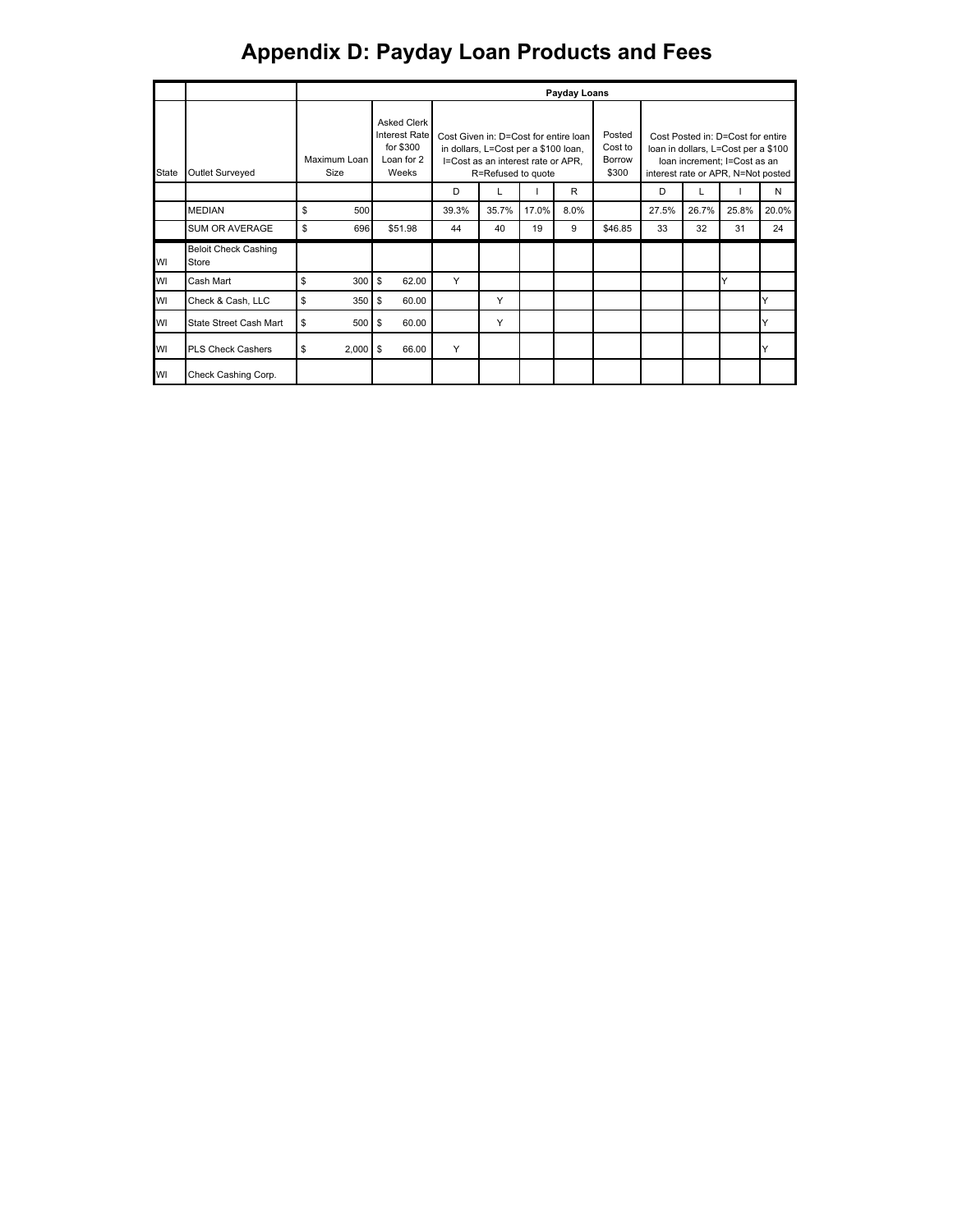# Appendix D: Payday Loan Products and Fees

| | | Payday Loans | | | | | | | | | | | |
|---|---|---|---|---|---|---|---|---|---|---|---|---|---|
| State | Outlet Surveyed | Maximum Loan Size | Asked Clerk Interest Rate for $300 Loan for 2 Weeks | Cost Given in: D=Cost for entire loan in dollars, L=Cost per a $100 loan, I=Cost as an interest rate or APR, R=Refused to quote | | | | Posted Cost to Borrow $300 | Cost Posted in: D=Cost for entire loan in dollars, L=Cost per a $100 loan increment; I=Cost as an interest rate or APR, N=Not posted | | | |
| | | | | D | L | I | R | | D | L | I | N |
| | MEDIAN | $ 500 | | 39.3% | 35.7% | 17.0% | 8.0% | | 27.5% | 26.7% | 25.8% | 20.0% |
| | SUM OR AVERAGE | $ 696 | $51.98 | 44 | 40 | 19 | 9 | $46.85 | 33 | 32 | 31 | 24 |
| WI | Beloit Check Cashing Store | | | | | | | | | | | |
| WI | Cash Mart | $ 300 | $ 62.00 | Y | | | | | | | Y | |
| WI | Check & Cash, LLC | $ 350 | $ 60.00 | | Y | | | | | | | Y |
| WI | State Street Cash Mart | $ 500 | $ 60.00 | | Y | | | | | | | Y |
| WI | PLS Check Cashers | $ 2,000 | $ 66.00 | Y | | | | | | | | Y |
| WI | Check Cashing Corp. | | | | | | | | | | | |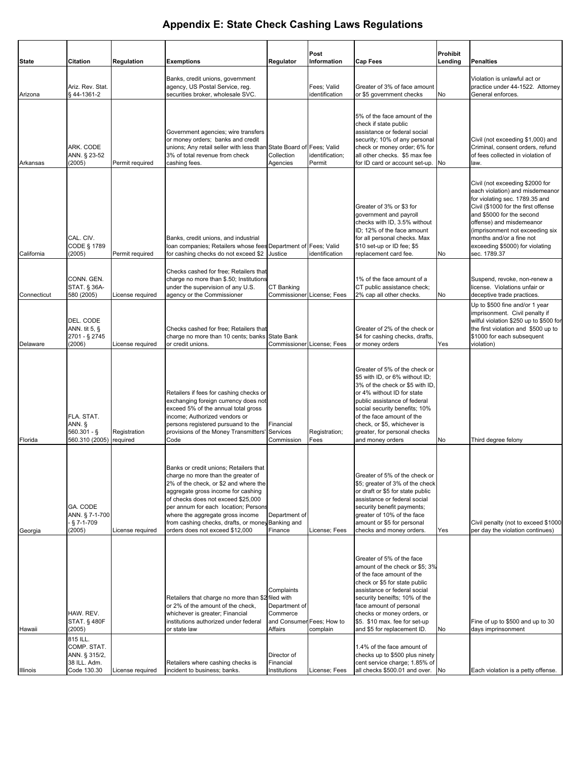# Appendix E: State Check Cashing Laws Regulations

| State | Citation | Regulation | Exemptions | Regulator | Post Information | Cap Fees | Prohibit Lending | Penalties |
|---|---|---|---|---|---|---|---|---|
| Arizona | Ariz. Rev. Stat. § 44-1361-2 | | Banks, credit unions, government agency, US Postal Service, reg. securities broker, wholesale SVC. | | Fees; Valid identification | Greater of 3% of face amount or $5 government checks | No | Violation is unlawful act or practice under 44-1522. Attorney General enforces. |
| Arkansas | ARK. CODE ANN. § 23-52 (2005) | Permit required | Government agencies; wire transfers or money orders; banks and credit unions; Any retail seller with less than 3% of total revenue from check cashing fees. | State Board of Collection Agencies | Fees; Valid identification; Permit | 5% of the face amount of the check if state public assistance or federal social security; 10% of any personal check or money order; 6% for all other checks. $5 max fee for ID card or account set-up. | No | Civil (not exceeding $1,000) and Criminal, consent orders, refund of fees collected in violation of law. |
| California | CAL. CIV. CODE § 1789 (2005) | Permit required | Banks, credit unions, and industrial loan companies; Retailers whose fees for cashing checks do not exceed $2 | Department of Justice | Fees; Valid identification | Greater of 3% or $3 for government and payroll checks with ID, 3.5% without ID; 12% of the face amount for all personal checks. Max $10 set-up or ID fee; $5 replacement card fee. | No | Civil (not exceeding $2000 for each violation) and misdemeanor for violating sec. 1789.35 and Civil ($1000 for the first offense and $5000 for the second offense) and misdemeanor (imprisonment not exceeding six months and/or a fine not exceeding $5000) for violating sec. 1789.37 |
| Connecticut | CONN. GEN. STAT. § 36A-580 (2005) | License required | Checks cashed for free; Retailers that charge no more than $.50; Institutions under the supervision of any U.S. agency or the Commissioner | CT Banking Commissioner | License; Fees | 1% of the face amount of a CT public assistance check; 2% cap all other checks. | No | Suspend, revoke, non-renew a license. Violations unfair or deceptive trade practices. |
| Delaware | DEL. CODE ANN. tit 5, § 2701 - § 2745 (2006) | License required | Checks cashed for free; Retailers that charge no more than 10 cents; banks or credit unions. | State Bank Commissioner | License; Fees | Greater of 2% of the check or $4 for cashing checks, drafts, or money orders | Yes | Up to $500 fine and/or 1 year imprisonment. Civil penalty if wilful violation $250 up to $500 for the first violation and $500 up to $1000 for each subsequent violation) |
| Florida | FLA. STAT. ANN. § 560.301 - § 560.310 (2005) | Registration required | Retailers if fees for cashing checks or exchanging foreign currency does not exceed 5% of the annual total gross income; Authorized vendors or persons registered pursuand to the provisions of the Money Transmitters' Code | Financial Services Commission | Registration; Fees | Greater of 5% of the check or $5 with ID, or 6% without ID; 3% of the check or $5 with ID, or 4% without ID for state public assistance of federal social security benefits; 10% of the face amount of the check, or $5, whichever is greater, for personal checks and money orders | No | Third degree felony |
| Georgia | GA. CODE ANN. § 7-1-700 - § 7-1-709 (2005) | License required | Banks or credit unions; Retailers that charge no more than the greater of 2% of the check, or $2 and where the aggregate gross income for cashing of checks does not exceed $25,000 per annum for each location; Persons where the aggregate gross income from cashing checks, drafts, or money orders does not exceed $12,000 | Department of Banking and Finance | License; Fees | Greater of 5% of the check or $5; greater of 3% of the check or draft or $5 for state public assistance or federal social security benefit payments; greater of 10% of the face amount or $5 for personal checks and money orders. | Yes | Civil penalty (not to exceed $1000 per day the violation continues) |
| Hawaii | HAW. REV. STAT. § 480F (2005) | | Retailers that charge no more than $2 or 2% of the amount of the check, whichever is greater; Financial institutions authorized under federal or state law | Complaints filed with Department of Commerce and Consumer Affairs | Fees; How to complain | Greater of 5% of the face amount of the check or $5; 3% of the face amount of the check or $5 for state public assistance or federal social security beneifts; 10% of the face amount of personal checks or money orders, or $5. $10 max. fee for set-up and $5 for replacement ID. | No | Fine of up to $500 and up to 30 days imprinsonment |
| Illinois | 815 ILL. COMP. STAT. ANN. § 315/2, 38 ILL. Adm. Code 130.30 | License required | Retailers where cashing checks is incident to business; banks. | Director of Financial Institutions | License; Fees | 1.4% of the face amount of checks up to $500 plus ninety cent service charge; 1.85% of all checks $500.01 and over. | No | Each violation is a petty offense. |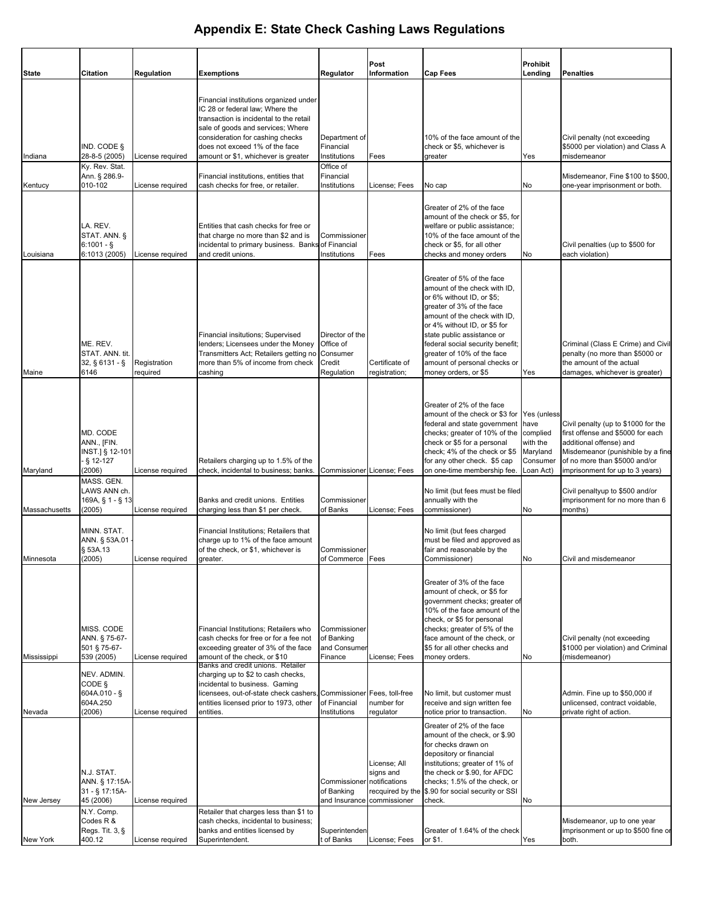# Appendix E: State Check Cashing Laws Regulations

| State | Citation | Regulation | Exemptions | Regulator | Post Information | Cap Fees | Prohibit Lending | Penalties |
|---|---|---|---|---|---|---|---|---|
| Indiana | IND. CODE § 28-8-5 (2005) | License required | Financial institutions organized under IC 28 or federal law; Where the transaction is incidental to the retail sale of goods and services; Where consideration for cashing checks does not exceed 1% of the face amount or $1, whichever is greater | Department of Financial Institutions | Fees | 10% of the face amount of the check or $5, whichever is greater | Yes | Civil penalty (not exceeding $5000 per violation) and Class A misdemeanor |
| Kentucy | Ky. Rev. Stat. Ann. § 286.9-010-102 | License required | Financial institutions, entities that cash checks for free, or retailer. | Office of Financial Institutions | License; Fees | No cap | No | Misdemeanor, Fine $100 to $500, one-year imprisonment or both. |
| Louisiana | LA. REV. STAT. ANN. § 6:1001 - § 6:1013 (2005) | License required | Entities that cash checks for free or that charge no more than $2 and is incidental to primary business. Banks and credit unions. | Commissioner of Financial Institutions | Fees | Greater of 2% of the face amount of the check or $5, for welfare or public assistance; 10% of the face amount of the check or $5, for all other checks and money orders | No | Civil penalties (up to $500 for each violation) |
| Maine | ME. REV. STAT. ANN. tit. 32, § 6131 - § 6146 | Registration required | Financial insitutions; Supervised lenders; Licensees under the Money Transmitters Act; Retailers getting no more than 5% of income from check cashing | Director of the Office of Consumer Credit Regulation | Certificate of registration; | Greater of 5% of the face amount of the check with ID, or 6% without ID, or $5; greater of 3% of the face amount of the check with ID, or 4% without ID, or $5 for state public assistance or federal social security benefit; greater of 10% of the face amount of personal checks or money orders, or $5 | Yes | Criminal (Class E Crime) and Civil penalty (no more than $5000 or the amount of the actual damages, whichever is greater) |
| Maryland | MD. CODE ANN., [FIN. INST.] § 12-101 - § 12-127 (2006) | License required | Retailers charging up to 1.5% of the check, incidental to business; banks. | Commissioner | License; Fees | Greater of 2% of the face amount of the check or $3 for federal and state government checks; greater of 10% of the check or $5 for a personal check; 4% of the check or $5 for any other check. $5 cap on one-time membership fee. | Yes (unless have complied with the Maryland Consumer Loan Act) | Civil penalty (up to $1000 for the first offense and $5000 for each additional offense) and Misdemeanor (punishible by a fine of no more than $5000 and/or imprisonment for up to 3 years) |
| Massachusetts | MASS. GEN. LAWS ANN ch. 169A, § 1 - § 13 (2005) | License required | Banks and credit unions. Entities charging less than $1 per check. | Commissioner of Banks | License; Fees | No limit (but fees must be filed annually with the commissioner) | No | Civil penaltyup to $500 and/or imprisonment for no more than 6 months) |
| Minnesota | MINN. STAT. ANN. § 53A.01 - § 53A.13 (2005) | License required | Financial Institutions; Retailers that charge up to 1% of the face amount of the check, or $1, whichever is greater. | Commissioner of Commerce | Fees | No limit (but fees charged must be filed and approved as fair and reasonable by the Commissioner) | No | Civil and misdemeanor |
| Mississippi | MISS. CODE ANN. § 75-67-501 § 75-67-539 (2005) | License required | Financial Institutions; Retailers who cash checks for free or for a fee not exceeding greater of 3% of the face amount of the check, or $10 | Commissioner of Banking and Consumer Finance | License; Fees | Greater of 3% of the face amount of check, or $5 for government checks; greater of 10% of the face amount of the check, or $5 for personal checks; greater of 5% of the face amount of the check, or $5 for all other checks and money orders. | No | Civil penalty (not exceeding $1000 per violation) and Criminal (misdemeanor) |
| Nevada | NEV. ADMIN. CODE § 604A.010 - § 604A.250 (2006) | License required | Banks and credit unions. Retailer charging up to $2 to cash checks, incidental to business. Gaming licensees, out-of-state check cashers, entities licensed prior to 1973, other entities. | Commissioner of Financial Institutions | Fees, toll-free number for regulator | No limit, but customer must receive and sign written fee notice prior to transaction. | No | Admin. Fine up to $50,000 if unlicensed, contract voidable, private right of action. |
| New Jersey | N.J. STAT. ANN. § 17:15A-31 - § 17:15A-45 (2006) | License required | | Commissioner of Banking and Insurance | License; All signs and notifications recquired by the commissioner | Greater of 2% of the face amount of the check, or $.90 for checks drawn on depository or financial institutions; greater of 1% of the check or $.90, for AFDC checks; 1.5% of the check, or $.90 for social security or SSI check. | No | |
| New York | N.Y. Comp. Codes R & Regs. Tit. 3, § 400.12 | License required | Retailer that charges less than $1 to cash checks, incidental to business; banks and entities licensed by Superintendent. | Superintendent of Banks | License; Fees | Greater of 1.64% of the check or $1. | Yes | Misdemeanor, up to one year imprisonment or up to $500 fine or both. |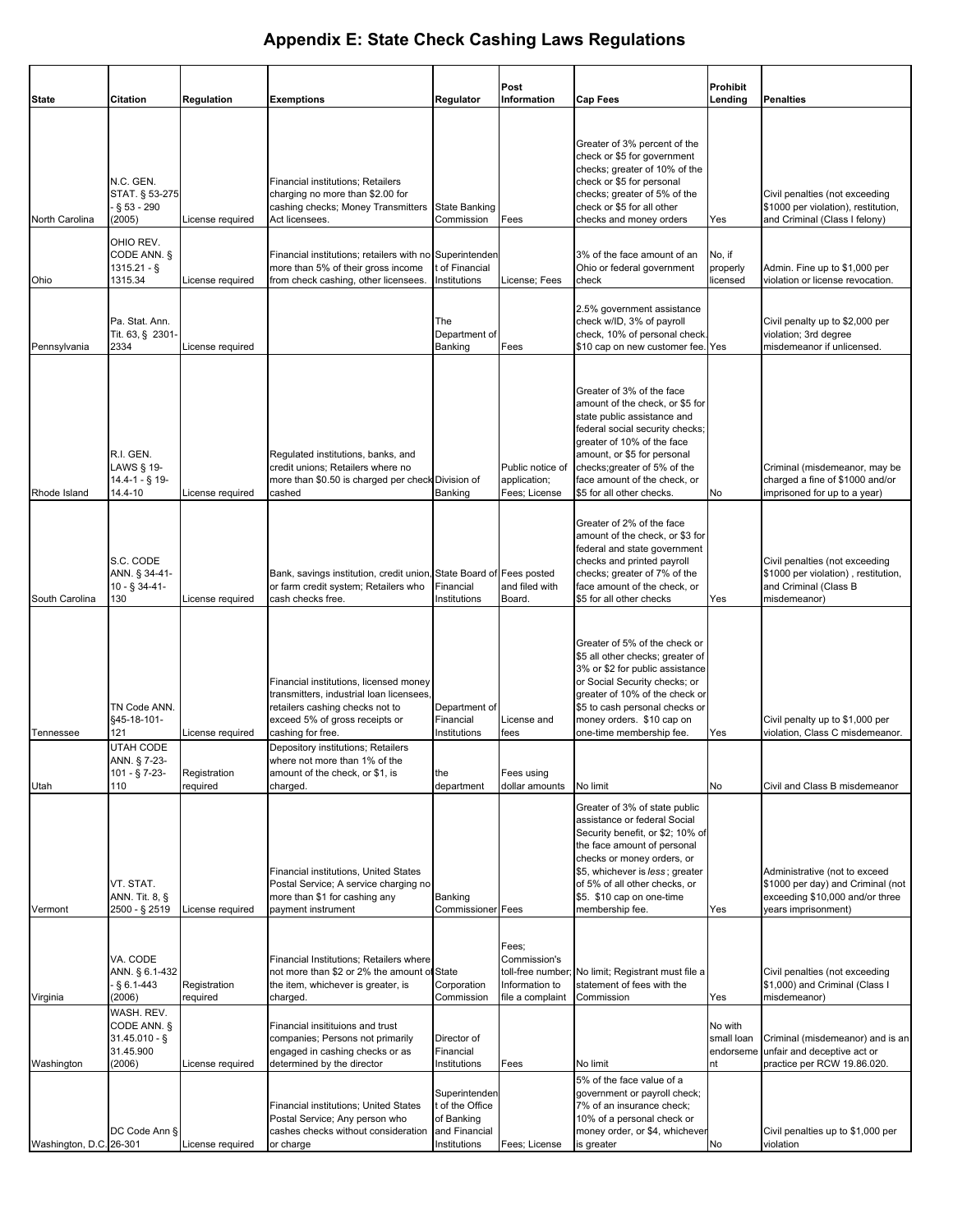# Appendix E: State Check Cashing Laws Regulations

| State | Citation | Regulation | Exemptions | Regulator | Post Information | Cap Fees | Prohibit Lending | Penalties |
|---|---|---|---|---|---|---|---|---|
| North Carolina | N.C. GEN. STAT. § 53-275 - § 53 - 290 (2005) | License required | Financial institutions; Retailers charging no more than $2.00 for cashing checks; Money Transmitters Act licensees. | State Banking Commission | Fees | Greater of 3% percent of the check or $5 for government checks; greater of 10% of the check or $5 for personal checks; greater of 5% of the check or $5 for all other checks and money orders | Yes | Civil penalties (not exceeding $1000 per violation), restitution, and Criminal (Class I felony) |
| Ohio | OHIO REV. CODE ANN. § 1315.21 - § 1315.34 | License required | Financial institutions; retailers with no more than 5% of their gross income from check cashing, other licensees. | Superintendent of Financial Institutions | License; Fees | 3% of the face amount of an Ohio or federal government check | No, if properly licensed | Admin. Fine up to $1,000 per violation or license revocation. |
| Pennsylvania | Pa. Stat. Ann. Tit. 63, § 2301-2334 | License required | | The Department of Banking | Fees | 2.5% government assistance check w/ID, 3% of payroll check, 10% of personal check. $10 cap on new customer fee. | Yes | Civil penalty up to $2,000 per violation; 3rd degree misdemeanor if unlicensed. |
| Rhode Island | R.I. GEN. LAWS § 19-14.4-1 - § 19-14.4-10 | License required | Regulated institutions, banks, and credit unions; Retailers where no more than $0.50 is charged per check cashed | Division of Banking | Public notice of application; Fees; License | Greater of 3% of the face amount of the check, or $5 for state public assistance and federal social security checks; greater of 10% of the face amount, or $5 for personal checks;greater of 5% of the face amount of the check, or $5 for all other checks. | No | Criminal (misdemeanor, may be charged a fine of $1000 and/or imprisoned for up to a year) |
| South Carolina | S.C. CODE ANN. § 34-41-10 - § 34-41-130 | License required | Bank, savings institution, credit union, or farm credit system; Retailers who cash checks free. | State Board of Financial Institutions | Fees posted and filed with Board. | Greater of 2% of the face amount of the check, or $3 for federal and state government checks and printed payroll checks; greater of 7% of the face amount of the check, or $5 for all other checks | Yes | Civil penalties (not exceeding $1000 per violation) , restitution, and Criminal (Class B misdemeanor) |
| Tennessee | TN Code ANN. §45-18-101-121 | License required | Financial institutions, licensed money transmitters, industrial loan licensees, retailers cashing checks not to exceed 5% of gross receipts or cashing for free. | Department of Financial Institutions | License and fees | Greater of 5% of the check or $5 all other checks; greater of 3% or $2 for public assistance or Social Security checks; or greater of 10% of the check or $5 to cash personal checks or money orders. $10 cap on one-time membership fee. | Yes | Civil penalty up to $1,000 per violation, Class C misdemeanor. |
| Utah | UTAH CODE ANN. § 7-23-101 - § 7-23-110 | Registration required | Depository institutions; Retailers where not more than 1% of the amount of the check, or $1, is charged. | the department | Fees using dollar amounts | No limit | No | Civil and Class B misdemeanor |
| Vermont | VT. STAT. ANN. Tit. 8, § 2500 - § 2519 | License required | Financial institutions, United States Postal Service; A service charging no more than $1 for cashing any payment instrument | Banking Commissioner | Fees | Greater of 3% of state public assistance or federal Social Security benefit, or $2; 10% of the face amount of personal checks or money orders, or $5, whichever is *less*; greater of 5% of all other checks, or $5. $10 cap on one-time membership fee. | Yes | Administrative (not to exceed $1000 per day) and Criminal (not exceeding $10,000 and/or three years imprisonment) |
| Virginia | VA. CODE ANN. § 6.1-432 - § 6.1-443 (2006) | Registration required | Financial Institutions; Retailers where not more than $2 or 2% the amount of the item, whichever is greater, is charged. | State Corporation Commission | Fees; Commission's toll-free number; Information to file a complaint | No limit; Registrant must file a statement of fees with the Commission | Yes | Civil penalties (not exceeding $1,000) and Criminal (Class I misdemeanor) |
| Washington | WASH. REV. CODE ANN. § 31.45.010 - § 31.45.900 (2006) | License required | Financial insitituions and trust companies; Persons not primarily engaged in cashing checks or as determined by the director | Director of Financial Institutions | Fees | No limit | No with small loan endorsement | Criminal (misdemeanor) and is an unfair and deceptive act or practice per RCW 19.86.020. |
| Washington, D.C. | DC Code Ann § 26-301 | License required | Financial institutions; United States Postal Service; Any person who cashes checks without consideration or charge | Superintendent of the Office of Banking and Financial Institutions | Fees; License | 5% of the face value of a government or payroll check; 7% of an insurance check; 10% of a personal check or money order, or $4, whichever is greater | No | Civil penalties up to $1,000 per violation |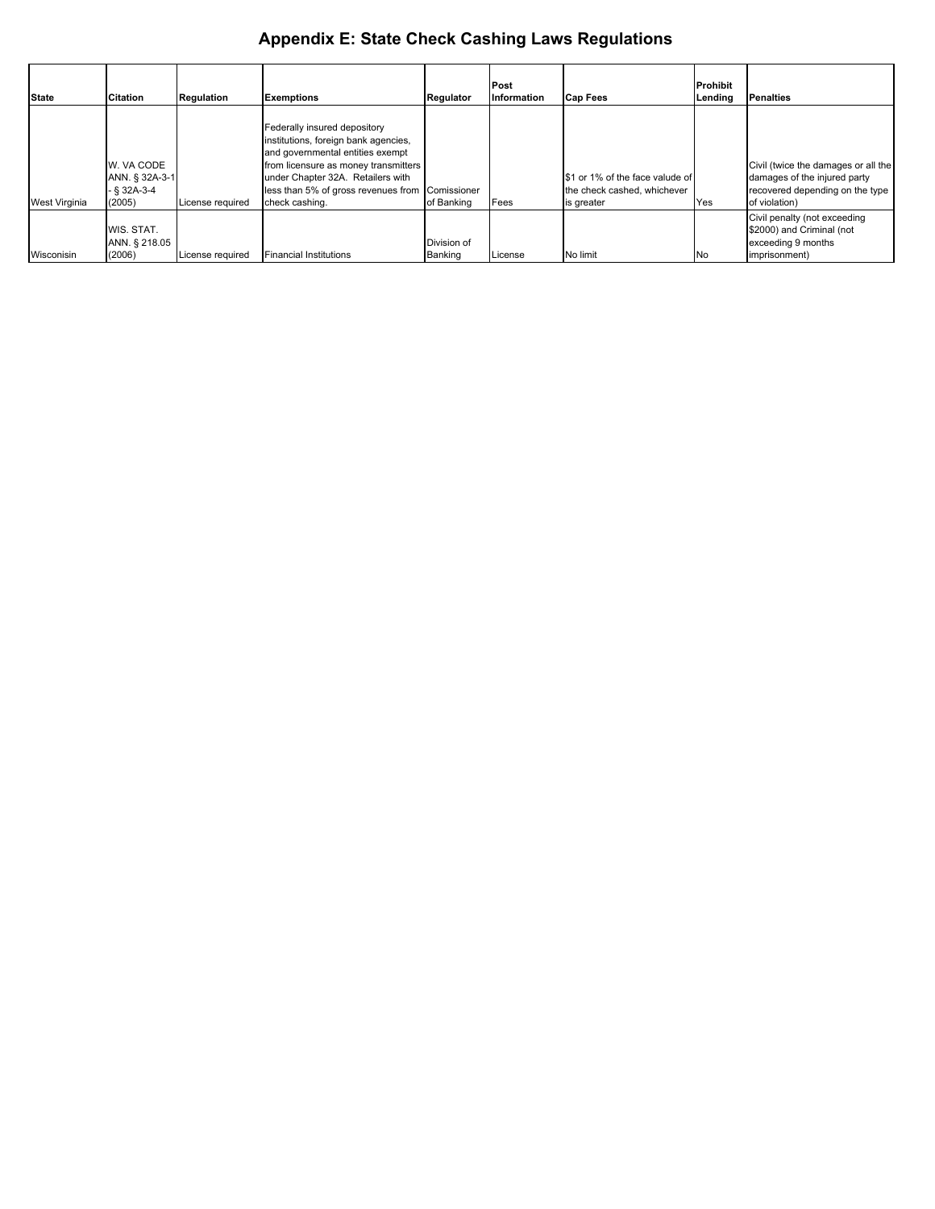# Appendix E: State Check Cashing Laws Regulations

| State | Citation | Regulation | Exemptions | Regulator | Post Information | Cap Fees | Prohibit Lending | Penalties |
|---|---|---|---|---|---|---|---|---|
| West Virginia | W. VA CODE ANN. § 32A-3-1 - § 32A-3-4 (2005) | License required | Federally insured depository institutions, foreign bank agencies, and governmental entities exempt from licensure as money transmitters under Chapter 32A. Retailers with less than 5% of gross revenues from check cashing. | Comissioner of Banking | Fees | $1 or 1% of the face valude of the check cashed, whichever is greater | Yes | Civil (twice the damages or all the damages of the injured party recovered depending on the type of violation) |
| Wisconisin | WIS. STAT. ANN. § 218.05 (2006) | License required | Financial Institutions | Division of Banking | License | No limit | No | Civil penalty (not exceeding $2000) and Criminal (not exceeding 9 months imprisonment) |